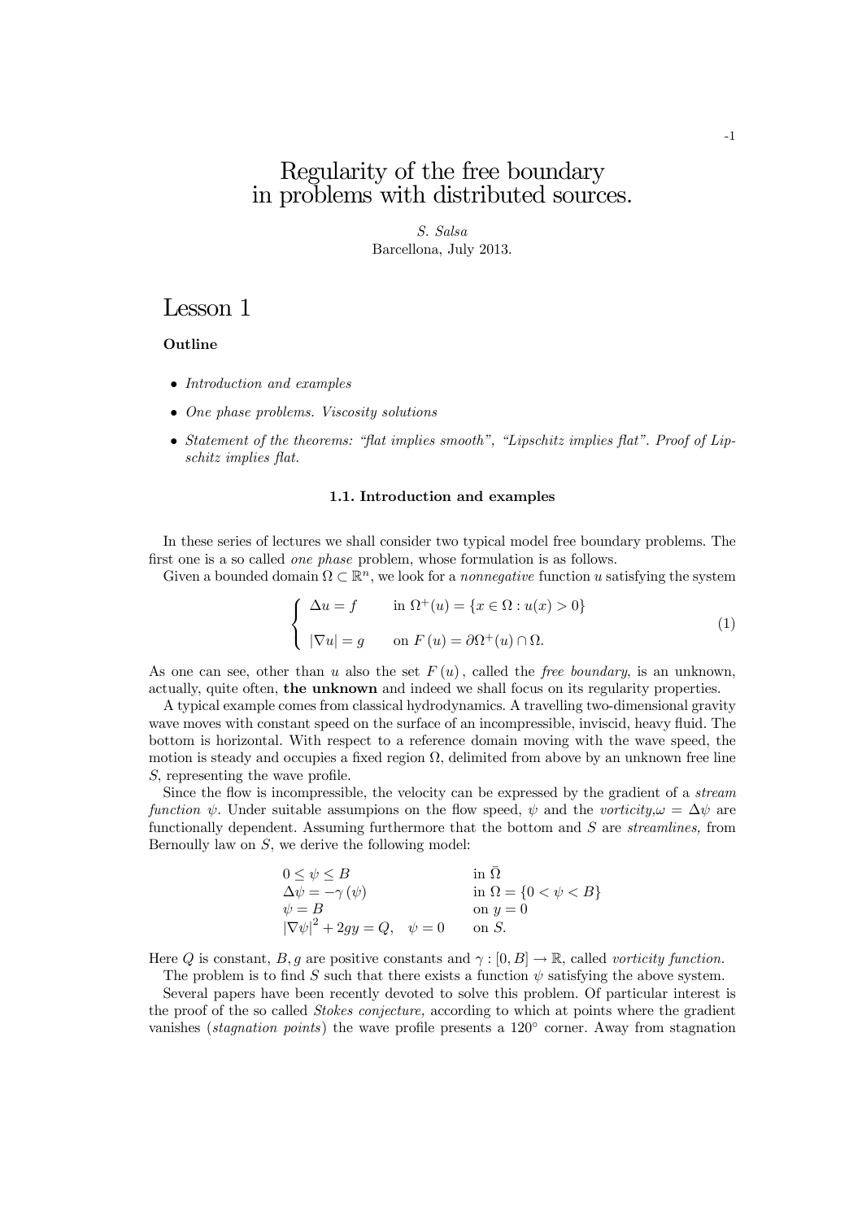# Regularity of the free boundary in problems with distributed sources.

*S. Salsa*
Barcellona, July 2013.

## Lesson 1

**Outline**

- *Introduction and examples*
- *One phase problems. Viscosity solutions*
- *Statement of the theorems: "flat implies smooth", "Lipschitz implies flat". Proof of Lipschitz implies flat.*

### 1.1. Introduction and examples

In these series of lectures we shall consider two typical model free boundary problems. The first one is a so called *one phase* problem, whose formulation is as follows.

Given a bounded domain $\Omega \subset \mathbb{R}^n$, we look for a *nonnegative* function $u$ satisfying the system

$$\begin{cases} \Delta u = f & \text{in } \Omega^+(u) = \{x \in \Omega : u(x) > 0\} \\ |\nabla u| = g & \text{on } F(u) = \partial\Omega^+(u) \cap \Omega. \end{cases} \tag{1}$$

As one can see, other than $u$ also the set $F(u)$, called the *free boundary*, is an unknown, actually, quite often, **the unknown** and indeed we shall focus on its regularity properties.

A typical example comes from classical hydrodynamics. A travelling two-dimensional gravity wave moves with constant speed on the surface of an incompressible, inviscid, heavy fluid. The bottom is horizontal. With respect to a reference domain moving with the wave speed, the motion is steady and occupies a fixed region $\Omega$, delimited from above by an unknown free line $S$, representing the wave profile.

Since the flow is incompressible, the velocity can be expressed by the gradient of a *stream function* $\psi$. Under suitable assumpions on the flow speed, $\psi$ and the *vorticity*,$\omega = \Delta\psi$ are functionally dependent. Assuming furthermore that the bottom and $S$ are *streamlines*, from Bernoully law on $S$, we derive the following model:

$$\begin{array}{ll} 0 \leq \psi \leq B & \text{in } \bar{\Omega} \\ \Delta\psi = -\gamma(\psi) & \text{in } \Omega = \{0 < \psi < B\} \\ \psi = B & \text{on } y = 0 \\ |\nabla\psi|^2 + 2gy = Q, \quad \psi = 0 & \text{on } S. \end{array}$$

Here $Q$ is constant, $B, g$ are positive constants and $\gamma : [0, B] \to \mathbb{R}$, called *vorticity function.*

The problem is to find $S$ such that there exists a function $\psi$ satisfying the above system.

Several papers have been recently devoted to solve this problem. Of particular interest is the proof of the so called *Stokes conjecture,* according to which at points where the gradient vanishes (*stagnation points*) the wave profile presents a $120°$ corner. Away from stagnation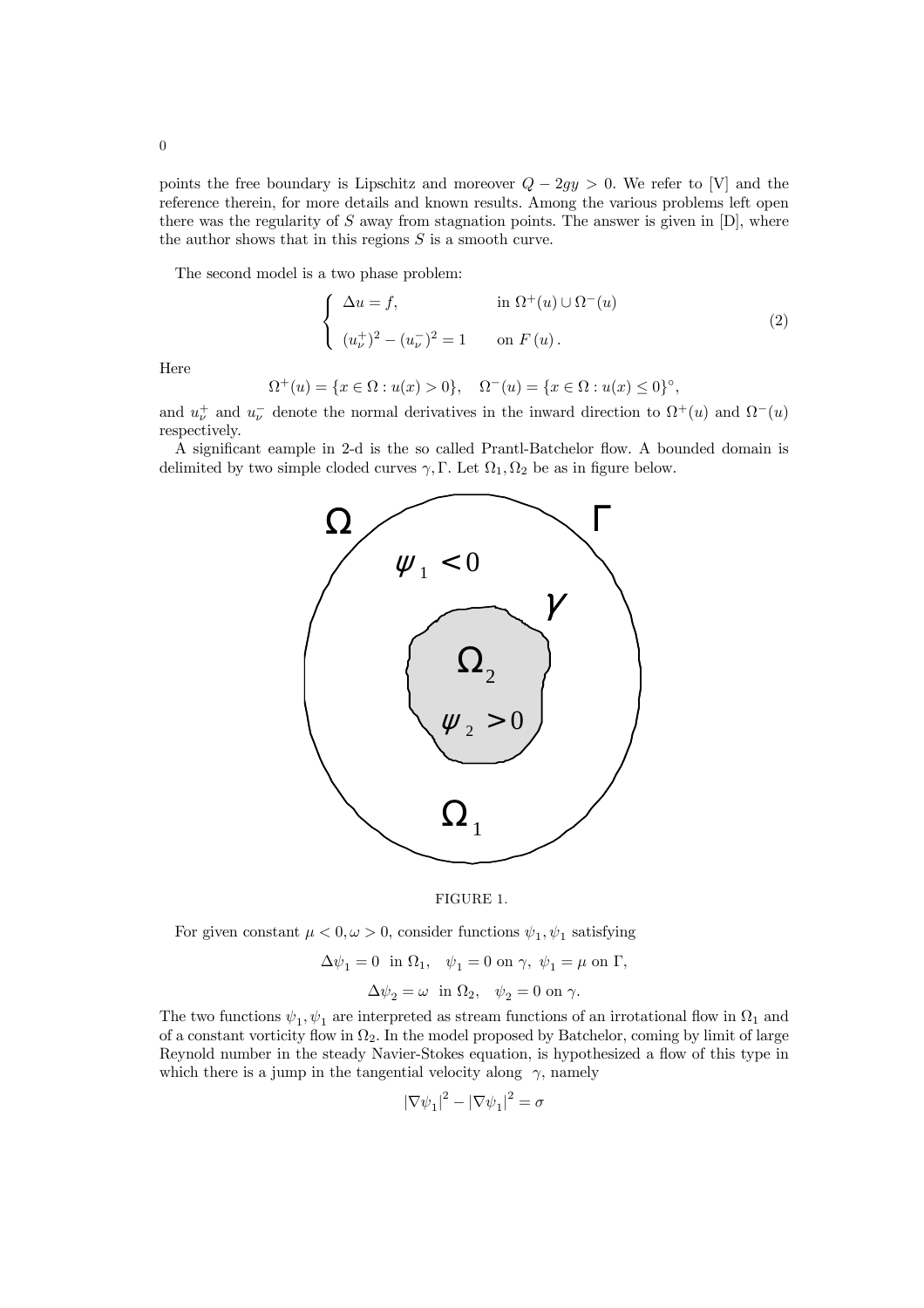points the free boundary is Lipschitz and moreover $Q - 2gy > 0$. We refer to [V] and the reference therein, for more details and known results. Among the various problems left open there was the regularity of $S$ away from stagnation points. The answer is given in [D], where the author shows that in this regions $S$ is a smooth curve.

The second model is a two phase problem:

$$\begin{cases} \Delta u = f, & \text{in } \Omega^+(u) \cup \Omega^-(u) \\ (u_\nu^+)^2 - (u_\nu^-)^2 = 1 & \text{on } F(u). \end{cases} \tag{2}$$

Here

$$\Omega^+(u) = \{x \in \Omega : u(x) > 0\}, \quad \Omega^-(u) = \{x \in \Omega : u(x) \leq 0\}^\circ,$$

and $u_\nu^+$ and $u_\nu^-$ denote the normal derivatives in the inward direction to $\Omega^+(u)$ and $\Omega^-(u)$ respectively.

A significant eample in 2-d is the so called Prantl-Batchelor flow. A bounded domain is delimited by two simple cloded curves $\gamma, \Gamma$. Let $\Omega_1, \Omega_2$ be as in figure below.

FIGURE 1.

For given constant $\mu < 0, \omega > 0$, consider functions $\psi_1, \psi_1$ satisfying

$$\Delta \psi_1 = 0 \;\text{ in } \Omega_1, \quad \psi_1 = 0 \text{ on } \gamma, \; \psi_1 = \mu \text{ on } \Gamma,$$

$$\Delta \psi_2 = \omega \;\text{ in } \Omega_2, \quad \psi_2 = 0 \text{ on } \gamma.$$

The two functions $\psi_1, \psi_1$ are interpreted as stream functions of an irrotational flow in $\Omega_1$ and of a constant vorticity flow in $\Omega_2$. In the model proposed by Batchelor, coming by limit of large Reynold number in the steady Navier-Stokes equation, is hypothesized a flow of this type in which there is a jump in the tangential velocity along $\gamma$, namely

$$|\nabla \psi_1|^2 - |\nabla \psi_1|^2 = \sigma$$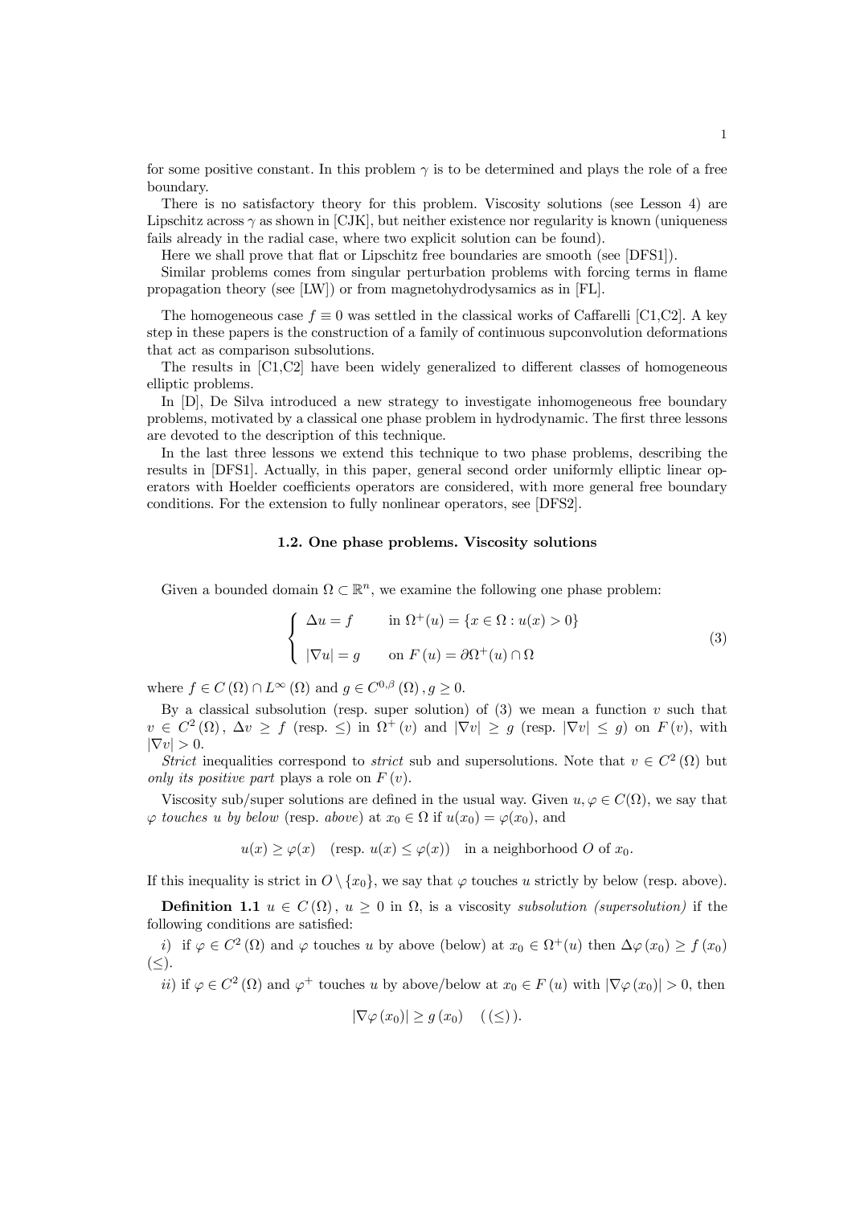for some positive constant. In this problem $\gamma$ is to be determined and plays the role of a free boundary.

There is no satisfactory theory for this problem. Viscosity solutions (see Lesson 4) are Lipschitz across $\gamma$ as shown in [CJK], but neither existence nor regularity is known (uniqueness fails already in the radial case, where two explicit solution can be found).

Here we shall prove that flat or Lipschitz free boundaries are smooth (see [DFS1]).

Similar problems comes from singular perturbation problems with forcing terms in flame propagation theory (see [LW]) or from magnetohydrodysamics as in [FL].

The homogeneous case $f \equiv 0$ was settled in the classical works of Caffarelli [C1,C2]. A key step in these papers is the construction of a family of continuous supconvolution deformations that act as comparison subsolutions.

The results in [C1,C2] have been widely generalized to different classes of homogeneous elliptic problems.

In [D], De Silva introduced a new strategy to investigate inhomogeneous free boundary problems, motivated by a classical one phase problem in hydrodynamic. The first three lessons are devoted to the description of this technique.

In the last three lessons we extend this technique to two phase problems, describing the results in [DFS1]. Actually, in this paper, general second order uniformly elliptic linear operators with Hoelder coefficients operators are considered, with more general free boundary conditions. For the extension to fully nonlinear operators, see [DFS2].

### 1.2. One phase problems. Viscosity solutions

Given a bounded domain $\Omega \subset \mathbb{R}^n$, we examine the following one phase problem:

$$
\begin{cases}
\Delta u = f & \text{in } \Omega^+(u) = \{x \in \Omega : u(x) > 0\} \\
\\
|\nabla u| = g & \text{on } F(u) = \partial\Omega^+(u) \cap \Omega
\end{cases}
\tag{3}
$$

where $f \in C(\Omega) \cap L^\infty(\Omega)$ and $g \in C^{0,\beta}(\Omega), g \geq 0$.

By a classical subsolution (resp. super solution) of (3) we mean a function $v$ such that $v \in C^2(\Omega)$, $\Delta v \geq f$ (resp. $\leq$) in $\Omega^+(v)$ and $|\nabla v| \geq g$ (resp. $|\nabla v| \leq g$) on $F(v)$, with $|\nabla v| > 0$.

*Strict* inequalities correspond to *strict* sub and supersolutions. Note that $v \in C^2(\Omega)$ but *only its positive part* plays a role on $F(v)$.

Viscosity sub/super solutions are defined in the usual way. Given $u, \varphi \in C(\Omega)$, we say that $\varphi$ *touches* $u$ *by below* (resp. *above*) at $x_0 \in \Omega$ if $u(x_0) = \varphi(x_0)$, and

$$
u(x) \geq \varphi(x) \quad (\text{resp. } u(x) \leq \varphi(x)) \quad \text{in a neighborhood } O \text{ of } x_0.
$$

If this inequality is strict in $O \setminus \{x_0\}$, we say that $\varphi$ touches $u$ strictly by below (resp. above).

**Definition 1.1** $u \in C(\Omega)$, $u \geq 0$ in $\Omega$, is a viscosity *subsolution (supersolution)* if the following conditions are satisfied:

*i)* if $\varphi \in C^2(\Omega)$ and $\varphi$ touches $u$ by above (below) at $x_0 \in \Omega^+(u)$ then $\Delta\varphi(x_0) \geq f(x_0)$ $(\leq)$.

*ii)* if $\varphi \in C^2(\Omega)$ and $\varphi^+$ touches $u$ by above/below at $x_0 \in F(u)$ with $|\nabla\varphi(x_0)| > 0$, then

$$
|\nabla\varphi(x_0)| \geq g(x_0) \quad ((\leq)).
$$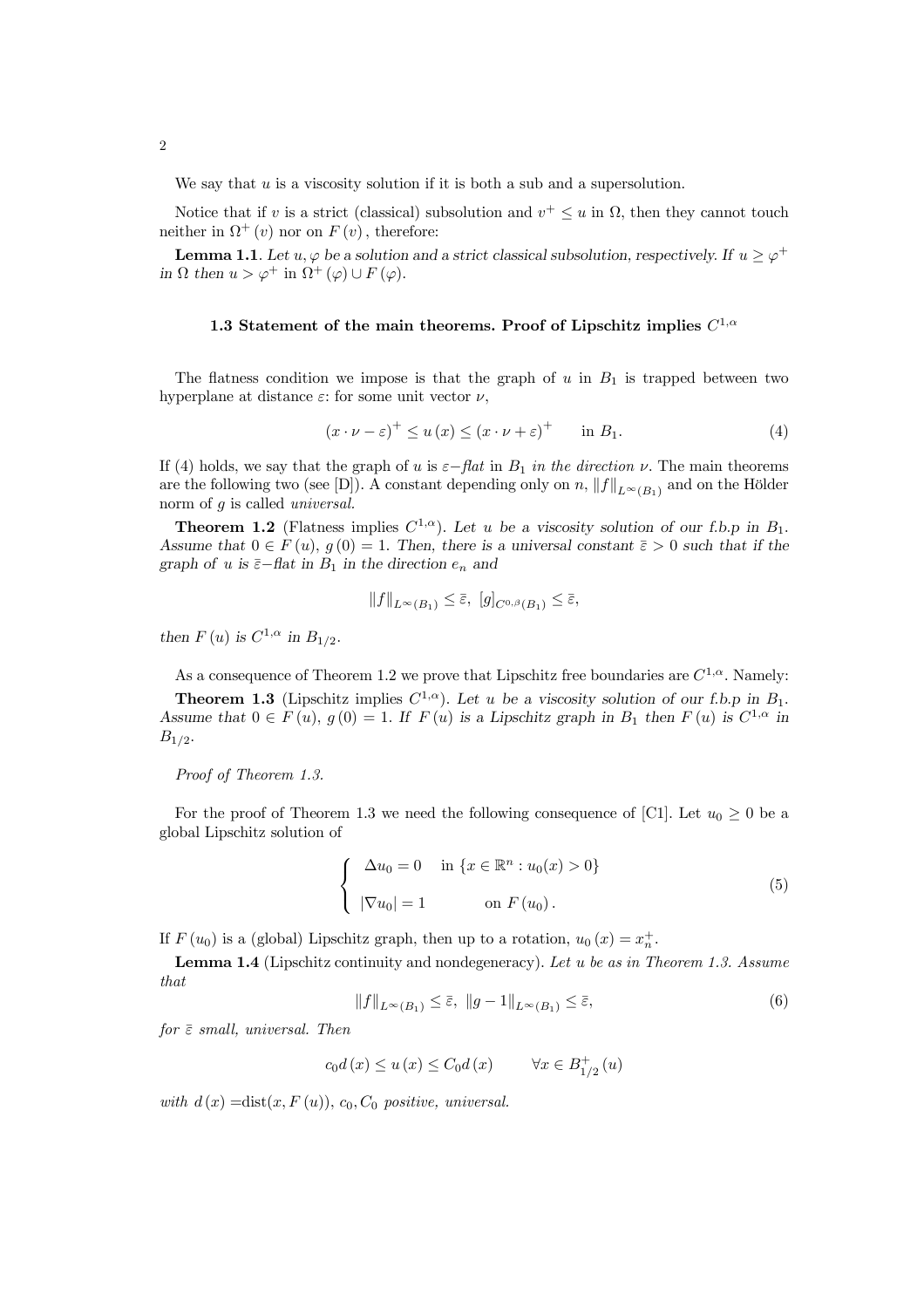We say that $u$ is a viscosity solution if it is both a sub and a supersolution.

Notice that if $v$ is a strict (classical) subsolution and $v^+ \leq u$ in $\Omega$, then they cannot touch neither in $\Omega^+(v)$ nor on $F(v)$, therefore:

**Lemma 1.1**. *Let $u, \varphi$ be a solution and a strict classical subsolution, respectively. If $u \geq \varphi^+$ in $\Omega$ then $u > \varphi^+$ in $\Omega^+(\varphi) \cup F(\varphi)$.*

### 1.3 Statement of the main theorems. Proof of Lipschitz implies $C^{1,\alpha}$

The flatness condition we impose is that the graph of $u$ in $B_1$ is trapped between two hyperplane at distance $\varepsilon$: for some unit vector $\nu$,

$$(x \cdot \nu - \varepsilon)^+ \leq u(x) \leq (x \cdot \nu + \varepsilon)^+ \qquad \text{in } B_1. \tag{4}$$

If (4) holds, we say that the graph of $u$ is $\varepsilon-$*flat* in $B_1$ *in the direction* $\nu$. The main theorems are the following two (see [D]). A constant depending only on $n$, $\|f\|_{L^\infty(B_1)}$ and on the Hölder norm of $g$ is called *universal*.

**Theorem 1.2** (Flatness implies $C^{1,\alpha}$). *Let $u$ be a viscosity solution of our f.b.p in $B_1$. Assume that $0 \in F(u)$, $g(0) = 1$. Then, there is a universal constant $\bar{\varepsilon} > 0$ such that if the graph of $u$ is $\bar{\varepsilon}-$flat in $B_1$ in the direction $e_n$ and*

$$\|f\|_{L^\infty(B_1)} \leq \bar{\varepsilon},\ [g]_{C^{0,\beta}(B_1)} \leq \bar{\varepsilon},$$

*then $F(u)$ is $C^{1,\alpha}$ in $B_{1/2}$.*

As a consequence of Theorem 1.2 we prove that Lipschitz free boundaries are $C^{1,\alpha}$. Namely:

**Theorem 1.3** (Lipschitz implies $C^{1,\alpha}$). *Let $u$ be a viscosity solution of our f.b.p in $B_1$. Assume that $0 \in F(u)$, $g(0) = 1$. If $F(u)$ is a Lipschitz graph in $B_1$ then $F(u)$ is $C^{1,\alpha}$ in $B_{1/2}$.*

*Proof of Theorem 1.3.*

For the proof of Theorem 1.3 we need the following consequence of [C1]. Let $u_0 \geq 0$ be a global Lipschitz solution of

$$\begin{cases} \Delta u_0 = 0 & \text{in } \{x \in \mathbb{R}^n : u_0(x) > 0\} \\ |\nabla u_0| = 1 & \text{on } F(u_0). \end{cases} \tag{5}$$

If $F(u_0)$ is a (global) Lipschitz graph, then up to a rotation, $u_0(x) = x_n^+$.

**Lemma 1.4** (Lipschitz continuity and nondegeneracy). *Let $u$ be as in Theorem 1.3. Assume that*

$$\|f\|_{L^\infty(B_1)} \leq \bar{\varepsilon},\ \|g - 1\|_{L^\infty(B_1)} \leq \bar{\varepsilon}, \tag{6}$$

*for $\bar{\varepsilon}$ small, universal. Then*

$$c_0 d(x) \leq u(x) \leq C_0 d(x) \qquad \forall x \in B^+_{1/2}(u)$$

*with $d(x) = \text{dist}(x, F(u))$, $c_0, C_0$ positive, universal.*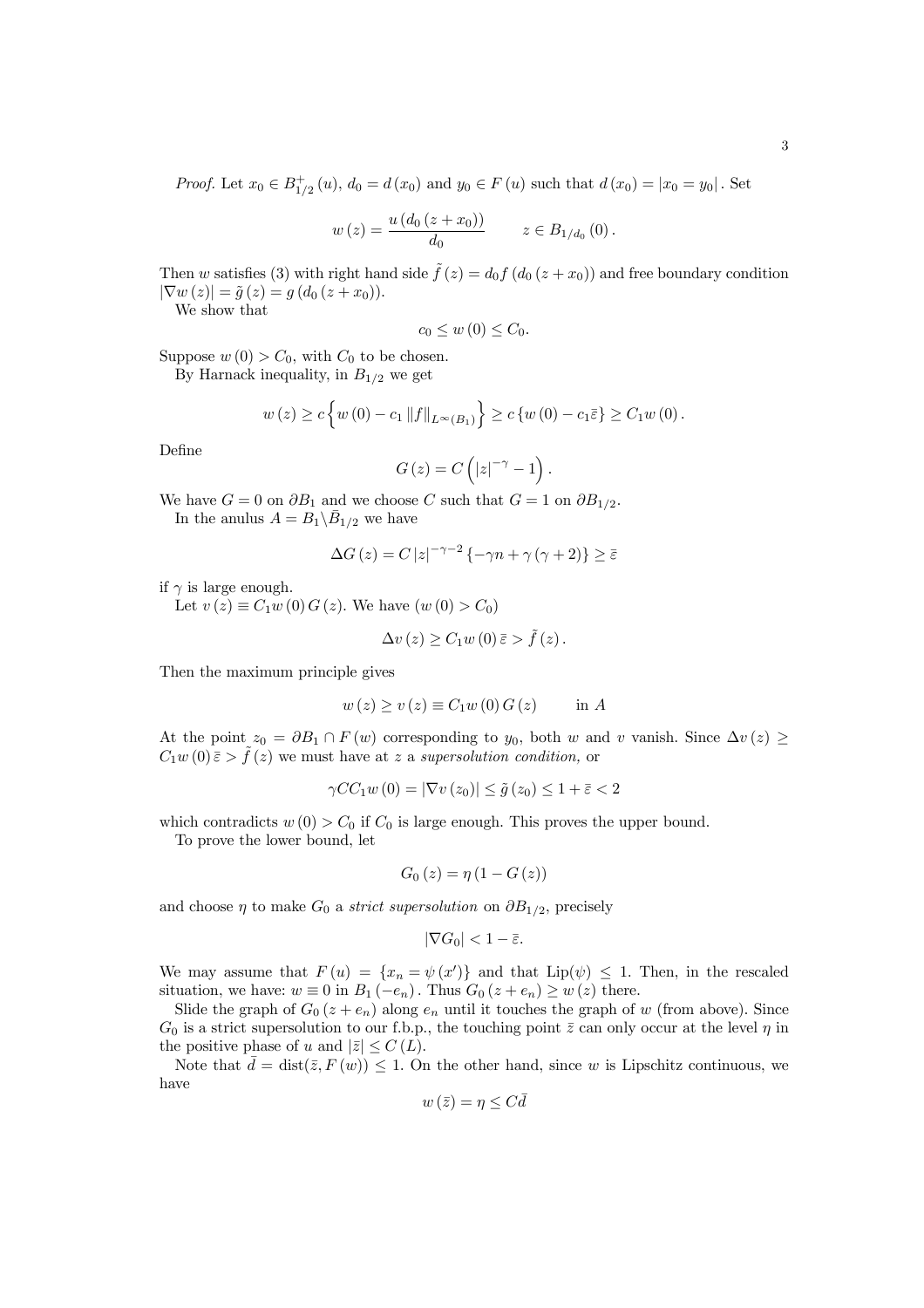*Proof.* Let $x_0 \in B^+_{1/2}(u)$, $d_0 = d(x_0)$ and $y_0 \in F(u)$ such that $d(x_0) = |x_0 = y_0|$. Set

$$w(z) = \frac{u(d_0(z + x_0))}{d_0} \qquad z \in B_{1/d_0}(0).$$

Then $w$ satisfies (3) with right hand side $\tilde{f}(z) = d_0 f(d_0(z + x_0))$ and free boundary condition $|\nabla w(z)| = \tilde{g}(z) = g(d_0(z + x_0))$.

We show that

$$c_0 \le w(0) \le C_0.$$

Suppose $w(0) > C_0$, with $C_0$ to be chosen.

By Harnack inequality, in $B_{1/2}$ we get

$$w(z) \ge c\left\{w(0) - c_1 \|f\|_{L^\infty(B_1)}\right\} \ge c\{w(0) - c_1\bar{\varepsilon}\} \ge C_1 w(0).$$

Define

$$G(z) = C\left(|z|^{-\gamma} - 1\right).$$

We have $G = 0$ on $\partial B_1$ and we choose $C$ such that $G = 1$ on $\partial B_{1/2}$.

In the anulus $A = B_1 \backslash \bar{B}_{1/2}$ we have

$$\Delta G(z) = C|z|^{-\gamma-2}\{-\gamma n + \gamma(\gamma + 2)\} \ge \bar{\varepsilon}$$

if $\gamma$ is large enough.

Let $v(z) \equiv C_1 w(0) G(z)$. We have $(w(0) > C_0)$

$$\Delta v(z) \ge C_1 w(0)\bar{\varepsilon} > \tilde{f}(z).$$

Then the maximum principle gives

$$w(z) \ge v(z) \equiv C_1 w(0) G(z) \qquad \text{in } A$$

At the point $z_0 = \partial B_1 \cap F(w)$ corresponding to $y_0$, both $w$ and $v$ vanish. Since $\Delta v(z) \ge C_1 w(0)\bar{\varepsilon} > \tilde{f}(z)$ we must have at $z$ a *supersolution condition,* or

$$\gamma C C_1 w(0) = |\nabla v(z_0)| \le \tilde{g}(z_0) \le 1 + \bar{\varepsilon} < 2$$

which contradicts $w(0) > C_0$ if $C_0$ is large enough. This proves the upper bound.

To prove the lower bound, let

$$G_0(z) = \eta(1 - G(z))$$

and choose $\eta$ to make $G_0$ a *strict supersolution* on $\partial B_{1/2}$, precisely

$$|\nabla G_0| < 1 - \bar{\varepsilon}.$$

We may assume that $F(u) = \{x_n = \psi(x')\}$ and that Lip$(\psi) \le 1$. Then, in the rescaled situation, we have: $w \equiv 0$ in $B_1(-e_n)$. Thus $G_0(z + e_n) \ge w(z)$ there.

Slide the graph of $G_0(z + e_n)$ along $e_n$ until it touches the graph of $w$ (from above). Since $G_0$ is a strict supersolution to our f.b.p., the touching point $\bar{z}$ can only occur at the level $\eta$ in the positive phase of $u$ and $|\bar{z}| \le C(L)$.

Note that $\bar{d} = \text{dist}(\bar{z}, F(w)) \le 1$. On the other hand, since $w$ is Lipschitz continuous, we have

$$w(\bar{z}) = \eta \le C\bar{d}$$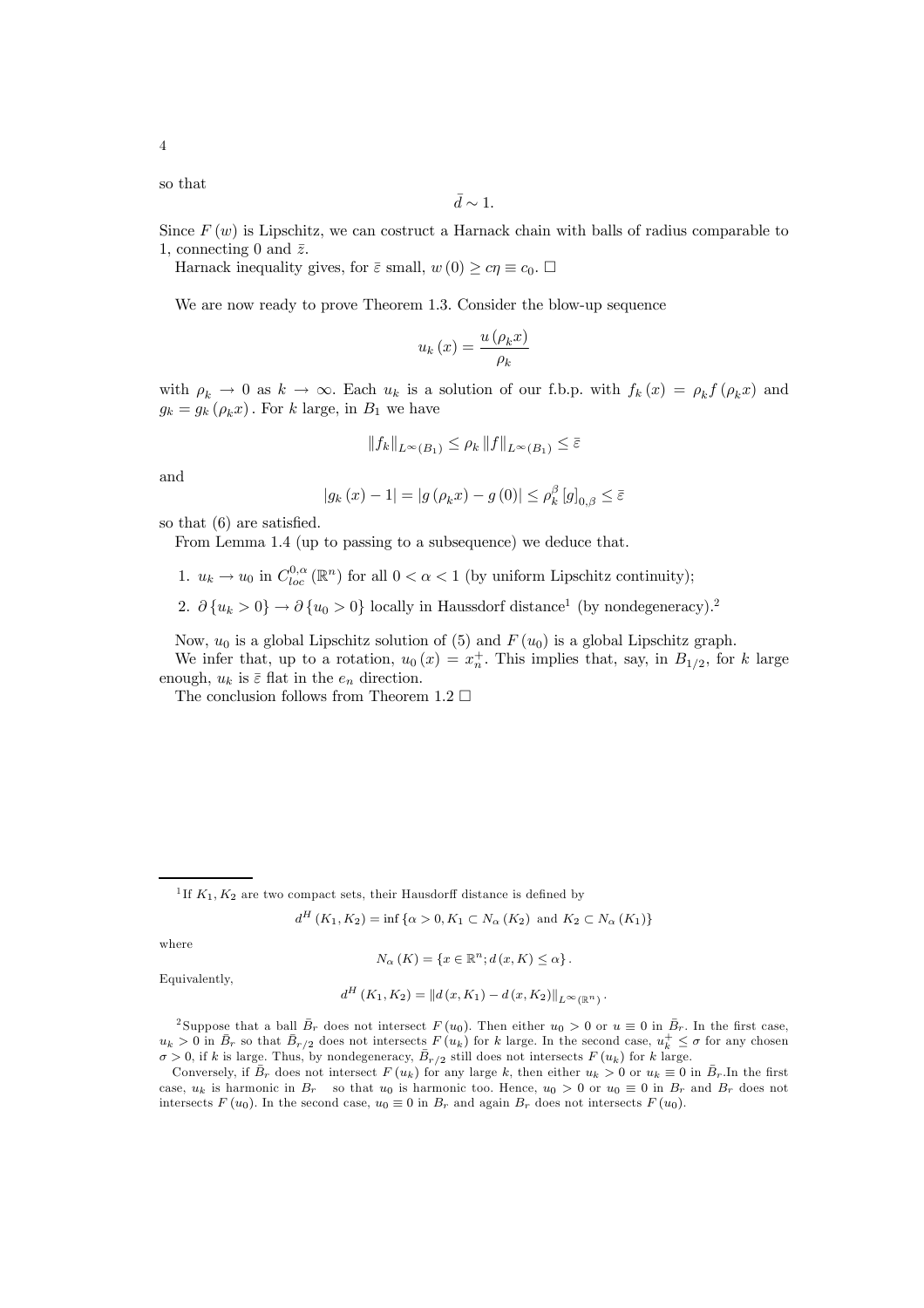so that

$$\bar{d} \sim 1.$$

Since $F(w)$ is Lipschitz, we can costruct a Harnack chain with balls of radius comparable to 1, connecting 0 and $\bar{z}$.

Harnack inequality gives, for $\bar{\varepsilon}$ small, $w(0) \geq c\eta \equiv c_0$. $\square$

We are now ready to prove Theorem 1.3. Consider the blow-up sequence

$$u_k(x) = \frac{u(\rho_k x)}{\rho_k}$$

with $\rho_k \to 0$ as $k \to \infty$. Each $u_k$ is a solution of our f.b.p. with $f_k(x) = \rho_k f(\rho_k x)$ and $g_k = g_k(\rho_k x)$. For $k$ large, in $B_1$ we have

$$\|f_k\|_{L^\infty(B_1)} \leq \rho_k \|f\|_{L^\infty(B_1)} \leq \bar{\varepsilon}$$

and

$$|g_k(x) - 1| = |g(\rho_k x) - g(0)| \leq \rho_k^\beta [g]_{0,\beta} \leq \bar{\varepsilon}$$

so that (6) are satisfied.

From Lemma 1.4 (up to passing to a subsequence) we deduce that.

1. $u_k \to u_0$ in $C^{0,\alpha}_{loc}(\mathbb{R}^n)$ for all $0 < \alpha < 1$ (by uniform Lipschitz continuity);
2. $\partial\{u_k > 0\} \to \partial\{u_0 > 0\}$ locally in Haussdorf distance[1] (by nondegeneracy).[2]

Now, $u_0$ is a global Lipschitz solution of (5) and $F(u_0)$ is a global Lipschitz graph.

We infer that, up to a rotation, $u_0(x) = x_n^+$. This implies that, say, in $B_{1/2}$, for $k$ large enough, $u_k$ is $\bar{\varepsilon}$ flat in the $e_n$ direction.

The conclusion follows from Theorem 1.2 $\square$

---

[1] If $K_1, K_2$ are two compact sets, their Hausdorff distance is defined by

$$d^H(K_1, K_2) = \inf\{\alpha > 0, K_1 \subset N_\alpha(K_2) \text{ and } K_2 \subset N_\alpha(K_1)\}$$

where

$$N_\alpha(K) = \{x \in \mathbb{R}^n; d(x, K) \leq \alpha\}.$$

Equivalently,

$$d^H(K_1, K_2) = \|d(x, K_1) - d(x, K_2)\|_{L^\infty(\mathbb{R}^n)}.$$

[2] Suppose that a ball $\bar{B}_r$ does not intersect $F(u_0)$. Then either $u_0 > 0$ or $u \equiv 0$ in $\bar{B}_r$. In the first case, $u_k > 0$ in $\bar{B}_r$ so that $\bar{B}_{r/2}$ does not intersects $F(u_k)$ for $k$ large. In the second case, $u_k^+ \leq \sigma$ for any chosen $\sigma > 0$, if $k$ is large. Thus, by nondegeneracy, $\bar{B}_{r/2}$ still does not intersects $F(u_k)$ for $k$ large.

Conversely, if $\bar{B}_r$ does not intersect $F(u_k)$ for any large $k$, then either $u_k > 0$ or $u_k \equiv 0$ in $\bar{B}_r$.In the first case, $u_k$ is harmonic in $B_r$ so that $u_0$ is harmonic too. Hence, $u_0 > 0$ or $u_0 \equiv 0$ in $B_r$ and $B_r$ does not intersects $F(u_0)$. In the second case, $u_0 \equiv 0$ in $B_r$ and again $B_r$ does not intersects $F(u_0)$.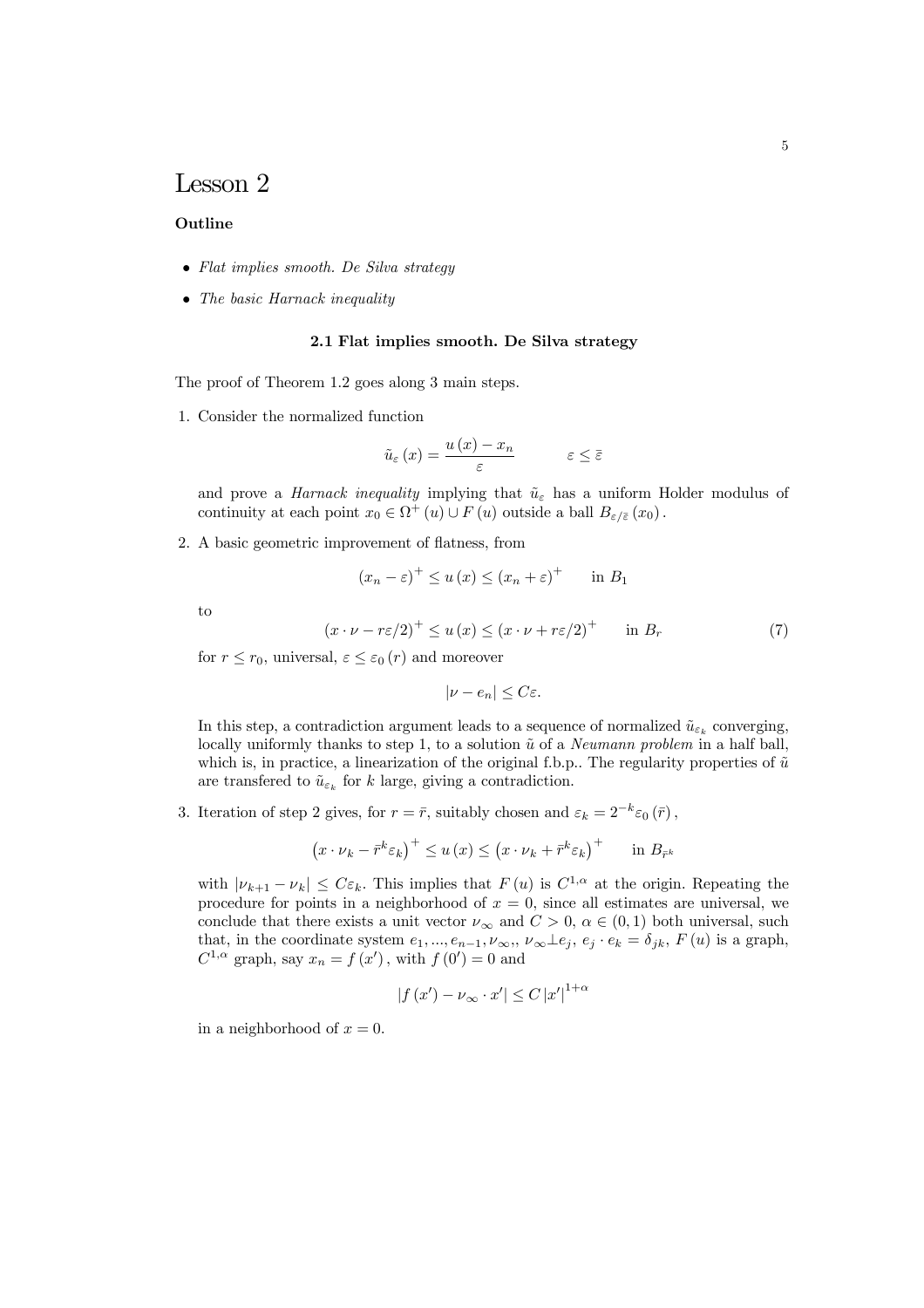# Lesson 2

**Outline**

- *Flat implies smooth. De Silva strategy*
- *The basic Harnack inequality*

### 2.1 Flat implies smooth. De Silva strategy

The proof of Theorem 1.2 goes along 3 main steps.

1. Consider the normalized function

$$\tilde{u}_{\varepsilon}(x) = \frac{u(x) - x_n}{\varepsilon} \qquad \varepsilon \leq \bar{\varepsilon}$$

and prove a *Harnack inequality* implying that $\tilde{u}_{\varepsilon}$ has a uniform Holder modulus of continuity at each point $x_0 \in \Omega^+(u) \cup F(u)$ outside a ball $B_{\varepsilon/\bar{\varepsilon}}(x_0)$.

2. A basic geometric improvement of flatness, from

$$(x_n - \varepsilon)^+ \leq u(x) \leq (x_n + \varepsilon)^+ \qquad \text{in } B_1$$

to

$$(x \cdot \nu - r\varepsilon/2)^+ \leq u(x) \leq (x \cdot \nu + r\varepsilon/2)^+ \qquad \text{in } B_r \tag{7}$$

for $r \leq r_0$, universal, $\varepsilon \leq \varepsilon_0(r)$ and moreover

$$|\nu - e_n| \leq C\varepsilon.$$

In this step, a contradiction argument leads to a sequence of normalized $\tilde{u}_{\varepsilon_k}$ converging, locally uniformly thanks to step 1, to a solution $\tilde{u}$ of a *Neumann problem* in a half ball, which is, in practice, a linearization of the original f.b.p.. The regularity properties of $\tilde{u}$ are transfered to $\tilde{u}_{\varepsilon_k}$ for $k$ large, giving a contradiction.

3. Iteration of step 2 gives, for $r = \bar{r}$, suitably chosen and $\varepsilon_k = 2^{-k}\varepsilon_0(\bar{r})$,

$$\left(x \cdot \nu_k - \bar{r}^k \varepsilon_k\right)^+ \leq u(x) \leq \left(x \cdot \nu_k + \bar{r}^k \varepsilon_k\right)^+ \qquad \text{in } B_{\bar{r}^k}$$

with $|\nu_{k+1} - \nu_k| \leq C\varepsilon_k$. This implies that $F(u)$ is $C^{1,\alpha}$ at the origin. Repeating the procedure for points in a neighborhood of $x = 0$, since all estimates are universal, we conclude that there exists a unit vector $\nu_\infty$ and $C > 0$, $\alpha \in (0,1)$ both universal, such that, in the coordinate system $e_1, ..., e_{n-1}, \nu_\infty,$, $\nu_\infty \perp e_j$, $e_j \cdot e_k = \delta_{jk}$, $F(u)$ is a graph, $C^{1,\alpha}$ graph, say $x_n = f(x')$, with $f(0') = 0$ and

$$|f(x') - \nu_\infty \cdot x'| \leq C|x'|^{1+\alpha}$$

in a neighborhood of $x = 0$.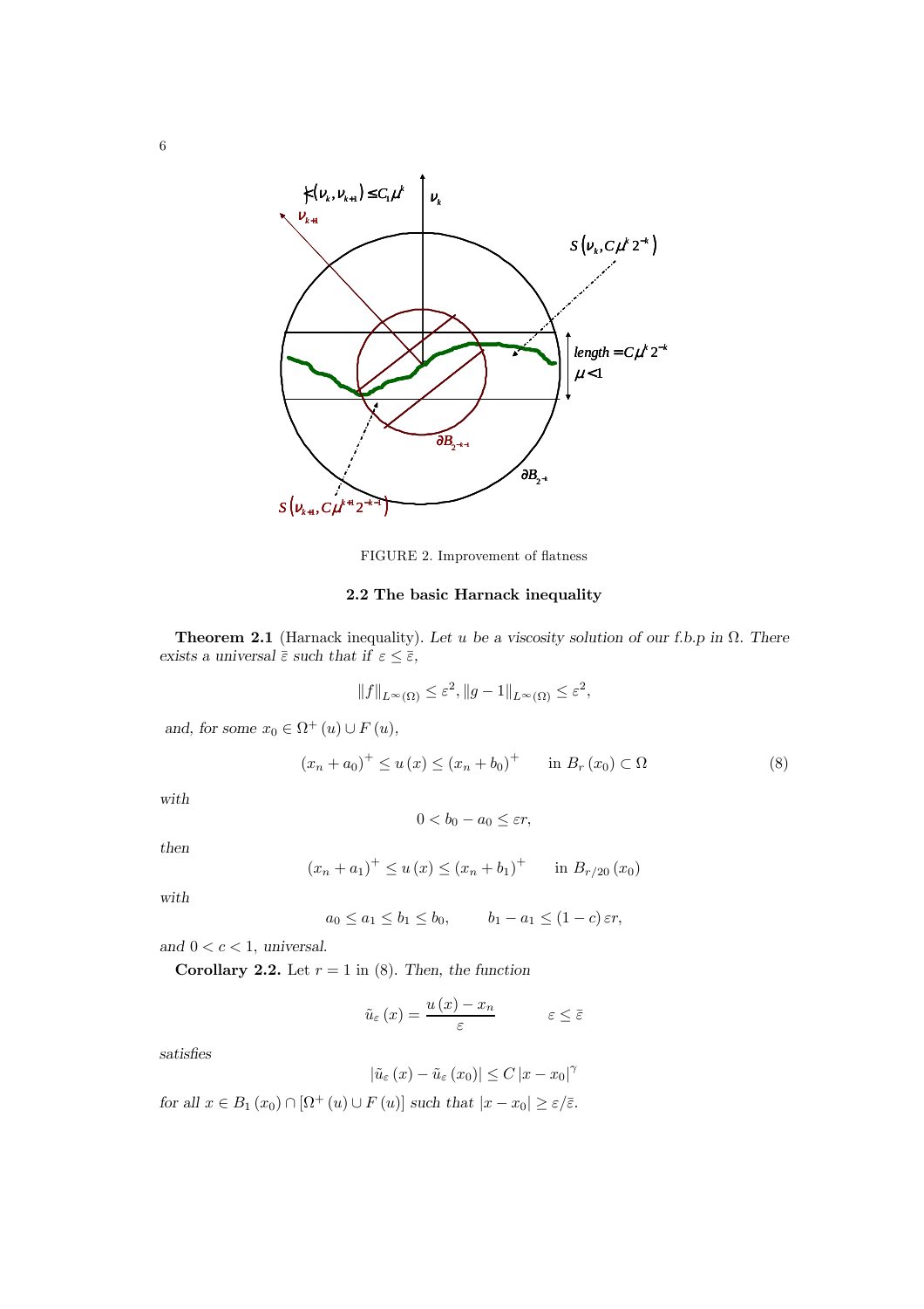FIGURE 2. Improvement of flatness

### 2.2 The basic Harnack inequality

**Theorem 2.1** (Harnack inequality). *Let $u$ be a viscosity solution of our f.b.p in $\Omega$. There exists a universal $\bar{\varepsilon}$ such that if $\varepsilon \leq \bar{\varepsilon}$,*

$$\|f\|_{L^\infty(\Omega)} \leq \varepsilon^2, \|g-1\|_{L^\infty(\Omega)} \leq \varepsilon^2,$$

*and, for some $x_0 \in \Omega^+(u) \cup F(u)$,*

$$(x_n + a_0)^+ \leq u(x) \leq (x_n + b_0)^+ \qquad \text{in } B_r(x_0) \subset \Omega \tag{8}$$

*with*

$$0 < b_0 - a_0 \leq \varepsilon r,$$

*then*

$$(x_n + a_1)^+ \leq u(x) \leq (x_n + b_1)^+ \qquad \text{in } B_{r/20}(x_0)$$

*with*

$$a_0 \leq a_1 \leq b_1 \leq b_0, \qquad b_1 - a_1 \leq (1-c)\,\varepsilon r,$$

*and $0 < c < 1$, universal.*

**Corollary 2.2.** Let $r = 1$ in (8). *Then, the function*

$$\tilde{u}_\varepsilon(x) = \frac{u(x) - x_n}{\varepsilon} \qquad \varepsilon \leq \bar{\varepsilon}$$

*satisfies*

$$|\tilde{u}_\varepsilon(x) - \tilde{u}_\varepsilon(x_0)| \leq C\,|x - x_0|^\gamma$$

*for all $x \in B_1(x_0) \cap [\Omega^+(u) \cup F(u)]$ such that $|x - x_0| \geq \varepsilon/\bar{\varepsilon}$.*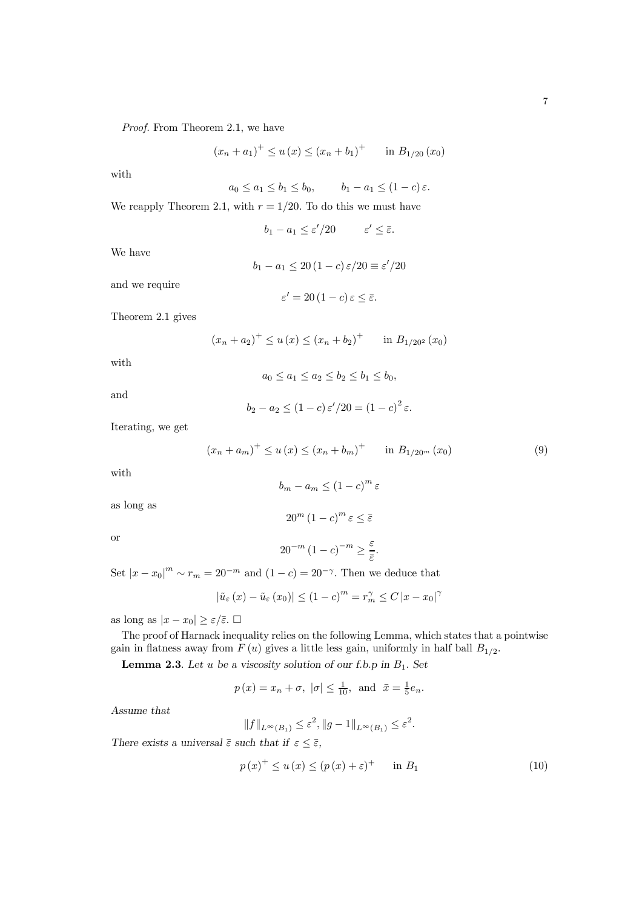*Proof.* From Theorem 2.1, we have

$$(x_n + a_1)^+ \le u(x) \le (x_n + b_1)^+ \qquad \text{in } B_{1/20}(x_0)$$

with

$$a_0 \le a_1 \le b_1 \le b_0, \qquad b_1 - a_1 \le (1-c)\,\varepsilon.$$

We reapply Theorem 2.1, with $r = 1/20$. To do this we must have

$$b_1 - a_1 \le \varepsilon'/20 \qquad \varepsilon' \le \bar{\varepsilon}.$$

We have

$$b_1 - a_1 \le 20\,(1-c)\,\varepsilon/20 \equiv \varepsilon'/20$$

and we require

$$\varepsilon' = 20\,(1-c)\,\varepsilon \le \bar{\varepsilon}.$$

Theorem 2.1 gives

$$(x_n + a_2)^+ \le u(x) \le (x_n + b_2)^+ \qquad \text{in } B_{1/20^2}(x_0)$$

with

$$a_0 \le a_1 \le a_2 \le b_2 \le b_1 \le b_0,$$

and

$$b_2 - a_2 \le (1-c)\,\varepsilon'/20 = (1-c)^2\,\varepsilon.$$

Iterating, we get

$$(x_n + a_m)^+ \le u(x) \le (x_n + b_m)^+ \qquad \text{in } B_{1/20^m}(x_0) \tag{9}$$

with

$$b_m - a_m \le (1-c)^m\,\varepsilon$$

as long as

$$20^m\,(1-c)^m\,\varepsilon \le \bar{\varepsilon}$$

or

$$20^{-m}\,(1-c)^{-m} \ge \frac{\varepsilon}{\bar{\varepsilon}}.$$

Set $|x - x_0|^m \sim r_m = 20^{-m}$ and $(1-c) = 20^{-\gamma}$. Then we deduce that

$$|\tilde{u}_\varepsilon(x) - \tilde{u}_\varepsilon(x_0)| \le (1-c)^m = r_m^\gamma \le C\,|x - x_0|^\gamma$$

as long as $|x - x_0| \ge \varepsilon/\bar{\varepsilon}$. $\square$

The proof of Harnack inequality relies on the following Lemma, which states that a pointwise gain in flatness away from $F(u)$ gives a little less gain, uniformly in half ball $B_{1/2}$.

**Lemma 2.3**. *Let $u$ be a viscosity solution of our f.b.p in $B_1$. Set*

$$p(x) = x_n + \sigma,\ |\sigma| \le \tfrac{1}{10},\ \text{and}\ \bar{x} = \tfrac{1}{5}e_n.$$

*Assume that*

$$\|f\|_{L^\infty(B_1)} \le \varepsilon^2, \|g - 1\|_{L^\infty(B_1)} \le \varepsilon^2.$$

*There exists a universal $\bar{\varepsilon}$ such that if $\varepsilon \le \bar{\varepsilon}$,*

$$p(x)^+ \le u(x) \le (p(x) + \varepsilon)^+ \qquad \text{in } B_1 \tag{10}$$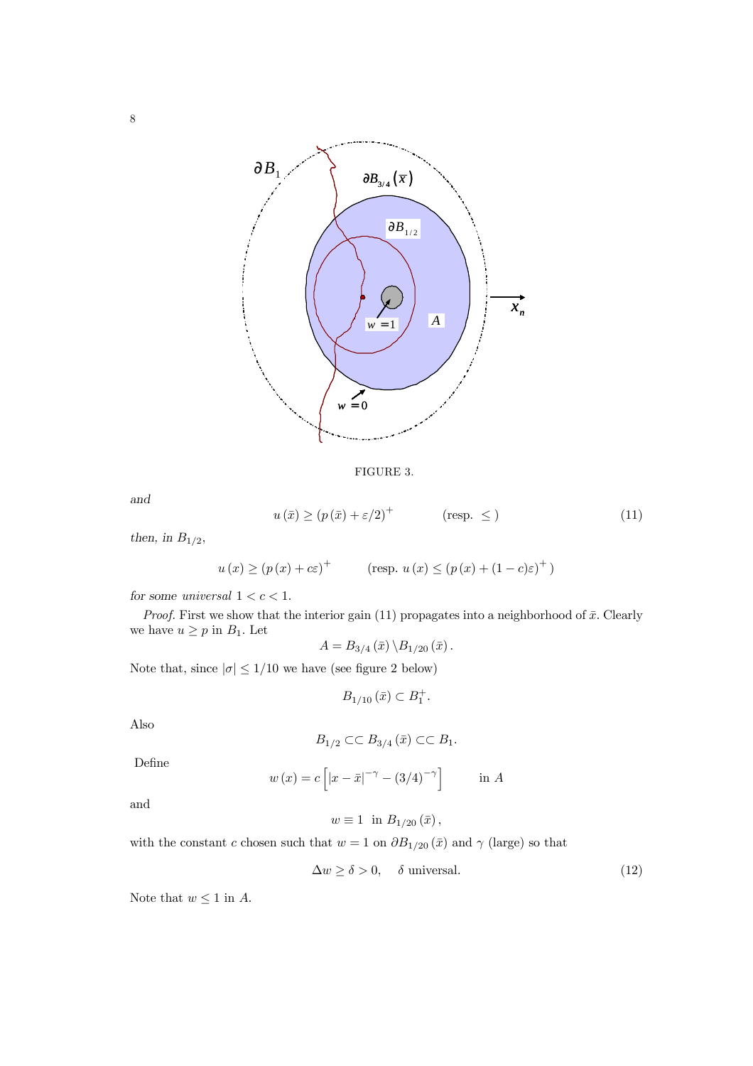FIGURE 3.

and

$$u(\bar{x}) \geq (p(\bar{x}) + \varepsilon/2)^{+} \qquad \text{(resp. } \leq \text{)} \tag{11}$$

*then, in* $B_{1/2}$,

$$u(x) \geq (p(x) + c\varepsilon)^{+} \qquad \text{(resp. } u(x) \leq (p(x) + (1-c)\varepsilon)^{+}\text{)}$$

*for some universal* $1 < c < 1$.

*Proof.* First we show that the interior gain (11) propagates into a neighborhood of $\bar{x}$. Clearly we have $u \geq p$ in $B_1$. Let

$$A = B_{3/4}(\bar{x}) \backslash B_{1/20}(\bar{x}).$$

Note that, since $|\sigma| \leq 1/10$ we have (see figure 2 below)

$$B_{1/10}(\bar{x}) \subset B_1^{+}.$$

Also

$$B_{1/2} \subset\subset B_{3/4}(\bar{x}) \subset\subset B_1.$$

Define

$$w(x) = c\left[|x - \bar{x}|^{-\gamma} - (3/4)^{-\gamma}\right] \qquad \text{in } A$$

and

$$w \equiv 1 \ \text{ in } B_{1/20}(\bar{x}),$$

with the constant $c$ chosen such that $w = 1$ on $\partial B_{1/20}(\bar{x})$ and $\gamma$ (large) so that

$$\Delta w \geq \delta > 0, \quad \delta \text{ universal.} \tag{12}$$

Note that $w \leq 1$ in $A$.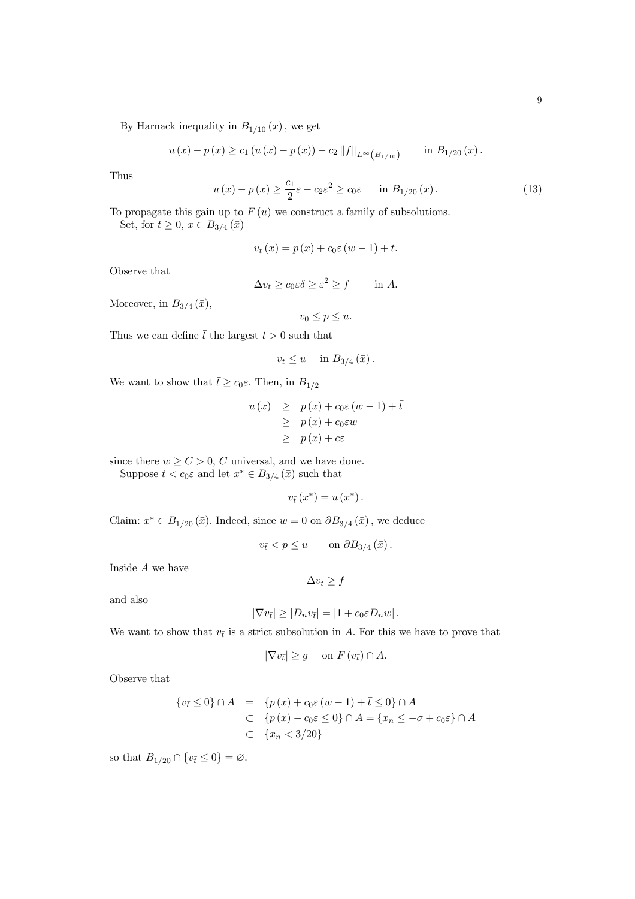By Harnack inequality in $B_{1/10}(\bar{x})$, we get

$$u(x) - p(x) \geq c_1 (u(\bar{x}) - p(\bar{x})) - c_2 \|f\|_{L^\infty(B_{1/10})} \qquad \text{in } \bar{B}_{1/20}(\bar{x}).$$

Thus

$$u(x) - p(x) \geq \frac{c_1}{2}\varepsilon - c_2\varepsilon^2 \geq c_0\varepsilon \qquad \text{in } \bar{B}_{1/20}(\bar{x}). \tag{13}$$

To propagate this gain up to $F(u)$ we construct a family of subsolutions.

Set, for $t \geq 0$, $x \in B_{3/4}(\bar{x})$

$$v_t(x) = p(x) + c_0\varepsilon(w - 1) + t.$$

Observe that

$$\Delta v_t \geq c_0\varepsilon\delta \geq \varepsilon^2 \geq f \qquad \text{in } A.$$

Moreover, in $B_{3/4}(\bar{x})$,

$$v_0 \leq p \leq u.$$

Thus we can define $\bar{t}$ the largest $t > 0$ such that

$$v_t \leq u \quad \text{in } B_{3/4}(\bar{x}).$$

We want to show that $\bar{t} \geq c_0\varepsilon$. Then, in $B_{1/2}$

$$\begin{aligned} u(x) &\geq p(x) + c_0\varepsilon(w-1) + \bar{t} \\ &\geq p(x) + c_0\varepsilon w \\ &\geq p(x) + c\varepsilon \end{aligned}$$

since there $w \geq C > 0$, $C$ universal, and we have done.

Suppose $\bar{t} < c_0\varepsilon$ and let $x^* \in B_{3/4}(\bar{x})$ such that

$$v_{\bar{t}}(x^*) = u(x^*).$$

Claim: $x^* \in \bar{B}_{1/20}(\bar{x})$. Indeed, since $w = 0$ on $\partial B_{3/4}(\bar{x})$, we deduce

$$v_{\bar{t}} < p \leq u \qquad \text{on } \partial B_{3/4}(\bar{x}).$$

Inside $A$ we have

$$\Delta v_t \geq f$$

and also

$$|\nabla v_{\bar{t}}| \geq |D_n v_{\bar{t}}| = |1 + c_0\varepsilon D_n w|.$$

We want to show that $v_{\bar{t}}$ is a strict subsolution in $A$. For this we have to prove that

$$|\nabla v_{\bar{t}}| \geq g \quad \text{on } F(v_{\bar{t}}) \cap A.$$

Observe that

$$\begin{aligned} \{v_{\bar{t}} \leq 0\} \cap A &= \{p(x) + c_0\varepsilon(w-1) + \bar{t} \leq 0\} \cap A \\ &\subset \{p(x) - c_0\varepsilon \leq 0\} \cap A = \{x_n \leq -\sigma + c_0\varepsilon\} \cap A \\ &\subset \{x_n < 3/20\} \end{aligned}$$

so that $\bar{B}_{1/20} \cap \{v_{\bar{t}} \leq 0\} = \varnothing$.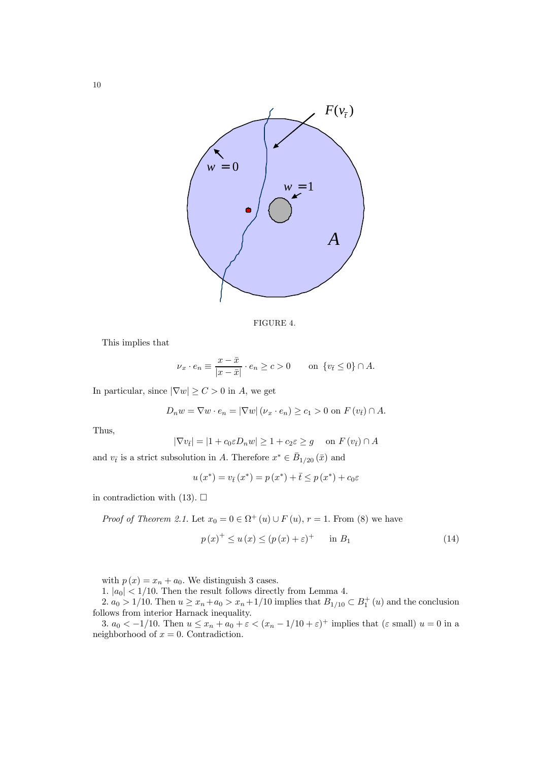FIGURE 4.

This implies that

$$\nu_x \cdot e_n \equiv \frac{x-\bar{x}}{|x-\bar{x}|} \cdot e_n \geq c > 0 \qquad \text{on } \{v_{\bar{t}} \leq 0\} \cap A.$$

In particular, since $|\nabla w| \geq C > 0$ in $A$, we get

$$D_n w = \nabla w \cdot e_n = |\nabla w| \left(\nu_x \cdot e_n\right) \geq c_1 > 0 \text{ on } F\left(v_{\bar{t}}\right) \cap A.$$

Thus,

$$|\nabla v_{\bar{t}}| = |1 + c_0 \varepsilon D_n w| \geq 1 + c_2 \varepsilon \geq g \quad \text{ on } F\left(v_{\bar{t}}\right) \cap A$$

and $v_{\bar{t}}$ is a strict subsolution in $A$. Therefore $x^* \in \bar{B}_{1/20}\left(\bar{x}\right)$ and

$$u\left(x^*\right) = v_{\bar{t}}\left(x^*\right) = p\left(x^*\right) + \bar{t} \leq p\left(x^*\right) + c_0 \varepsilon$$

in contradiction with (13). $\square$

*Proof of Theorem 2.1.* Let $x_0 = 0 \in \Omega^+\left(u\right) \cup F\left(u\right)$, $r = 1$. From (8) we have

$$p\left(x\right)^+ \leq u\left(x\right) \leq \left(p\left(x\right) + \varepsilon\right)^+ \qquad \text{in } B_1 \tag{14}$$

with $p\left(x\right) = x_n + a_0$. We distinguish 3 cases.

1. $|a_0| < 1/10$. Then the result follows directly from Lemma 4.

2. $a_0 > 1/10$. Then $u \geq x_n + a_0 > x_n + 1/10$ implies that $B_{1/10} \subset B_1^+\left(u\right)$ and the conclusion follows from interior Harnack inequality.

3. $a_0 < -1/10$. Then $u \leq x_n + a_0 + \varepsilon < \left(x_n - 1/10 + \varepsilon\right)^+$ implies that ($\varepsilon$ small) $u = 0$ in a neighborhood of $x = 0$. Contradiction.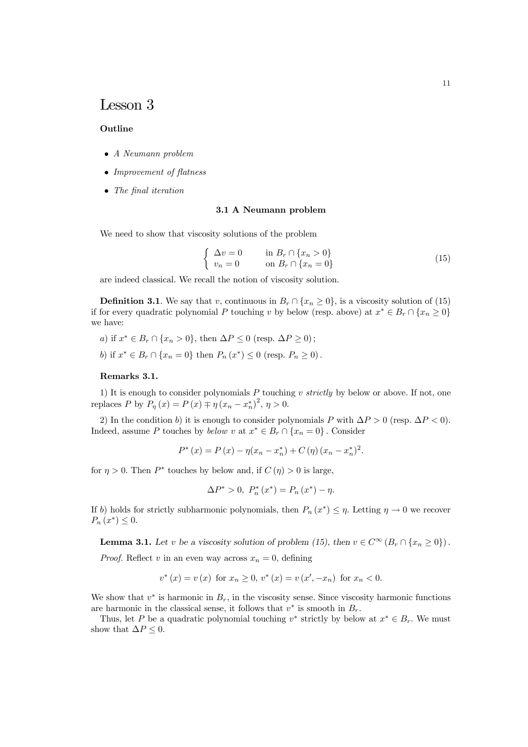# Lesson 3

**Outline**

- *A Neumann problem*
- *Improvement of flatness*
- *The final iteration*

### 3.1 A Neumann problem

We need to show that viscosity solutions of the problem

$$\begin{cases} \Delta v = 0 & \text{in } B_r \cap \{x_n > 0\} \\ v_n = 0 & \text{on } B_r \cap \{x_n = 0\} \end{cases} \tag{15}$$

are indeed classical. We recall the notion of viscosity solution.

**Definition 3.1**. We say that $v$, continuous in $B_r \cap \{x_n \geq 0\}$, is a viscosity solution of (15) if for every quadratic polynomial $P$ touching $v$ by below (resp. above) at $x^* \in B_r \cap \{x_n \geq 0\}$ we have:

*a*) if $x^* \in B_r \cap \{x_n > 0\}$, then $\Delta P \leq 0$ (resp. $\Delta P \geq 0$);

*b*) if $x^* \in B_r \cap \{x_n = 0\}$ then $P_n(x^*) \leq 0$ (resp. $P_n \geq 0$).

**Remarks 3.1.**

1) It is enough to consider polynomials $P$ touching $v$ *strictly* by below or above. If not, one replaces $P$ by $P_\eta(x) = P(x) \mp \eta (x_n - x_n^*)^2$, $\eta > 0$.

2) In the condition *b*) it is enough to consider polynomials $P$ with $\Delta P > 0$ (resp. $\Delta P < 0$). Indeed, assume $P$ touches by *below* $v$ at $x^* \in B_r \cap \{x_n = 0\}$. Consider

$$P^*(x) = P(x) - \eta(x_n - x_n^*) + C(\eta)(x_n - x_n^*)^2.$$

for $\eta > 0$. Then $P^*$ touches by below and, if $C(\eta) > 0$ is large,

$$\Delta P^* > 0, \; P_n^*(x^*) = P_n(x^*) - \eta.$$

If *b*) holds for strictly subharmonic polynomials, then $P_n(x^*) \leq \eta$. Letting $\eta \to 0$ we recover $P_n(x^*) \leq 0$.

**Lemma 3.1.** *Let $v$ be a viscosity solution of problem (15), then $v \in C^\infty(B_r \cap \{x_n \geq 0\})$.*

*Proof.* Reflect $v$ in an even way across $x_n = 0$, defining

$$v^*(x) = v(x) \text{ for } x_n \geq 0, \; v^*(x) = v(x', -x_n) \text{ for } x_n < 0.$$

We show that $v^*$ is harmonic in $B_r$, in the viscosity sense. Since viscosity harmonic functions are harmonic in the classical sense, it follows that $v^*$ is smooth in $B_r$.

Thus, let $P$ be a quadratic polynomial touching $v^*$ strictly by below at $x^* \in B_r$. We must show that $\Delta P \leq 0$.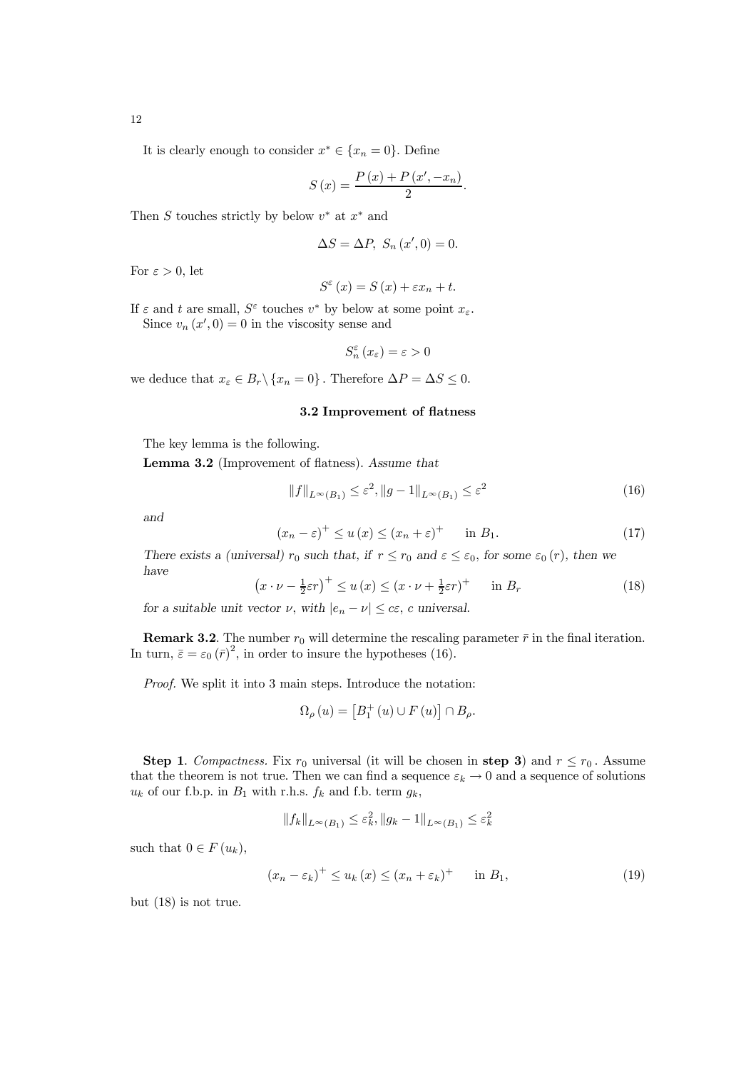It is clearly enough to consider $x^* \in \{x_n = 0\}$. Define

$$S(x) = \frac{P(x) + P(x', -x_n)}{2}.$$

Then $S$ touches strictly by below $v^*$ at $x^*$ and

$$\Delta S = \Delta P, \ S_n(x', 0) = 0.$$

For $\varepsilon > 0$, let

$$S^\varepsilon(x) = S(x) + \varepsilon x_n + t.$$

If $\varepsilon$ and $t$ are small, $S^\varepsilon$ touches $v^*$ by below at some point $x_\varepsilon$.

Since $v_n(x', 0) = 0$ in the viscosity sense and

$$S_n^\varepsilon(x_\varepsilon) = \varepsilon > 0$$

we deduce that $x_\varepsilon \in B_r \setminus \{x_n = 0\}$. Therefore $\Delta P = \Delta S \leq 0$.

### 3.2 Improvement of flatness

The key lemma is the following.

**Lemma 3.2** (Improvement of flatness). *Assume that*

$$\|f\|_{L^\infty(B_1)} \leq \varepsilon^2, \|g - 1\|_{L^\infty(B_1)} \leq \varepsilon^2 \tag{16}$$

*and*

$$(x_n - \varepsilon)^+ \leq u(x) \leq (x_n + \varepsilon)^+ \quad \text{in } B_1. \tag{17}$$

*There exists a (universal) $r_0$ such that, if $r \leq r_0$ and $\varepsilon \leq \varepsilon_0$, for some $\varepsilon_0(r)$, then we have*

$$\left(x \cdot \nu - \tfrac{1}{2}\varepsilon r\right)^+ \leq u(x) \leq \left(x \cdot \nu + \tfrac{1}{2}\varepsilon r\right)^+ \quad \text{in } B_r \tag{18}$$

*for a suitable unit vector $\nu$, with $|e_n - \nu| \leq c\varepsilon$, $c$ universal.*

**Remark 3.2**. The number $r_0$ will determine the rescaling parameter $\bar{r}$ in the final iteration. In turn, $\bar{\varepsilon} = \varepsilon_0(\bar{r})^2$, in order to insure the hypotheses (16).

*Proof.* We split it into 3 main steps. Introduce the notation:

$$\Omega_\rho(u) = \left[B_1^+(u) \cup F(u)\right] \cap B_\rho.$$

**Step 1**. *Compactness.* Fix $r_0$ universal (it will be chosen in **step 3**) and $r \leq r_0$. Assume that the theorem is not true. Then we can find a sequence $\varepsilon_k \to 0$ and a sequence of solutions $u_k$ of our f.b.p. in $B_1$ with r.h.s. $f_k$ and f.b. term $g_k$,

$$\|f_k\|_{L^\infty(B_1)} \leq \varepsilon_k^2, \|g_k - 1\|_{L^\infty(B_1)} \leq \varepsilon_k^2$$

such that $0 \in F(u_k)$,

$$(x_n - \varepsilon_k)^+ \leq u_k(x) \leq (x_n + \varepsilon_k)^+ \quad \text{in } B_1, \tag{19}$$

but (18) is not true.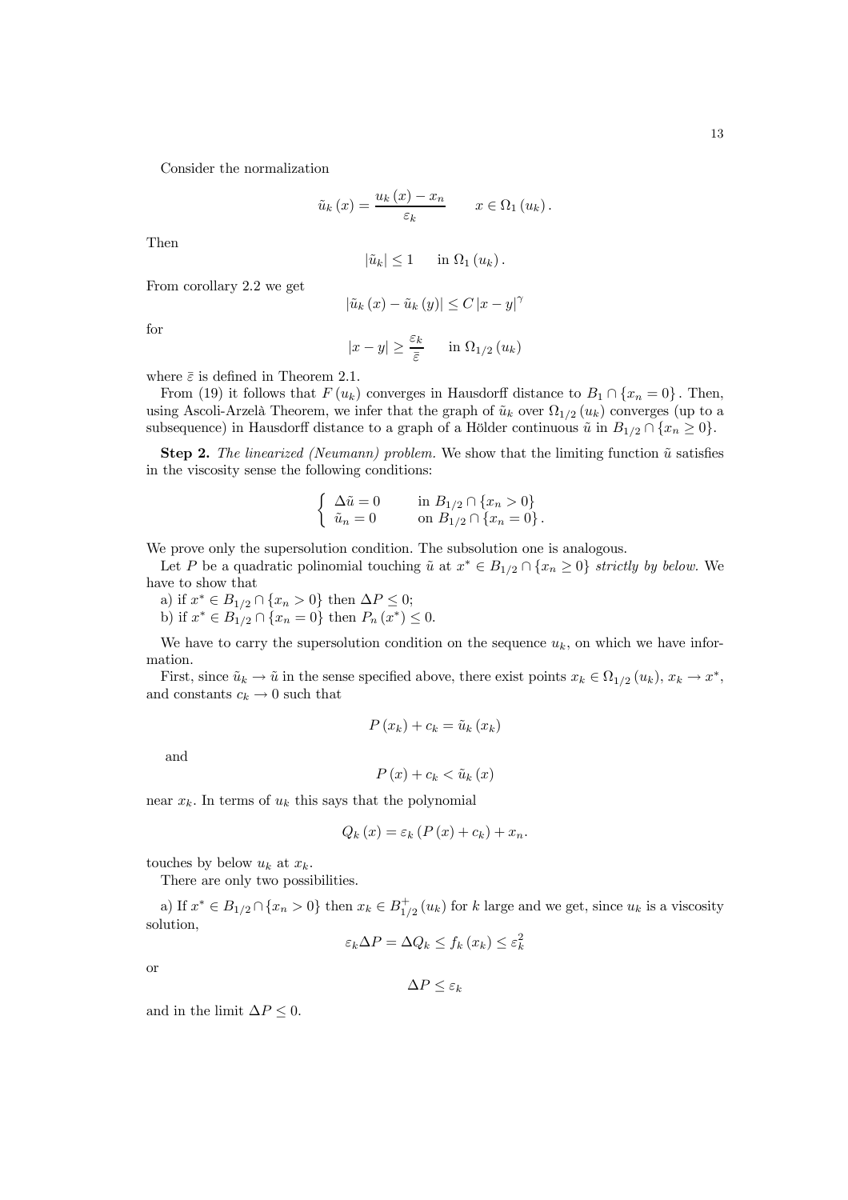Consider the normalization

$$\tilde{u}_k(x) = \frac{u_k(x) - x_n}{\varepsilon_k} \qquad x \in \Omega_1(u_k).$$

Then

$$|\tilde{u}_k| \leq 1 \qquad \text{in } \Omega_1(u_k).$$

From corollary 2.2 we get

$$|\tilde{u}_k(x) - \tilde{u}_k(y)| \leq C|x-y|^{\gamma}$$

for

$$|x-y| \geq \frac{\varepsilon_k}{\bar{\varepsilon}} \qquad \text{in } \Omega_{1/2}(u_k)$$

where $\bar{\varepsilon}$ is defined in Theorem 2.1.

From (19) it follows that $F(u_k)$ converges in Hausdorff distance to $B_1 \cap \{x_n = 0\}$. Then, using Ascoli-Arzelà Theorem, we infer that the graph of $\tilde{u}_k$ over $\Omega_{1/2}(u_k)$ converges (up to a subsequence) in Hausdorff distance to a graph of a Hölder continuous $\tilde{u}$ in $B_{1/2} \cap \{x_n \geq 0\}$.

**Step 2.** *The linearized (Neumann) problem.* We show that the limiting function $\tilde{u}$ satisfies in the viscosity sense the following conditions:

$$\begin{cases} \Delta\tilde{u} = 0 & \text{in } B_{1/2} \cap \{x_n > 0\} \\ \tilde{u}_n = 0 & \text{on } B_{1/2} \cap \{x_n = 0\}. \end{cases}$$

We prove only the supersolution condition. The subsolution one is analogous.

Let $P$ be a quadratic polinomial touching $\tilde{u}$ at $x^* \in B_{1/2} \cap \{x_n \geq 0\}$ *strictly by below.* We have to show that

a) if $x^* \in B_{1/2} \cap \{x_n > 0\}$ then $\Delta P \leq 0$;

b) if $x^* \in B_{1/2} \cap \{x_n = 0\}$ then $P_n(x^*) \leq 0$.

We have to carry the supersolution condition on the sequence $u_k$, on which we have information.

First, since $\tilde{u}_k \to \tilde{u}$ in the sense specified above, there exist points $x_k \in \Omega_{1/2}(u_k)$, $x_k \to x^*$, and constants $c_k \to 0$ such that

$$P(x_k) + c_k = \tilde{u}_k(x_k)$$

and

$$P(x) + c_k < \tilde{u}_k(x)$$

near $x_k$. In terms of $u_k$ this says that the polynomial

$$Q_k(x) = \varepsilon_k(P(x) + c_k) + x_n.$$

touches by below $u_k$ at $x_k$.

There are only two possibilities.

a) If $x^* \in B_{1/2} \cap \{x_n > 0\}$ then $x_k \in B^+_{1/2}(u_k)$ for $k$ large and we get, since $u_k$ is a viscosity solution,

$$\varepsilon_k \Delta P = \Delta Q_k \leq f_k(x_k) \leq \varepsilon_k^2$$

or

$$\Delta P \leq \varepsilon_k$$

and in the limit $\Delta P \leq 0$.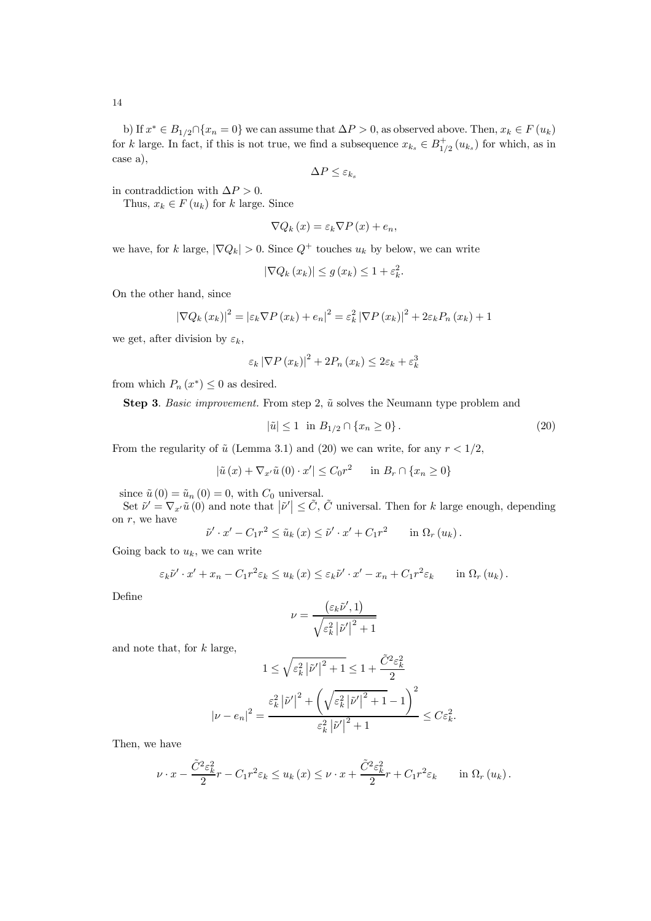b) If $x^* \in B_{1/2} \cap \{x_n = 0\}$ we can assume that $\Delta P > 0$, as observed above. Then, $x_k \in F(u_k)$ for $k$ large. In fact, if this is not true, we find a subsequence $x_{k_s} \in B^+_{1/2}(u_{k_s})$ for which, as in case a),

$$\Delta P \leq \varepsilon_{k_s}$$

in contraddiction with $\Delta P > 0$.

Thus, $x_k \in F(u_k)$ for $k$ large. Since

$$\nabla Q_k(x) = \varepsilon_k \nabla P(x) + e_n,$$

we have, for $k$ large, $|\nabla Q_k| > 0$. Since $Q^+$ touches $u_k$ by below, we can write

$$|\nabla Q_k(x_k)| \leq g(x_k) \leq 1 + \varepsilon_k^2.$$

On the other hand, since

$$|\nabla Q_k(x_k)|^2 = |\varepsilon_k \nabla P(x_k) + e_n|^2 = \varepsilon_k^2 |\nabla P(x_k)|^2 + 2\varepsilon_k P_n(x_k) + 1$$

we get, after division by $\varepsilon_k$,

$$\varepsilon_k |\nabla P(x_k)|^2 + 2P_n(x_k) \leq 2\varepsilon_k + \varepsilon_k^3$$

from which $P_n(x^*) \leq 0$ as desired.

**Step 3**. *Basic improvement.* From step 2, $\tilde{u}$ solves the Neumann type problem and

$$|\tilde{u}| \leq 1 \ \text{ in } B_{1/2} \cap \{x_n \geq 0\}. \tag{20}$$

From the regularity of $\tilde{u}$ (Lemma 3.1) and (20) we can write, for any $r < 1/2$,

$$|\tilde{u}(x) + \nabla_{x'}\tilde{u}(0) \cdot x'| \leq C_0 r^2 \qquad \text{in } B_r \cap \{x_n \geq 0\}$$

since $\tilde{u}(0) = \tilde{u}_n(0) = 0$, with $C_0$ universal.

Set $\tilde{\nu}' = \nabla_{x'}\tilde{u}(0)$ and note that $|\tilde{\nu}'| \leq \tilde{C}$, $\tilde{C}$ universal. Then for $k$ large enough, depending on $r$, we have

$$\tilde{\nu}' \cdot x' - C_1 r^2 \leq \tilde{u}_k(x) \leq \tilde{\nu}' \cdot x' + C_1 r^2 \qquad \text{in } \Omega_r(u_k).$$

Going back to $u_k$, we can write

$$\varepsilon_k \tilde{\nu}' \cdot x' + x_n - C_1 r^2 \varepsilon_k \leq u_k(x) \leq \varepsilon_k \tilde{\nu}' \cdot x' - x_n + C_1 r^2 \varepsilon_k \qquad \text{in } \Omega_r(u_k).$$

Define

$$\nu = \frac{(\varepsilon_k \tilde{\nu}', 1)}{\sqrt{\varepsilon_k^2 |\tilde{\nu}'|^2 + 1}}$$

and note that, for $k$ large,

$$1 \leq \sqrt{\varepsilon_k^2 |\tilde{\nu}'|^2 + 1} \leq 1 + \frac{\tilde{C}^2 \varepsilon_k^2}{2}$$

$$|\nu - e_n|^2 = \frac{\varepsilon_k^2 |\tilde{\nu}'|^2 + \left(\sqrt{\varepsilon_k^2 |\tilde{\nu}'|^2 + 1} - 1\right)^2}{\varepsilon_k^2 |\tilde{\nu}'|^2 + 1} \leq C\varepsilon_k^2.$$

Then, we have

$$\nu \cdot x - \frac{\tilde{C}^2 \varepsilon_k^2}{2} r - C_1 r^2 \varepsilon_k \leq u_k(x) \leq \nu \cdot x + \frac{\tilde{C}^2 \varepsilon_k^2}{2} r + C_1 r^2 \varepsilon_k \qquad \text{in } \Omega_r(u_k).$$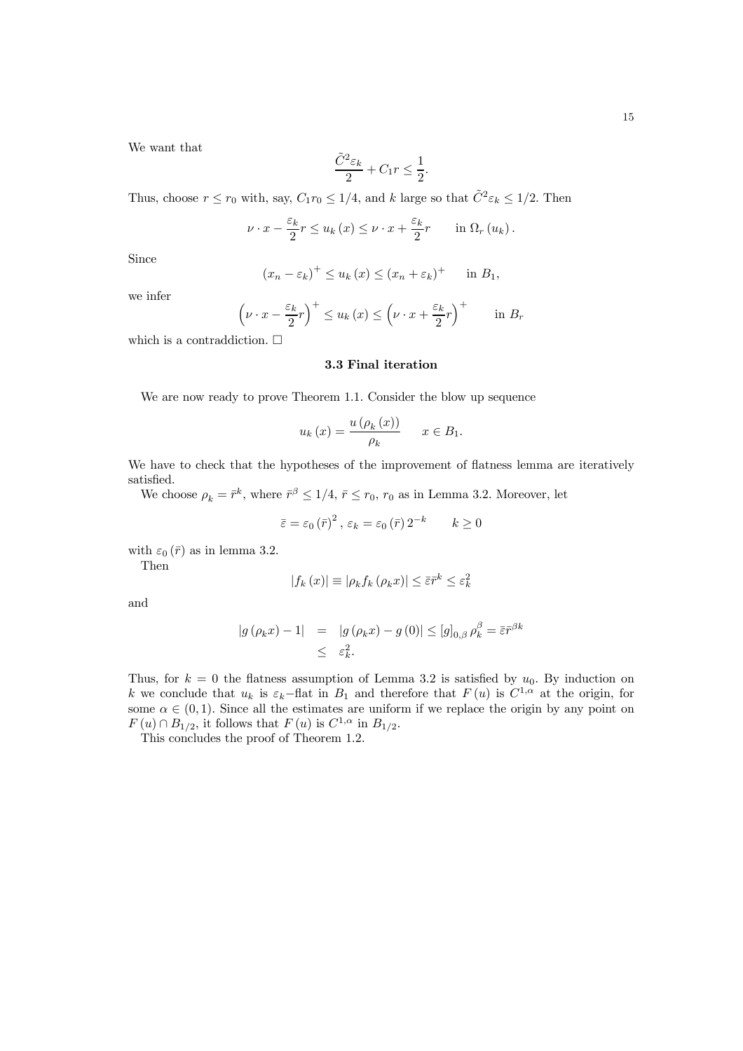We want that

$$\frac{\tilde{C}^2 \varepsilon_k}{2} + C_1 r \leq \frac{1}{2}.$$

Thus, choose $r \leq r_0$ with, say, $C_1 r_0 \leq 1/4$, and $k$ large so that $\tilde{C}^2 \varepsilon_k \leq 1/2$. Then

$$\nu \cdot x - \frac{\varepsilon_k}{2} r \leq u_k(x) \leq \nu \cdot x + \frac{\varepsilon_k}{2} r \qquad \text{in } \Omega_r(u_k).$$

Since

$$(x_n - \varepsilon_k)^+ \leq u_k(x) \leq (x_n + \varepsilon_k)^+ \qquad \text{in } B_1,$$

we infer

$$\left(\nu \cdot x - \frac{\varepsilon_k}{2} r\right)^+ \leq u_k(x) \leq \left(\nu \cdot x + \frac{\varepsilon_k}{2} r\right)^+ \qquad \text{in } B_r$$

which is a contraddiction. □

### 3.3 Final iteration

We are now ready to prove Theorem 1.1. Consider the blow up sequence

$$u_k(x) = \frac{u(\rho_k(x))}{\rho_k} \qquad x \in B_1.$$

We have to check that the hypotheses of the improvement of flatness lemma are iteratively satisfied.

We choose $\rho_k = \bar{r}^k$, where $\bar{r}^\beta \leq 1/4$, $\bar{r} \leq r_0$, $r_0$ as in Lemma 3.2. Moreover, let

$$\bar{\varepsilon} = \varepsilon_0(\bar{r})^2, \, \varepsilon_k = \varepsilon_0(\bar{r}) 2^{-k} \qquad k \geq 0$$

with $\varepsilon_0(\bar{r})$ as in lemma 3.2.

Then

$$|f_k(x)| \equiv |\rho_k f_k(\rho_k x)| \leq \bar{\varepsilon} \bar{r}^k \leq \varepsilon_k^2$$

and

$$\begin{aligned} |g(\rho_k x) - 1| &= |g(\rho_k x) - g(0)| \leq [g]_{0,\beta} \rho_k^\beta = \bar{\varepsilon} \bar{r}^{\beta k} \\ &\leq \varepsilon_k^2. \end{aligned}$$

Thus, for $k = 0$ the flatness assumption of Lemma 3.2 is satisfied by $u_0$. By induction on $k$ we conclude that $u_k$ is $\varepsilon_k-$flat in $B_1$ and therefore that $F(u)$ is $C^{1,\alpha}$ at the origin, for some $\alpha \in (0,1)$. Since all the estimates are uniform if we replace the origin by any point on $F(u) \cap B_{1/2}$, it follows that $F(u)$ is $C^{1,\alpha}$ in $B_{1/2}$.

This concludes the proof of Theorem 1.2.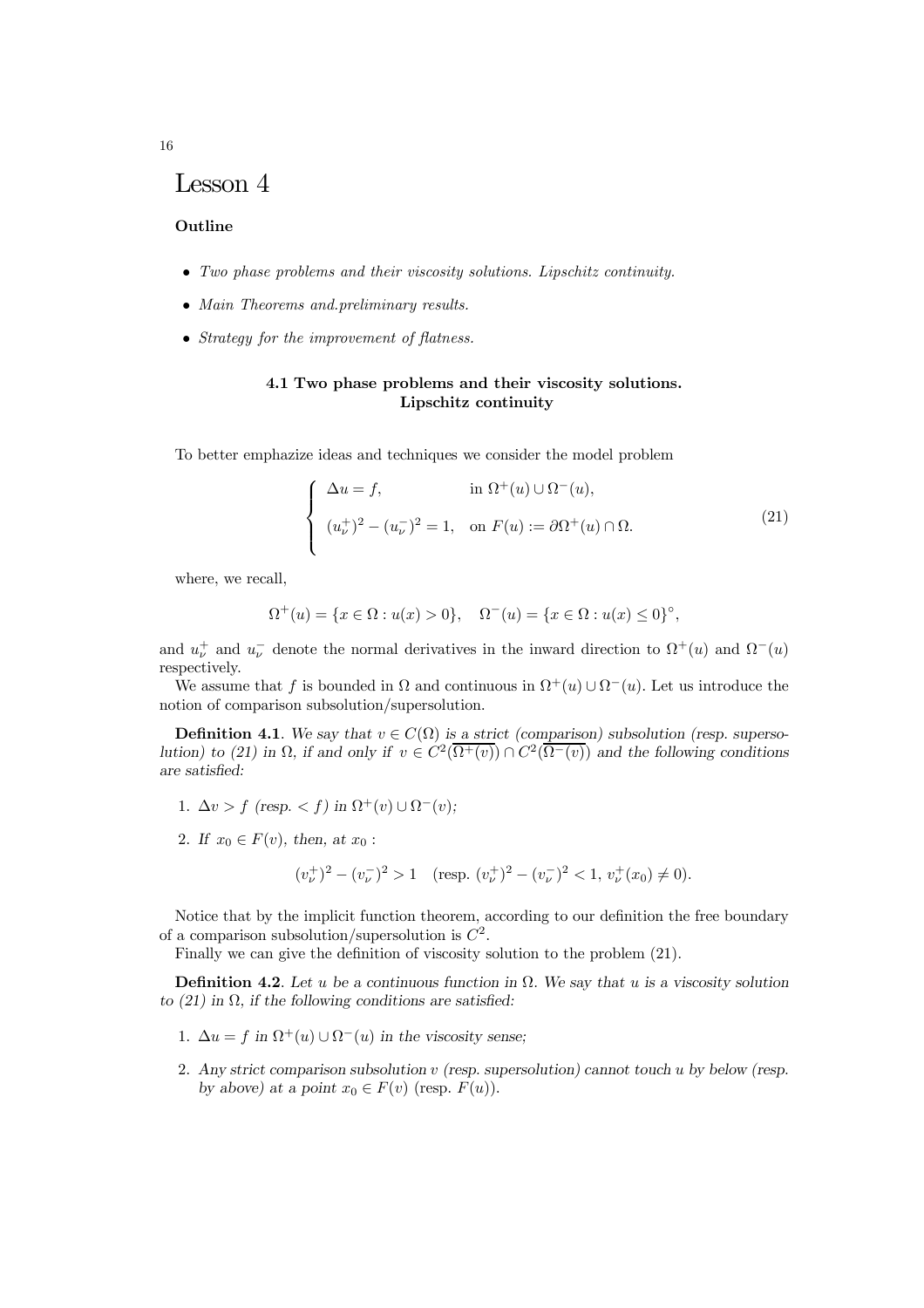# Lesson 4

**Outline**

- *Two phase problems and their viscosity solutions. Lipschitz continuity.*
- *Main Theorems and.preliminary results.*
- *Strategy for the improvement of flatness.*

### 4.1 Two phase problems and their viscosity solutions. Lipschitz continuity

To better emphazize ideas and techniques we consider the model problem

$$\begin{cases} \Delta u = f, & \text{in } \Omega^+(u) \cup \Omega^-(u), \\ \\ (u_\nu^+)^2 - (u_\nu^-)^2 = 1, & \text{on } F(u) := \partial\Omega^+(u) \cap \Omega. \\ \end{cases} \tag{21}$$

where, we recall,

$$\Omega^+(u) = \{x \in \Omega : u(x) > 0\}, \quad \Omega^-(u) = \{x \in \Omega : u(x) \leq 0\}^\circ,$$

and $u_\nu^+$ and $u_\nu^-$ denote the normal derivatives in the inward direction to $\Omega^+(u)$ and $\Omega^-(u)$ respectively.

We assume that $f$ is bounded in $\Omega$ and continuous in $\Omega^+(u) \cup \Omega^-(u)$. Let us introduce the notion of comparison subsolution/supersolution.

**Definition 4.1**. *We say that $v \in C(\Omega)$ is a strict (comparison) subsolution (resp. supersolution) to (21) in $\Omega$, if and only if $v \in C^2(\overline{\Omega^+(v)}) \cap C^2(\overline{\Omega^-(v)})$ and the following conditions are satisfied:*

1. *$\Delta v > f$ (resp. $< f$) in $\Omega^+(v) \cup \Omega^-(v)$;*
2. *If $x_0 \in F(v)$, then, at $x_0$ :*

$$(v_\nu^+)^2 - (v_\nu^-)^2 > 1 \quad (\text{resp. } (v_\nu^+)^2 - (v_\nu^-)^2 < 1,\ v_\nu^+(x_0) \neq 0).$$

Notice that by the implicit function theorem, according to our definition the free boundary of a comparison subsolution/supersolution is $C^2$.

Finally we can give the definition of viscosity solution to the problem (21).

**Definition 4.2**. *Let $u$ be a continuous function in $\Omega$. We say that $u$ is a viscosity solution to (21) in $\Omega$, if the following conditions are satisfied:*

1. *$\Delta u = f$ in $\Omega^+(u) \cup \Omega^-(u)$ in the viscosity sense;*
2. *Any strict comparison subsolution $v$ (resp. supersolution) cannot touch $u$ by below (resp. by above) at a point $x_0 \in F(v)$ (resp. $F(u)$).*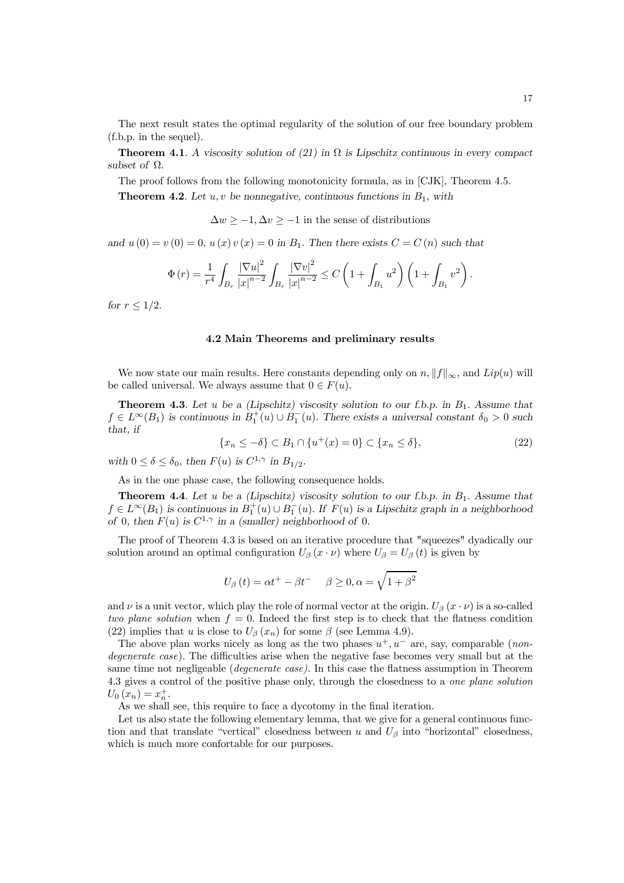The next result states the optimal regularity of the solution of our free boundary problem (f.b.p. in the sequel).

**Theorem 4.1**. *A viscosity solution of (21) in $\Omega$ is Lipschitz continuous in every compact subset of $\Omega$.*

The proof follows from the following monotonicity formula, as in [CJK], Theorem 4.5.

**Theorem 4.2**. *Let $u, v$ be nonnegative, continuous functions in $B_1$, with*

$$\Delta w \geq -1, \Delta v \geq -1 \text{ in the sense of distributions}$$

*and $u(0) = v(0) = 0$, $u(x)v(x) = 0$ in $B_1$. Then there exists $C = C(n)$ such that*

$$\Phi(r) = \frac{1}{r^4} \int_{B_r} \frac{|\nabla u|^2}{|x|^{n-2}} \int_{B_r} \frac{|\nabla v|^2}{|x|^{n-2}} \leq C \left(1 + \int_{B_1} u^2\right) \left(1 + \int_{B_1} v^2\right).$$

*for $r \leq 1/2$.*

### 4.2 Main Theorems and preliminary results

We now state our main results. Here constants depending only on $n, \|f\|_\infty$, and $Lip(u)$ will be called universal. We always assume that $0 \in F(u)$.

**Theorem 4.3**. *Let $u$ be a (Lipschitz) viscosity solution to our f.b.p. in $B_1$. Assume that $f \in L^\infty(B_1)$ is continuous in $B_1^+(u) \cup B_1^-(u)$. There exists a universal constant $\delta_0 > 0$ such that, if*

$$\{x_n \leq -\delta\} \subset B_1 \cap \{u^+(x) = 0\} \subset \{x_n \leq \delta\}, \tag{22}$$

*with $0 \leq \delta \leq \delta_0$, then $F(u)$ is $C^{1,\gamma}$ in $B_{1/2}$.*

As in the one phase case, the following consequence holds.

**Theorem 4.4**. *Let $u$ be a (Lipschitz) viscosity solution to our f.b.p. in $B_1$. Assume that $f \in L^\infty(B_1)$ is continuous in $B_1^+(u) \cup B_1^-(u)$. If $F(u)$ is a Lipschitz graph in a neighborhood of 0, then $F(u)$ is $C^{1,\gamma}$ in a (smaller) neighborhood of 0.*

The proof of Theorem 4.3 is based on an iterative procedure that "squeezes" dyadically our solution around an optimal configuration $U_\beta(x \cdot \nu)$ where $U_\beta = U_\beta(t)$ is given by

$$U_\beta(t) = \alpha t^+ - \beta t^- \quad \beta \geq 0, \alpha = \sqrt{1 + \beta^2}$$

and $\nu$ is a unit vector, which play the role of normal vector at the origin. $U_\beta(x \cdot \nu)$ is a so-called *two plane solution* when $f = 0$. Indeed the first step is to check that the flatness condition (22) implies that $u$ is close to $U_\beta(x_n)$ for some $\beta$ (see Lemma 4.9).

The above plan works nicely as long as the two phases $u^+, u^-$ are, say, comparable (*non-degenerate case*). The difficulties arise when the negative fase becomes very small but at the same time not negligeable (*degenerate case)*. In this case the flatness assumption in Theorem 4.3 gives a control of the positive phase only, through the closedness to a *one plane solution* $U_0(x_n) = x_n^+$.

As we shall see, this require to face a dycotomy in the final iteration.

Let us also state the following elementary lemma, that we give for a general continuous function and that translate "vertical" closedness between $u$ and $U_\beta$ into "horizontal" closedness, which is much more confortable for our purposes.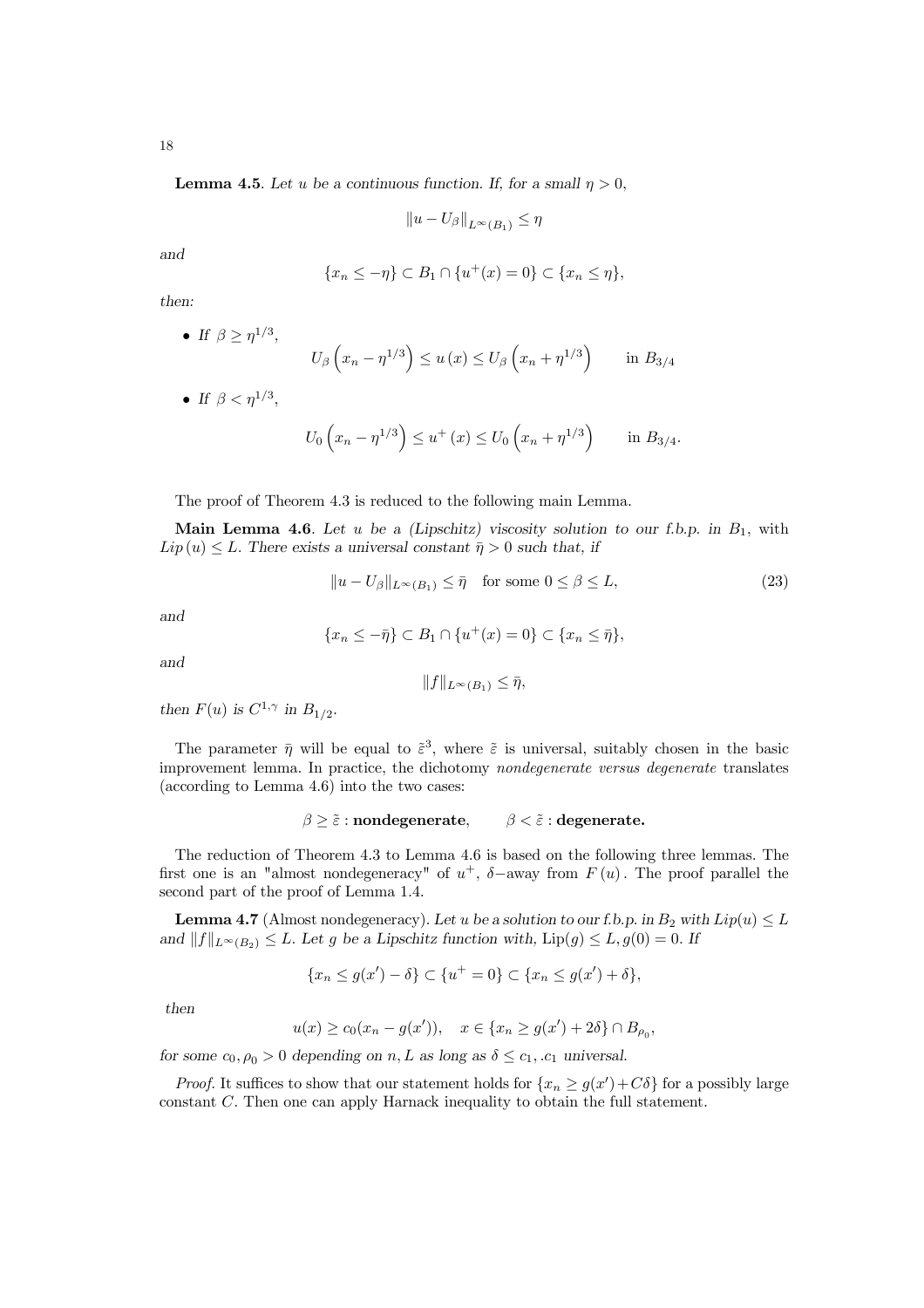**Lemma 4.5**. *Let $u$ be a continuous function. If, for a small $\eta > 0$,*

$$\|u - U_\beta\|_{L^\infty(B_1)} \leq \eta$$

*and*

$$\{x_n \leq -\eta\} \subset B_1 \cap \{u^+(x) = 0\} \subset \{x_n \leq \eta\},$$

*then:*

- *If $\beta \geq \eta^{1/3}$,*

$$U_\beta\left(x_n - \eta^{1/3}\right) \leq u\left(x\right) \leq U_\beta\left(x_n + \eta^{1/3}\right) \qquad \text{in } B_{3/4}$$

- *If $\beta < \eta^{1/3}$,*

$$U_0\left(x_n - \eta^{1/3}\right) \leq u^+\left(x\right) \leq U_0\left(x_n + \eta^{1/3}\right) \qquad \text{in } B_{3/4}.$$

The proof of Theorem 4.3 is reduced to the following main Lemma.

**Main Lemma 4.6**. *Let $u$ be a (Lipschitz) viscosity solution to our f.b.p. in $B_1$, with $Lip\left(u\right) \leq L$. There exists a universal constant $\bar{\eta} > 0$ such that, if*

$$\|u - U_\beta\|_{L^\infty(B_1)} \leq \bar{\eta} \quad \text{for some } 0 \leq \beta \leq L, \tag{23}$$

*and*

$$\{x_n \leq -\bar{\eta}\} \subset B_1 \cap \{u^+(x) = 0\} \subset \{x_n \leq \bar{\eta}\},$$

*and*

$$\|f\|_{L^\infty(B_1)} \leq \bar{\eta},$$

*then $F(u)$ is $C^{1,\gamma}$ in $B_{1/2}$.*

The parameter $\bar{\eta}$ will be equal to $\tilde{\varepsilon}^3$, where $\tilde{\varepsilon}$ is universal, suitably chosen in the basic improvement lemma. In practice, the dichotomy *nondegenerate versus degenerate* translates (according to Lemma 4.6) into the two cases:

$$\beta \geq \tilde{\varepsilon} : \textbf{nondegenerate}, \qquad \beta < \tilde{\varepsilon} : \textbf{degenerate.}$$

The reduction of Theorem 4.3 to Lemma 4.6 is based on the following three lemmas. The first one is an "almost nondegeneracy" of $u^+$, $\delta-$away from $F\left(u\right)$. The proof parallel the second part of the proof of Lemma 1.4.

**Lemma 4.7** (Almost nondegeneracy). *Let $u$ be a solution to our f.b.p. in $B_2$ with $Lip(u) \leq L$ and $\|f\|_{L^\infty(B_2)} \leq L$. Let $g$ be a Lipschitz function with, $\text{Lip}(g) \leq L, g(0) = 0$. If*

$$\{x_n \leq g(x') - \delta\} \subset \{u^+ = 0\} \subset \{x_n \leq g(x') + \delta\},$$

*then*

$$u(x) \geq c_0(x_n - g(x')), \quad x \in \{x_n \geq g(x') + 2\delta\} \cap B_{\rho_0},$$

*for some $c_0, \rho_0 > 0$ depending on $n, L$ as long as $\delta \leq c_1$, .$c_1$ universal.*

*Proof.* It suffices to show that our statement holds for $\{x_n \geq g(x') + C\delta\}$ for a possibly large constant $C$. Then one can apply Harnack inequality to obtain the full statement.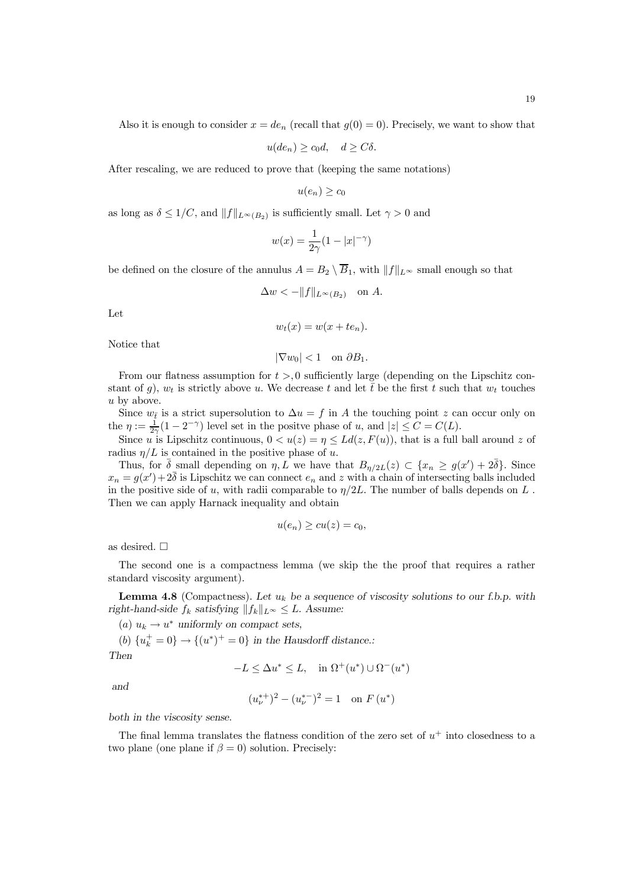Also it is enough to consider $x = de_n$ (recall that $g(0) = 0$). Precisely, we want to show that

$$u(de_n) \geq c_0 d, \quad d \geq C\delta.$$

After rescaling, we are reduced to prove that (keeping the same notations)

$$u(e_n) \geq c_0$$

as long as $\delta \leq 1/C$, and $\|f\|_{L^\infty(B_2)}$ is sufficiently small. Let $\gamma > 0$ and

$$w(x) = \frac{1}{2\gamma}(1 - |x|^{-\gamma})$$

be defined on the closure of the annulus $A = B_2 \setminus \overline{B}_1$, with $\|f\|_{L^\infty}$ small enough so that

$$\Delta w < -\|f\|_{L^\infty(B_2)} \quad \text{on } A.$$

Let

$$w_t(x) = w(x + te_n).$$

Notice that

$$|\nabla w_0| < 1 \quad \text{on } \partial B_1.$$

From our flatness assumption for $t >, 0$ sufficiently large (depending on the Lipschitz constant of $g$), $w_t$ is strictly above $u$. We decrease $t$ and let $\bar{t}$ be the first $t$ such that $w_t$ touches $u$ by above.

Since $w_{\bar{t}}$ is a strict supersolution to $\Delta u = f$ in $A$ the touching point $z$ can occur only on the $\eta := \frac{1}{2\gamma}(1 - 2^{-\gamma})$ level set in the positve phase of $u$, and $|z| \leq C = C(L)$.

Since $u$ is Lipschitz continuous, $0 < u(z) = \eta \leq Ld(z, F(u))$, that is a full ball around $z$ of radius $\eta/L$ is contained in the positive phase of $u$.

Thus, for $\bar{\delta}$ small depending on $\eta, L$ we have that $B_{\eta/2L}(z) \subset \{x_n \geq g(x') + 2\bar{\delta}\}$. Since $x_n = g(x') + 2\bar{\delta}$ is Lipschitz we can connect $e_n$ and $z$ with a chain of intersecting balls included in the positive side of $u$, with radii comparable to $\eta/2L$. The number of balls depends on $L$. Then we can apply Harnack inequality and obtain

$$u(e_n) \geq cu(z) = c_0,$$

as desired. $\square$

The second one is a compactness lemma (we skip the the proof that requires a rather standard viscosity argument).

**Lemma 4.8** (Compactness). *Let $u_k$ be a sequence of viscosity solutions to our f.b.p. with right-hand-side $f_k$ satisfying $\|f_k\|_{L^\infty} \leq L$. Assume:*

*(a) $u_k \to u^*$ uniformly on compact sets,*

*(b) $\{u_k^+ = 0\} \to \{(u^*)^+ = 0\}$ in the Hausdorff distance.:*

*Then*

$$-L \leq \Delta u^* \leq L, \quad \text{in } \Omega^+(u^*) \cup \Omega^-(u^*)$$

*and*

$$(u_\nu^{*+})^2 - (u_\nu^{*-})^2 = 1 \quad \text{on } F(u^*)$$

*both in the viscosity sense.*

The final lemma translates the flatness condition of the zero set of $u^+$ into closedness to a two plane (one plane if $\beta = 0$) solution. Precisely: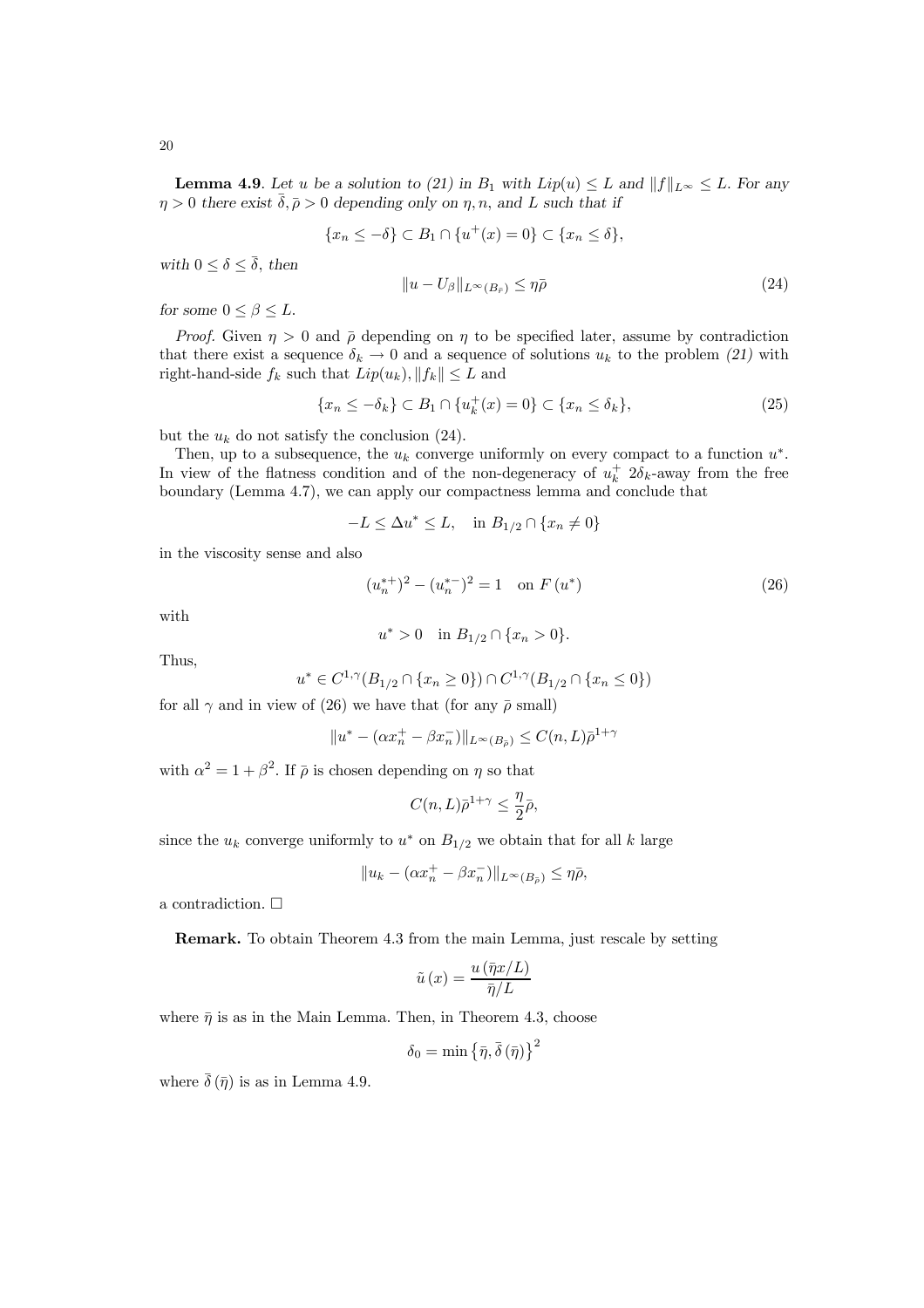**Lemma 4.9**. *Let $u$ be a solution to (21) in $B_1$ with $Lip(u) \leq L$ and $\|f\|_{L^\infty} \leq L$. For any $\eta > 0$ there exist $\bar{\delta}, \bar{\rho} > 0$ depending only on $\eta, n$, and $L$ such that if*

$$\{x_n \leq -\delta\} \subset B_1 \cap \{u^+(x) = 0\} \subset \{x_n \leq \delta\},$$

*with $0 \leq \delta \leq \bar{\delta}$, then*

$$\|u - U_\beta\|_{L^\infty(B_{\bar{r}})} \leq \eta \bar{\rho} \tag{24}$$

*for some $0 \leq \beta \leq L$.*

*Proof.* Given $\eta > 0$ and $\bar{\rho}$ depending on $\eta$ to be specified later, assume by contradiction that there exist a sequence $\delta_k \to 0$ and a sequence of solutions $u_k$ to the problem *(21)* with right-hand-side $f_k$ such that $Lip(u_k), \|f_k\| \leq L$ and

$$\{x_n \leq -\delta_k\} \subset B_1 \cap \{u_k^+(x) = 0\} \subset \{x_n \leq \delta_k\}, \tag{25}$$

but the $u_k$ do not satisfy the conclusion (24).

Then, up to a subsequence, the $u_k$ converge uniformly on every compact to a function $u^*$. In view of the flatness condition and of the non-degeneracy of $u_k^+$ $2\delta_k$-away from the free boundary (Lemma 4.7), we can apply our compactness lemma and conclude that

$$-L \leq \Delta u^* \leq L, \quad \text{in } B_{1/2} \cap \{x_n \neq 0\}$$

in the viscosity sense and also

$$(u_n^{*+})^2 - (u_n^{*-})^2 = 1 \quad \text{on } F(u^*) \tag{26}$$

with

$$u^* > 0 \quad \text{in } B_{1/2} \cap \{x_n > 0\}.$$

Thus,

$$u^* \in C^{1,\gamma}(B_{1/2} \cap \{x_n \geq 0\}) \cap C^{1,\gamma}(B_{1/2} \cap \{x_n \leq 0\})$$

for all $\gamma$ and in view of (26) we have that (for any $\bar{\rho}$ small)

$$\|u^* - (\alpha x_n^+ - \beta x_n^-)\|_{L^\infty(B_{\bar{\rho}})} \leq C(n, L)\bar{\rho}^{1+\gamma}$$

with $\alpha^2 = 1 + \beta^2$. If $\bar{\rho}$ is chosen depending on $\eta$ so that

$$C(n, L)\bar{\rho}^{1+\gamma} \leq \frac{\eta}{2}\bar{\rho},$$

since the $u_k$ converge uniformly to $u^*$ on $B_{1/2}$ we obtain that for all $k$ large

$$\|u_k - (\alpha x_n^+ - \beta x_n^-)\|_{L^\infty(B_{\bar{\rho}})} \leq \eta\bar{\rho},$$

a contradiction. $\square$

**Remark.** To obtain Theorem 4.3 from the main Lemma, just rescale by setting

$$\tilde{u}(x) = \frac{u(\bar{\eta}x/L)}{\bar{\eta}/L}$$

where $\bar{\eta}$ is as in the Main Lemma. Then, in Theorem 4.3, choose

$$\delta_0 = \min\{\bar{\eta}, \bar{\delta}(\bar{\eta})\}^2$$

where $\bar{\delta}(\bar{\eta})$ is as in Lemma 4.9.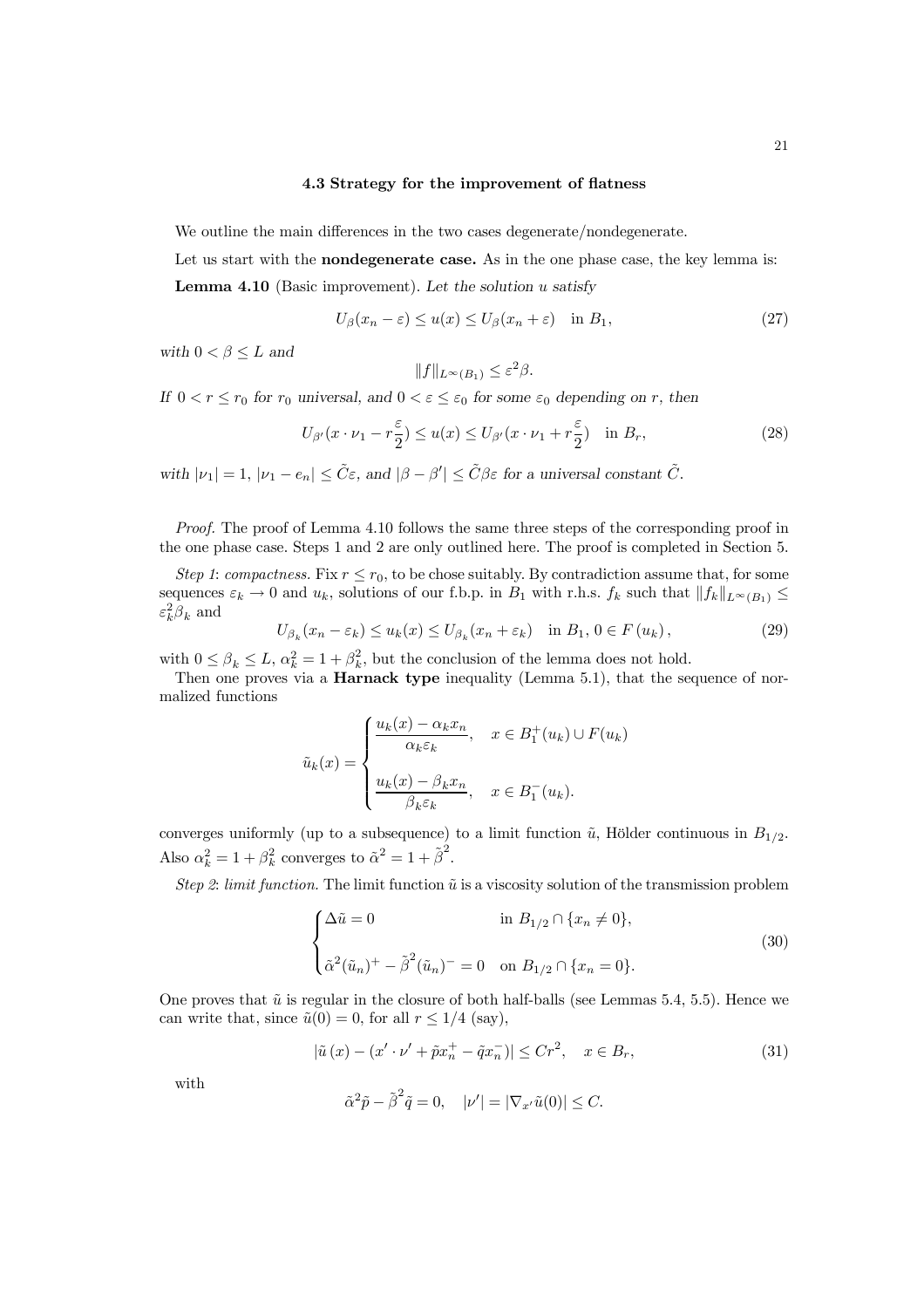### 4.3 Strategy for the improvement of flatness

We outline the main differences in the two cases degenerate/nondegenerate.

Let us start with the **nondegenerate case.** As in the one phase case, the key lemma is:

**Lemma 4.10** (Basic improvement). *Let the solution $u$ satisfy*

$$U_\beta(x_n - \varepsilon) \leq u(x) \leq U_\beta(x_n + \varepsilon) \quad \text{in } B_1, \tag{27}$$

*with $0 < \beta \leq L$ and*

$$\|f\|_{L^\infty(B_1)} \leq \varepsilon^2 \beta.$$

*If $0 < r \leq r_0$ for $r_0$ universal, and $0 < \varepsilon \leq \varepsilon_0$ for some $\varepsilon_0$ depending on $r$, then*

$$U_{\beta'}(x \cdot \nu_1 - r\frac{\varepsilon}{2}) \leq u(x) \leq U_{\beta'}(x \cdot \nu_1 + r\frac{\varepsilon}{2}) \quad \text{in } B_r, \tag{28}$$

*with $|\nu_1| = 1$, $|\nu_1 - e_n| \leq \tilde{C}\varepsilon$, and $|\beta - \beta'| \leq \tilde{C}\beta\varepsilon$ for a universal constant $\tilde{C}$.*

*Proof.* The proof of Lemma 4.10 follows the same three steps of the corresponding proof in the one phase case. Steps 1 and 2 are only outlined here. The proof is completed in Section 5.

*Step 1*: *compactness.* Fix $r \leq r_0$, to be chose suitably. By contradiction assume that, for some sequences $\varepsilon_k \to 0$ and $u_k$, solutions of our f.b.p. in $B_1$ with r.h.s. $f_k$ such that $\|f_k\|_{L^\infty(B_1)} \leq \varepsilon_k^2 \beta_k$ and

$$U_{\beta_k}(x_n - \varepsilon_k) \leq u_k(x) \leq U_{\beta_k}(x_n + \varepsilon_k) \quad \text{in } B_1,\, 0 \in F(u_k)\,, \tag{29}$$

with $0 \leq \beta_k \leq L$, $\alpha_k^2 = 1 + \beta_k^2$, but the conclusion of the lemma does not hold.

Then one proves via a **Harnack type** inequality (Lemma 5.1), that the sequence of normalized functions

$$\tilde{u}_k(x) = \begin{cases} \dfrac{u_k(x) - \alpha_k x_n}{\alpha_k \varepsilon_k}, & x \in B_1^+(u_k) \cup F(u_k) \\[2ex] \dfrac{u_k(x) - \beta_k x_n}{\beta_k \varepsilon_k}, & x \in B_1^-(u_k). \end{cases}$$

converges uniformly (up to a subsequence) to a limit function $\tilde{u}$, Hölder continuous in $B_{1/2}$. Also $\alpha_k^2 = 1 + \beta_k^2$ converges to $\tilde{\alpha}^2 = 1 + \tilde{\beta}^2$.

*Step 2*: *limit function.* The limit function $\tilde{u}$ is a viscosity solution of the transmission problem

$$\begin{cases} \Delta \tilde{u} = 0 & \text{in } B_{1/2} \cap \{x_n \neq 0\}, \\[2ex] \tilde{\alpha}^2 (\tilde{u}_n)^+ - \tilde{\beta}^2 (\tilde{u}_n)^- = 0 & \text{on } B_{1/2} \cap \{x_n = 0\}. \end{cases} \tag{30}$$

One proves that $\tilde{u}$ is regular in the closure of both half-balls (see Lemmas 5.4, 5.5). Hence we can write that, since $\tilde{u}(0) = 0$, for all $r \leq 1/4$ (say),

$$|\tilde{u}(x) - (x' \cdot \nu' + \tilde{p} x_n^+ - \tilde{q} x_n^-)| \leq C r^2, \quad x \in B_r, \tag{31}$$

with

$$\tilde{\alpha}^2 \tilde{p} - \tilde{\beta}^2 \tilde{q} = 0, \quad |\nu'| = |\nabla_{x'} \tilde{u}(0)| \leq C.$$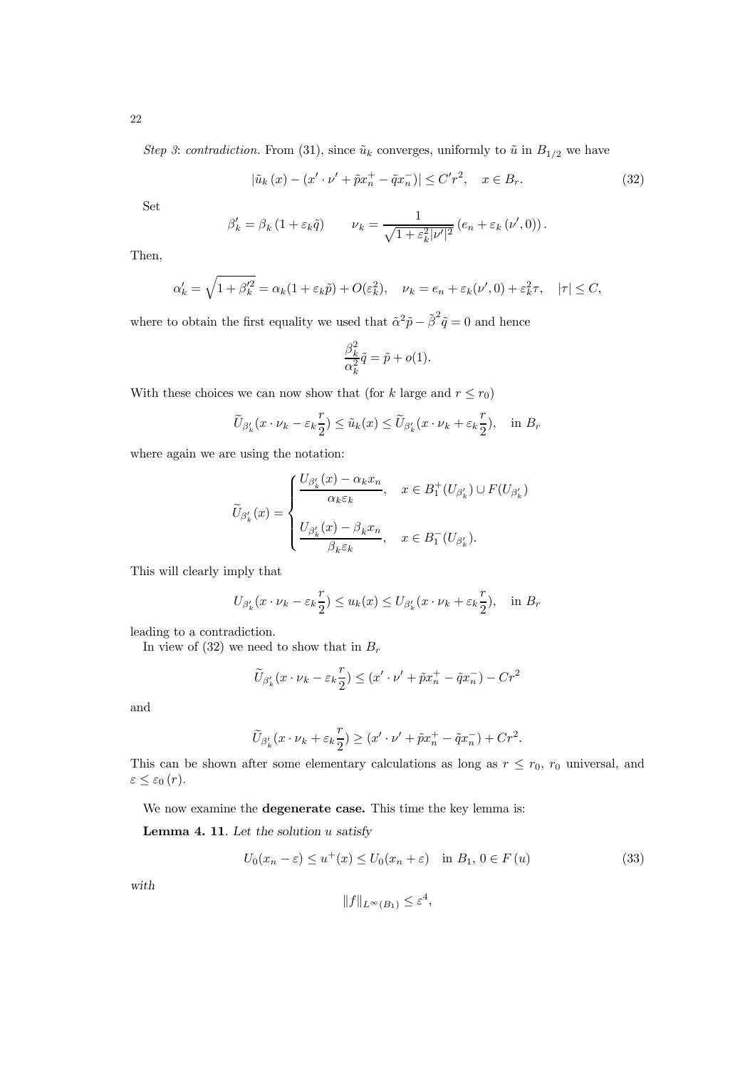*Step 3*: *contradiction.* From (31), since $\tilde{u}_k$ converges, uniformly to $\tilde{u}$ in $B_{1/2}$ we have

$$|\tilde{u}_k(x) - (x' \cdot \nu' + \tilde{p}x_n^+ - \tilde{q}x_n^-)| \leq C'r^2, \quad x \in B_r. \tag{32}$$

Set

$$\beta_k' = \beta_k (1 + \varepsilon_k \tilde{q}) \qquad \nu_k = \frac{1}{\sqrt{1 + \varepsilon_k^2 |\nu'|^2}} (e_n + \varepsilon_k (\nu', 0)).$$

Then,

$$\alpha_k' = \sqrt{1 + \beta_k'^2} = \alpha_k(1 + \varepsilon_k \tilde{p}) + O(\varepsilon_k^2), \quad \nu_k = e_n + \varepsilon_k(\nu', 0) + \varepsilon_k^2 \tau, \quad |\tau| \leq C,$$

where to obtain the first equality we used that $\tilde{\alpha}^2 \tilde{p} - \tilde{\beta}^2 \tilde{q} = 0$ and hence

$$\frac{\beta_k^2}{\alpha_k^2} \tilde{q} = \tilde{p} + o(1).$$

With these choices we can now show that (for $k$ large and $r \leq r_0$)

$$\widetilde{U}_{\beta_k'}(x \cdot \nu_k - \varepsilon_k \frac{r}{2}) \leq \tilde{u}_k(x) \leq \widetilde{U}_{\beta_k'}(x \cdot \nu_k + \varepsilon_k \frac{r}{2}), \quad \text{in } B_r$$

where again we are using the notation:

$$\widetilde{U}_{\beta_k'}(x) = \begin{cases} \dfrac{U_{\beta_k'}(x) - \alpha_k x_n}{\alpha_k \varepsilon_k}, & x \in B_1^+(U_{\beta_k'}) \cup F(U_{\beta_k'}) \\[2ex] \dfrac{U_{\beta_k'}(x) - \beta_k x_n}{\beta_k \varepsilon_k}, & x \in B_1^-(U_{\beta_k'}). \end{cases}$$

This will clearly imply that

$$U_{\beta_k'}(x \cdot \nu_k - \varepsilon_k \frac{r}{2}) \leq u_k(x) \leq U_{\beta_k'}(x \cdot \nu_k + \varepsilon_k \frac{r}{2}), \quad \text{in } B_r$$

leading to a contradiction.

In view of (32) we need to show that in $B_r$

$$\widetilde{U}_{\beta_k'}(x \cdot \nu_k - \varepsilon_k \frac{r}{2}) \leq (x' \cdot \nu' + \tilde{p}x_n^+ - \tilde{q}x_n^-) - Cr^2$$

and

$$\widetilde{U}_{\beta_k'}(x \cdot \nu_k + \varepsilon_k \frac{r}{2}) \geq (x' \cdot \nu' + \tilde{p}x_n^+ - \tilde{q}x_n^-) + Cr^2.$$

This can be shown after some elementary calculations as long as $r \leq r_0$, $r_0$ universal, and $\varepsilon \leq \varepsilon_0(r)$.

We now examine the **degenerate case.** This time the key lemma is:

**Lemma 4. 11**. *Let the solution $u$ satisfy*

$$U_0(x_n - \varepsilon) \leq u^+(x) \leq U_0(x_n + \varepsilon) \quad \text{in } B_1, \, 0 \in F(u) \tag{33}$$

*with*

$$\|f\|_{L^\infty(B_1)} \leq \varepsilon^4,$$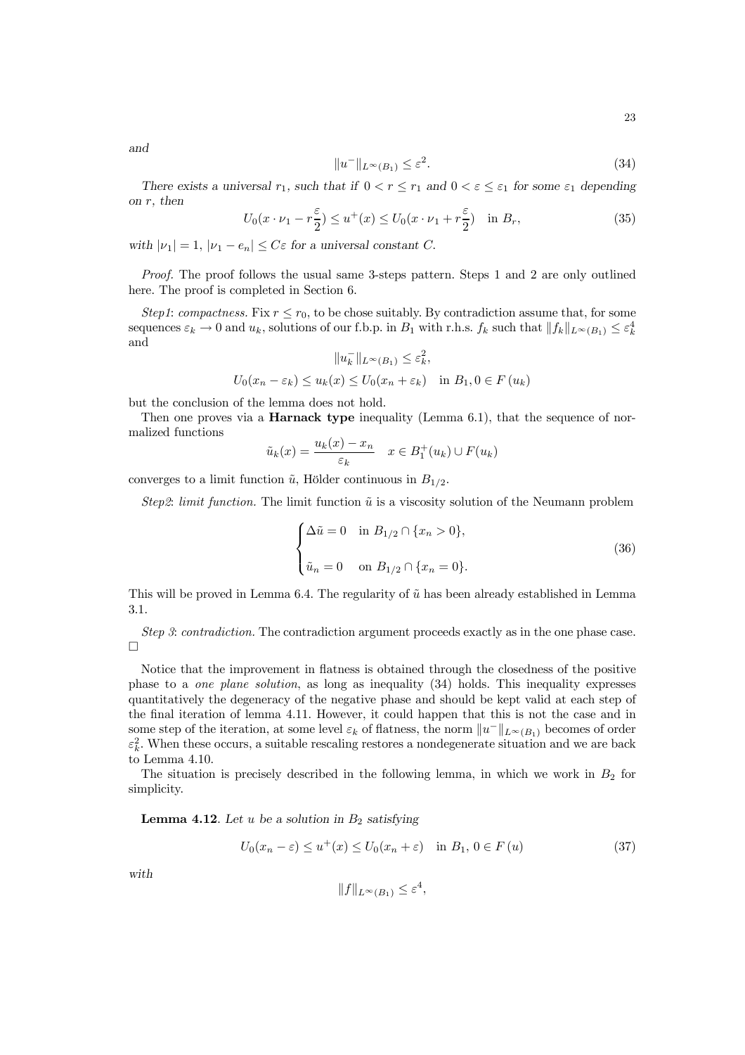*and*

$$\|u^-\|_{L^\infty(B_1)} \leq \varepsilon^2. \tag{34}$$

*There exists a universal $r_1$, such that if $0 < r \leq r_1$ and $0 < \varepsilon \leq \varepsilon_1$ for some $\varepsilon_1$ depending on $r$, then*

$$U_0(x \cdot \nu_1 - r\frac{\varepsilon}{2}) \leq u^+(x) \leq U_0(x \cdot \nu_1 + r\frac{\varepsilon}{2}) \quad \text{in } B_r, \tag{35}$$

*with $|\nu_1| = 1$, $|\nu_1 - e_n| \leq C\varepsilon$ for a universal constant $C$.*

*Proof.* The proof follows the usual same 3-steps pattern. Steps 1 and 2 are only outlined here. The proof is completed in Section 6.

*Step1*: *compactness.* Fix $r \leq r_0$, to be chose suitably. By contradiction assume that, for some sequences $\varepsilon_k \to 0$ and $u_k$, solutions of our f.b.p. in $B_1$ with r.h.s. $f_k$ such that $\|f_k\|_{L^\infty(B_1)} \leq \varepsilon_k^4$ and

$$\|u_k^-\|_{L^\infty(B_1)} \leq \varepsilon_k^2,$$

$$U_0(x_n - \varepsilon_k) \leq u_k(x) \leq U_0(x_n + \varepsilon_k) \quad \text{in } B_1, 0 \in F(u_k)$$

but the conclusion of the lemma does not hold.

Then one proves via a **Harnack type** inequality (Lemma 6.1), that the sequence of normalized functions

$$\tilde{u}_k(x) = \frac{u_k(x) - x_n}{\varepsilon_k} \quad x \in B_1^+(u_k) \cup F(u_k)$$

converges to a limit function $\tilde{u}$, Hölder continuous in $B_{1/2}$.

*Step2*: *limit function.* The limit function $\tilde{u}$ is a viscosity solution of the Neumann problem

$$\begin{cases} \Delta \tilde{u} = 0 & \text{in } B_{1/2} \cap \{x_n > 0\}, \\ \tilde{u}_n = 0 & \text{on } B_{1/2} \cap \{x_n = 0\}. \end{cases} \tag{36}$$

This will be proved in Lemma 6.4. The regularity of $\tilde{u}$ has been already established in Lemma 3.1.

*Step 3*: *contradiction.* The contradiction argument proceeds exactly as in the one phase case. □

Notice that the improvement in flatness is obtained through the closedness of the positive phase to a *one plane solution*, as long as inequality (34) holds. This inequality expresses quantitatively the degeneracy of the negative phase and should be kept valid at each step of the final iteration of lemma 4.11. However, it could happen that this is not the case and in some step of the iteration, at some level $\varepsilon_k$ of flatness, the norm $\|u^-\|_{L^\infty(B_1)}$ becomes of order $\varepsilon_k^2$. When these occurs, a suitable rescaling restores a nondegenerate situation and we are back to Lemma 4.10.

The situation is precisely described in the following lemma, in which we work in $B_2$ for simplicity.

**Lemma 4.12**. *Let $u$ be a solution in $B_2$ satisfying*

$$U_0(x_n - \varepsilon) \leq u^+(x) \leq U_0(x_n + \varepsilon) \quad \text{in } B_1,\ 0 \in F(u) \tag{37}$$

*with*

$$\|f\|_{L^\infty(B_1)} \leq \varepsilon^4,$$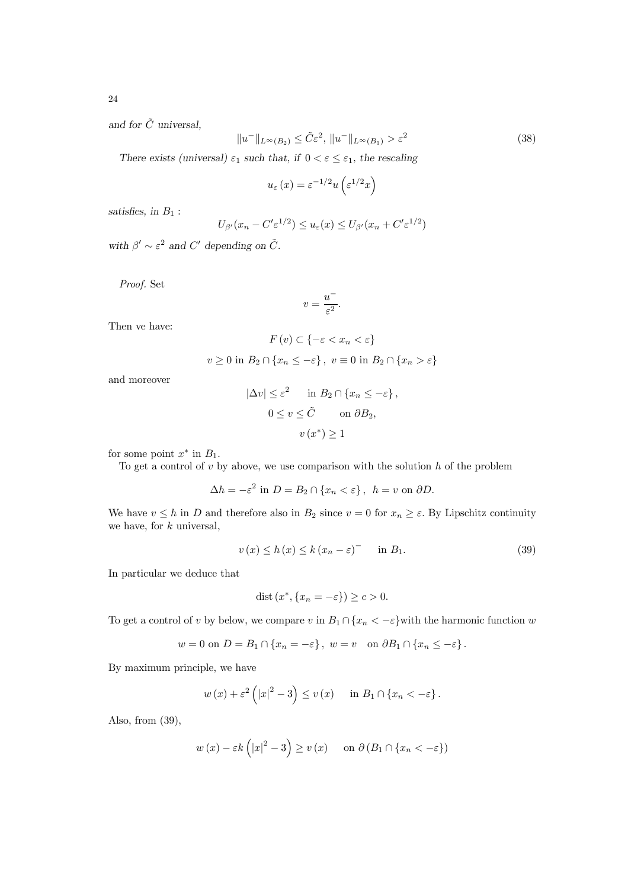*and for $\tilde{C}$ universal,*

$$\|u^-\|_{L^\infty(B_2)} \le \tilde{C}\varepsilon^2,\ \|u^-\|_{L^\infty(B_1)} > \varepsilon^2 \tag{38}$$

*There exists (universal) $\varepsilon_1$ such that, if $0 < \varepsilon \le \varepsilon_1$, the rescaling*

$$u_\varepsilon(x) = \varepsilon^{-1/2} u\left(\varepsilon^{1/2} x\right)$$

*satisfies, in $B_1$ :*

$$U_{\beta'}(x_n - C'\varepsilon^{1/2}) \le u_\varepsilon(x) \le U_{\beta'}(x_n + C'\varepsilon^{1/2})$$

*with $\beta' \sim \varepsilon^2$ and $C'$ depending on $\tilde{C}$.*

*Proof.* Set

$$v = \frac{u^-}{\varepsilon^2}.$$

Then ve have:

$$F(v) \subset \{-\varepsilon < x_n < \varepsilon\}$$

$$v \ge 0 \text{ in } B_2 \cap \{x_n \le -\varepsilon\},\ v \equiv 0 \text{ in } B_2 \cap \{x_n > \varepsilon\}$$

and moreover

$$|\Delta v| \le \varepsilon^2 \qquad \text{in } B_2 \cap \{x_n \le -\varepsilon\},$$

$$0 \le v \le \tilde{C} \qquad \text{on } \partial B_2,$$

$$v(x^*) \ge 1$$

for some point $x^*$ in $B_1$.

To get a control of $v$ by above, we use comparison with the solution $h$ of the problem

$$\Delta h = -\varepsilon^2 \text{ in } D = B_2 \cap \{x_n < \varepsilon\},\ \ h = v \text{ on } \partial D.$$

We have $v \le h$ in $D$ and therefore also in $B_2$ since $v = 0$ for $x_n \ge \varepsilon$. By Lipschitz continuity we have, for $k$ universal,

$$v(x) \le h(x) \le k(x_n - \varepsilon)^- \qquad \text{in } B_1. \tag{39}$$

In particular we deduce that

$$\operatorname{dist}(x^*, \{x_n = -\varepsilon\}) \ge c > 0.$$

To get a control of $v$ by below, we compare $v$ in $B_1 \cap \{x_n < -\varepsilon\}$with the harmonic function $w$

$$w = 0 \text{ on } D = B_1 \cap \{x_n = -\varepsilon\},\ w = v \quad \text{on } \partial B_1 \cap \{x_n \le -\varepsilon\}.$$

By maximum principle, we have

$$w(x) + \varepsilon^2\left(|x|^2 - 3\right) \le v(x) \qquad \text{in } B_1 \cap \{x_n < -\varepsilon\}.$$

Also, from (39),

$$w(x) - \varepsilon k\left(|x|^2 - 3\right) \ge v(x) \qquad \text{on } \partial\left(B_1 \cap \{x_n < -\varepsilon\}\right)$$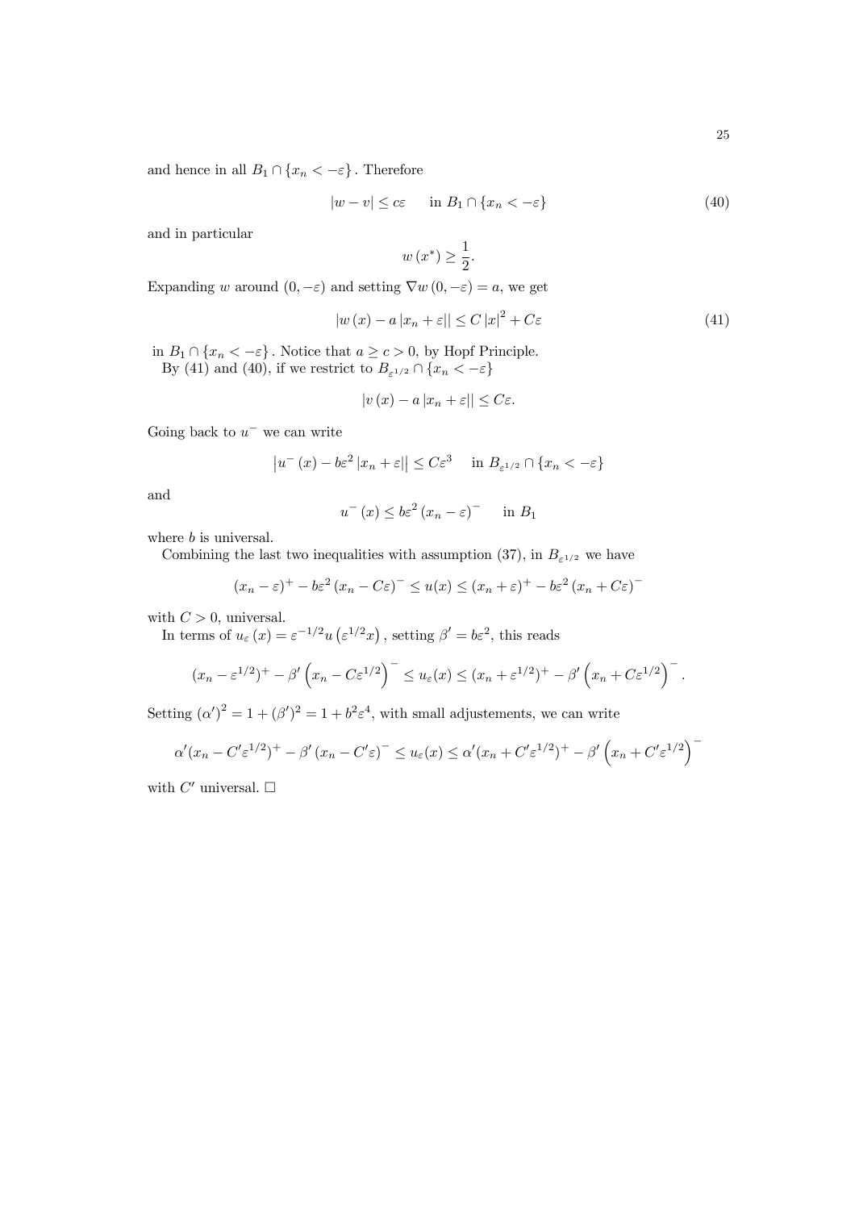and hence in all $B_1 \cap \{x_n < -\varepsilon\}$. Therefore

$$|w - v| \le c\varepsilon \qquad \text{in } B_1 \cap \{x_n < -\varepsilon\} \tag{40}$$

and in particular

$$w(x^*) \ge \frac{1}{2}.$$

Expanding $w$ around $(0, -\varepsilon)$ and setting $\nabla w(0, -\varepsilon) = a$, we get

$$|w(x) - a|x_n + \varepsilon|| \le C|x|^2 + C\varepsilon \tag{41}$$

in $B_1 \cap \{x_n < -\varepsilon\}$. Notice that $a \ge c > 0$, by Hopf Principle.

By (41) and (40), if we restrict to $B_{\varepsilon^{1/2}} \cap \{x_n < -\varepsilon\}$

$$|v(x) - a|x_n + \varepsilon|| \le C\varepsilon.$$

Going back to $u^-$ we can write

$$\left|u^-(x) - b\varepsilon^2 |x_n + \varepsilon|\right| \le C\varepsilon^3 \quad \text{ in } B_{\varepsilon^{1/2}} \cap \{x_n < -\varepsilon\}$$

and

$$u^-(x) \le b\varepsilon^2 (x_n - \varepsilon)^- \qquad \text{in } B_1$$

where $b$ is universal.

Combining the last two inequalities with assumption (37), in $B_{\varepsilon^{1/2}}$ we have

$$(x_n - \varepsilon)^+ - b\varepsilon^2 (x_n - C\varepsilon)^- \le u(x) \le (x_n + \varepsilon)^+ - b\varepsilon^2 (x_n + C\varepsilon)^-$$

with $C > 0$, universal.

In terms of $u_\varepsilon(x) = \varepsilon^{-1/2} u\left(\varepsilon^{1/2} x\right)$, setting $\beta' = b\varepsilon^2$, this reads

$$(x_n - \varepsilon^{1/2})^+ - \beta' \left(x_n - C\varepsilon^{1/2}\right)^- \le u_\varepsilon(x) \le (x_n + \varepsilon^{1/2})^+ - \beta' \left(x_n + C\varepsilon^{1/2}\right)^-.$$

Setting $(\alpha')^2 = 1 + (\beta')^2 = 1 + b^2\varepsilon^4$, with small adjustements, we can write

$$\alpha'(x_n - C'\varepsilon^{1/2})^+ - \beta' (x_n - C'\varepsilon)^- \le u_\varepsilon(x) \le \alpha'(x_n + C'\varepsilon^{1/2})^+ - \beta' \left(x_n + C'\varepsilon^{1/2}\right)^-$$

with $C'$ universal. $\square$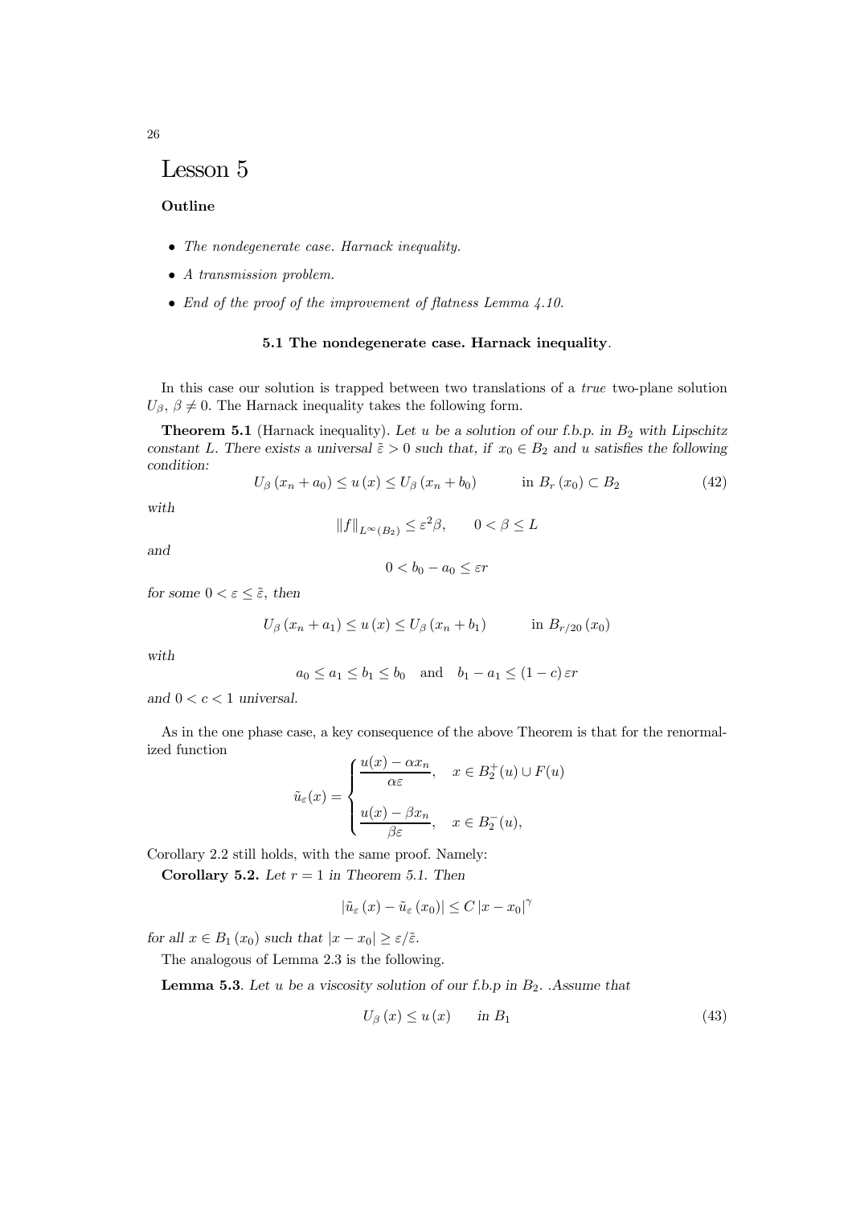# Lesson 5

**Outline**

- *The nondegenerate case. Harnack inequality.*
- *A transmission problem.*
- *End of the proof of the improvement of flatness Lemma 4.10.*

### 5.1 The nondegenerate case. Harnack inequality.

In this case our solution is trapped between two translations of a *true* two-plane solution $U_\beta$, $\beta \neq 0$. The Harnack inequality takes the following form.

**Theorem 5.1** (Harnack inequality). *Let $u$ be a solution of our f.b.p. in $B_2$ with Lipschitz constant $L$. There exists a universal $\tilde{\varepsilon} > 0$ such that, if $x_0 \in B_2$ and $u$ satisfies the following condition:*

$$U_\beta(x_n + a_0) \leq u(x) \leq U_\beta(x_n + b_0) \qquad \text{in } B_r(x_0) \subset B_2 \tag{42}$$

*with*

$$\|f\|_{L^\infty(B_2)} \leq \varepsilon^2 \beta, \qquad 0 < \beta \leq L$$

*and*

$$0 < b_0 - a_0 \leq \varepsilon r$$

*for some $0 < \varepsilon \leq \tilde{\varepsilon}$, then*

$$U_\beta(x_n + a_1) \leq u(x) \leq U_\beta(x_n + b_1) \qquad \text{in } B_{r/20}(x_0)$$

*with*

$$a_0 \leq a_1 \leq b_1 \leq b_0 \quad \text{and} \quad b_1 - a_1 \leq (1 - c)\varepsilon r$$

*and $0 < c < 1$ universal.*

As in the one phase case, a key consequence of the above Theorem is that for the renormalized function

$$\tilde{u}_\varepsilon(x) = \begin{cases} \dfrac{u(x) - \alpha x_n}{\alpha \varepsilon}, & x \in B_2^+(u) \cup F(u) \\[2ex] \dfrac{u(x) - \beta x_n}{\beta \varepsilon}, & x \in B_2^-(u), \end{cases}$$

Corollary 2.2 still holds, with the same proof. Namely:

**Corollary 5.2.** *Let $r = 1$ in Theorem 5.1. Then*

$$|\tilde{u}_\varepsilon(x) - \tilde{u}_\varepsilon(x_0)| \leq C |x - x_0|^\gamma$$

*for all $x \in B_1(x_0)$ such that $|x - x_0| \geq \varepsilon / \tilde{\varepsilon}$.*

The analogous of Lemma 2.3 is the following.

**Lemma 5.3**. *Let $u$ be a viscosity solution of our f.b.p in $B_2$. .Assume that*

$$U_\beta(x) \leq u(x) \qquad \text{in } B_1 \tag{43}$$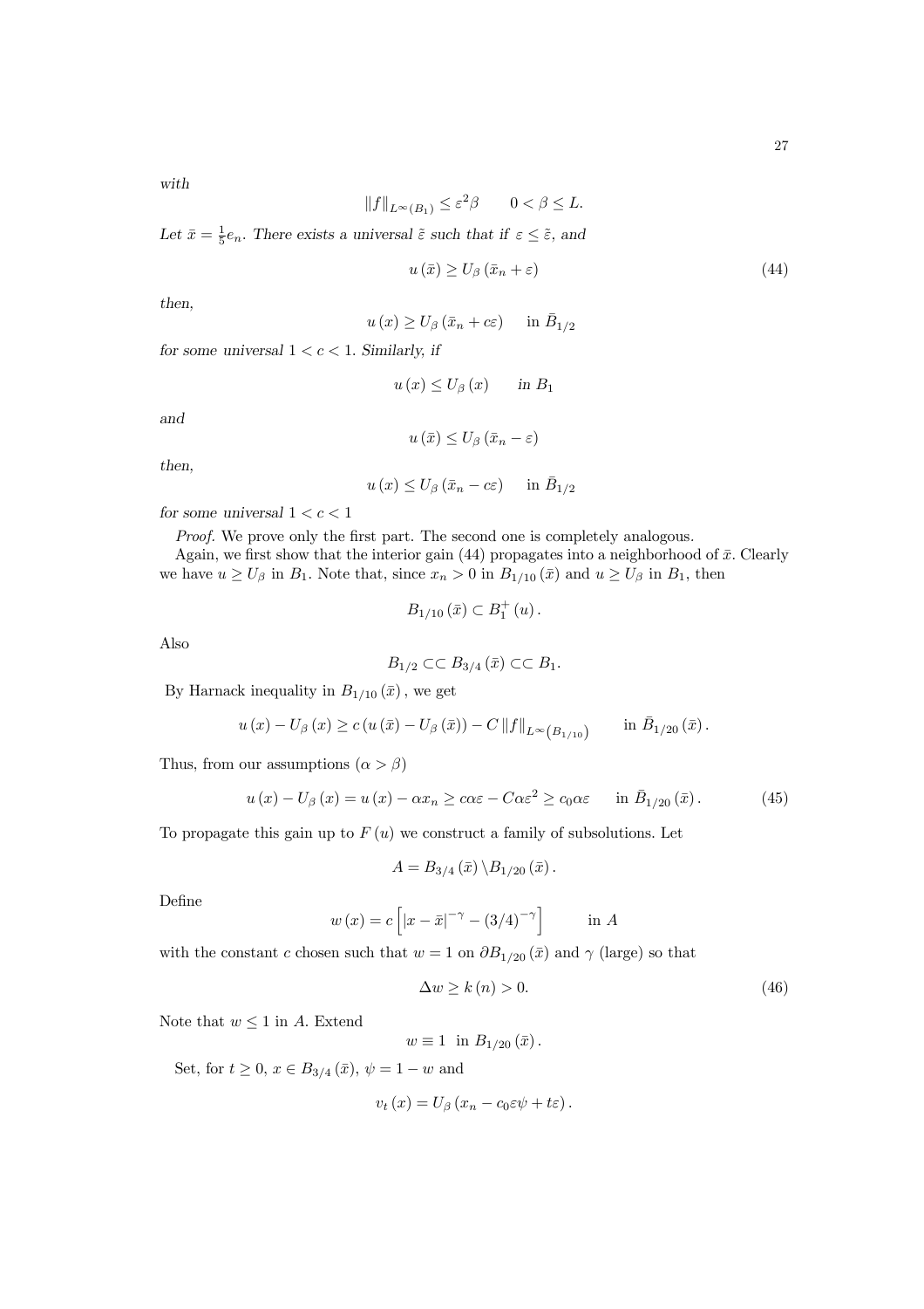*with*

$$\|f\|_{L^\infty(B_1)} \le \varepsilon^2 \beta \qquad 0 < \beta \le L.$$

*Let* $\bar{x} = \frac{1}{5} e_n$. *There exists a universal* $\tilde{\varepsilon}$ *such that if* $\varepsilon \le \tilde{\varepsilon}$, *and*

$$u(\bar{x}) \ge U_\beta(\bar{x}_n + \varepsilon) \tag{44}$$

*then,*

$$u(x) \ge U_\beta(\bar{x}_n + c\varepsilon) \quad \text{ in } \bar{B}_{1/2}$$

*for some universal* $1 < c < 1$. *Similarly, if*

$$u(x) \le U_\beta(x) \quad \text{ in } B_1$$

*and*

$$u(\bar{x}) \le U_\beta(\bar{x}_n - \varepsilon)$$

*then,*

$$u(x) \le U_\beta(\bar{x}_n - c\varepsilon) \quad \text{ in } \bar{B}_{1/2}$$

*for some universal* $1 < c < 1$

*Proof.* We prove only the first part. The second one is completely analogous.

Again, we first show that the interior gain (44) propagates into a neighborhood of $\bar{x}$. Clearly we have $u \ge U_\beta$ in $B_1$. Note that, since $x_n > 0$ in $B_{1/10}(\bar{x})$ and $u \ge U_\beta$ in $B_1$, then

$$B_{1/10}(\bar{x}) \subset B_1^+(u).$$

Also

$$B_{1/2} \subset\subset B_{3/4}(\bar{x}) \subset\subset B_1.$$

By Harnack inequality in $B_{1/10}(\bar{x})$, we get

$$u(x) - U_\beta(x) \ge c\,(u(\bar{x}) - U_\beta(\bar{x})) - C\|f\|_{L^\infty(B_{1/10})} \qquad \text{in } \bar{B}_{1/20}(\bar{x}).$$

Thus, from our assumptions ($\alpha > \beta$)

$$u(x) - U_\beta(x) = u(x) - \alpha x_n \ge c\alpha\varepsilon - C\alpha\varepsilon^2 \ge c_0\alpha\varepsilon \qquad \text{in } \bar{B}_{1/20}(\bar{x}). \tag{45}$$

To propagate this gain up to $F(u)$ we construct a family of subsolutions. Let

$$A = B_{3/4}(\bar{x}) \backslash B_{1/20}(\bar{x}).$$

Define

$$w(x) = c\left[|x - \bar{x}|^{-\gamma} - (3/4)^{-\gamma}\right] \qquad \text{in } A$$

with the constant $c$ chosen such that $w = 1$ on $\partial B_{1/20}(\bar{x})$ and $\gamma$ (large) so that

$$\Delta w \ge k(n) > 0. \tag{46}$$

Note that $w \le 1$ in $A$. Extend

$$w \equiv 1 \ \text{ in } B_{1/20}(\bar{x}).$$

Set, for $t \ge 0$, $x \in B_{3/4}(\bar{x})$, $\psi = 1 - w$ and

$$v_t(x) = U_\beta(x_n - c_0\varepsilon\psi + t\varepsilon).$$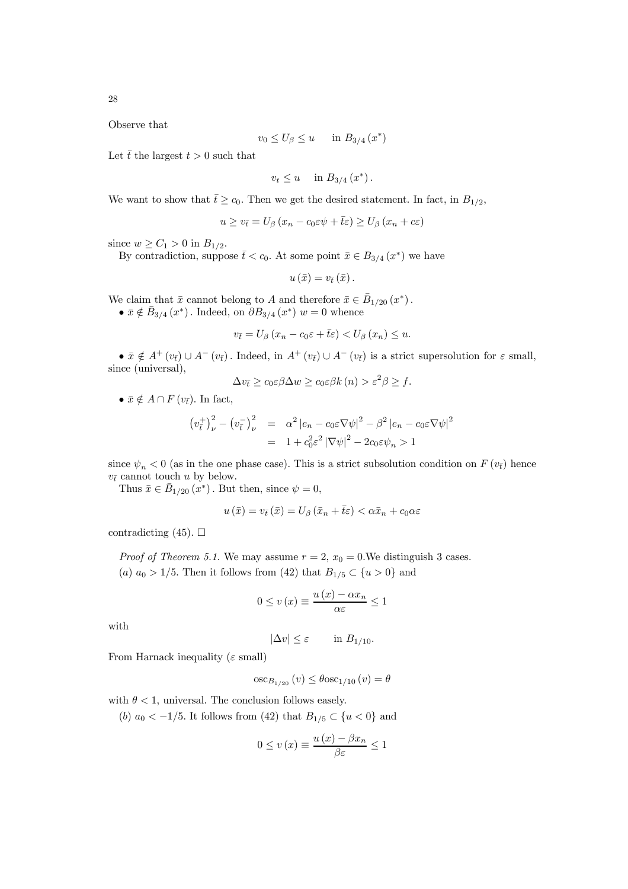Observe that

$$v_0 \leq U_\beta \leq u \qquad \text{in } B_{3/4}(x^*)$$

Let $\bar{t}$ the largest $t > 0$ such that

$$v_t \leq u \quad \text{in } B_{3/4}(x^*).$$

We want to show that $\bar{t} \geq c_0$. Then we get the desired statement. In fact, in $B_{1/2}$,

$$u \geq v_{\bar{t}} = U_\beta\left(x_n - c_0\varepsilon\psi + \bar{t}\varepsilon\right) \geq U_\beta\left(x_n + c\varepsilon\right)$$

since $w \geq C_1 > 0$ in $B_{1/2}$.

By contradiction, suppose $\bar{t} < c_0$. At some point $\bar{x} \in B_{3/4}(x^*)$ we have

$$u(\bar{x}) = v_{\bar{t}}(\bar{x}).$$

We claim that $\bar{x}$ cannot belong to $A$ and therefore $\bar{x} \in \bar{B}_{1/20}(x^*)$.

- $\bar{x} \notin \bar{B}_{3/4}(x^*)$. Indeed, on $\partial B_{3/4}(x^*)$ $w = 0$ whence

$$v_{\bar{t}} = U_\beta\left(x_n - c_0\varepsilon + \bar{t}\varepsilon\right) < U_\beta(x_n) \leq u.$$

- $\bar{x} \notin A^+(v_{\bar{t}}) \cup A^-(v_{\bar{t}})$. Indeed, in $A^+(v_{\bar{t}}) \cup A^-(v_{\bar{t}})$ is a strict supersolution for $\varepsilon$ small, since (universal),

$$\Delta v_{\bar{t}} \geq c_0\varepsilon\beta\Delta w \geq c_0\varepsilon\beta k(n) > \varepsilon^2\beta \geq f.$$

- $\bar{x} \notin A \cap F(v_{\bar{t}})$. In fact,

$$\begin{aligned}
\left(v_{\bar{t}}^+\right)_\nu^2 - \left(v_{\bar{t}}^-\right)_\nu^2 &= \alpha^2\left|e_n - c_0\varepsilon\nabla\psi\right|^2 - \beta^2\left|e_n - c_0\varepsilon\nabla\psi\right|^2 \\
&= 1 + c_0^2\varepsilon^2\left|\nabla\psi\right|^2 - 2c_0\varepsilon\psi_n > 1
\end{aligned}$$

since $\psi_n < 0$ (as in the one phase case). This is a strict subsolution condition on $F(v_{\bar{t}})$ hence $v_{\bar{t}}$ cannot touch $u$ by below.

Thus $\bar{x} \in \bar{B}_{1/20}(x^*)$. But then, since $\psi = 0$,

$$u(\bar{x}) = v_{\bar{t}}(\bar{x}) = U_\beta\left(\bar{x}_n + \bar{t}\varepsilon\right) < \alpha\bar{x}_n + c_0\alpha\varepsilon$$

contradicting (45). $\square$

*Proof of Theorem 5.1.* We may assume $r = 2$, $x_0 = 0$.We distinguish 3 cases.

(*a*) $a_0 > 1/5$. Then it follows from (42) that $B_{1/5} \subset \{u > 0\}$ and

$$0 \leq v(x) \equiv \frac{u(x) - \alpha x_n}{\alpha\varepsilon} \leq 1$$

with

$$|\Delta v| \leq \varepsilon \qquad \text{in } B_{1/10}.$$

From Harnack inequality ($\varepsilon$ small)

$$\operatorname{osc}_{B_{1/20}}(v) \leq \theta \operatorname{osc}_{1/10}(v) = \theta$$

with $\theta < 1$, universal. The conclusion follows easely.

(*b*) $a_0 < -1/5$. It follows from (42) that $B_{1/5} \subset \{u < 0\}$ and

$$0 \leq v(x) \equiv \frac{u(x) - \beta x_n}{\beta\varepsilon} \leq 1$$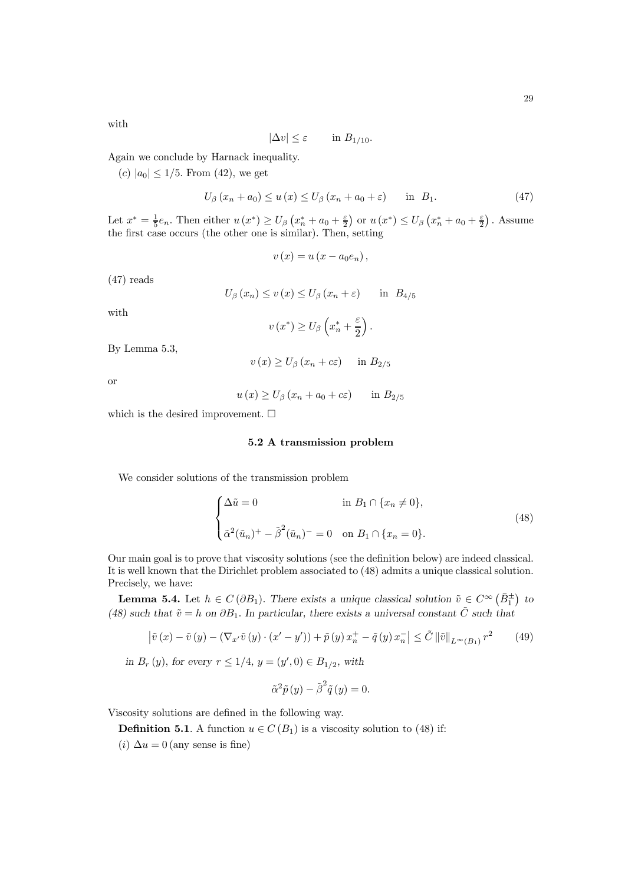with

$$|\Delta v| \leq \varepsilon \qquad \text{in } B_{1/10}.$$

Again we conclude by Harnack inequality.

(*c*) $|a_0| \leq 1/5$. From (42), we get

$$U_\beta\left(x_n + a_0\right) \leq u\left(x\right) \leq U_\beta\left(x_n + a_0 + \varepsilon\right) \qquad \text{in } B_1. \tag{47}$$

Let $x^* = \frac{1}{5}e_n$. Then either $u\left(x^*\right) \geq U_\beta\left(x_n^* + a_0 + \frac{\varepsilon}{2}\right)$ or $u\left(x^*\right) \leq U_\beta\left(x_n^* + a_0 + \frac{\varepsilon}{2}\right)$. Assume the first case occurs (the other one is similar). Then, setting

$$v\left(x\right) = u\left(x - a_0 e_n\right),$$

(47) reads

$$U_\beta\left(x_n\right) \leq v\left(x\right) \leq U_\beta\left(x_n + \varepsilon\right) \qquad \text{in } B_{4/5}$$

with

$$v\left(x^*\right) \geq U_\beta\left(x_n^* + \frac{\varepsilon}{2}\right).$$

By Lemma 5.3,

$$v\left(x\right) \geq U_\beta\left(x_n + c\varepsilon\right) \qquad \text{in } B_{2/5}$$

or

$$u\left(x\right) \geq U_\beta\left(x_n + a_0 + c\varepsilon\right) \qquad \text{in } B_{2/5}$$

which is the desired improvement. $\square$

### 5.2 A transmission problem

We consider solutions of the transmission problem

$$\begin{cases} \Delta \tilde{u} = 0 & \text{in } B_1 \cap \{x_n \neq 0\}, \\ \tilde{\alpha}^2 (\tilde{u}_n)^+ - \tilde{\beta}^2 (\tilde{u}_n)^- = 0 & \text{on } B_1 \cap \{x_n = 0\}. \end{cases} \tag{48}$$

Our main goal is to prove that viscosity solutions (see the definition below) are indeed classical. It is well known that the Dirichlet problem associated to (48) admits a unique classical solution. Precisely, we have:

**Lemma 5.4.** *Let $h \in C\left(\partial B_1\right)$. There exists a unique classical solution $\tilde{v} \in C^\infty\left(\bar{B}_1^\pm\right)$ to (48) such that $\tilde{v} = h$ on $\partial B_1$. In particular, there exists a universal constant $\tilde{C}$ such that*

$$\left|\tilde{v}\left(x\right) - \tilde{v}\left(y\right) - \left(\nabla_{x'}\tilde{v}\left(y\right) \cdot \left(x' - y'\right)\right) + \tilde{p}\left(y\right) x_n^+ - \tilde{q}\left(y\right) x_n^-\right| \leq \tilde{C}\left\|\tilde{v}\right\|_{L^\infty(B_1)} r^2 \tag{49}$$

*in $B_r\left(y\right)$, for every $r \leq 1/4$, $y = \left(y', 0\right) \in B_{1/2}$, with*

$$\tilde{\alpha}^2 \tilde{p}\left(y\right) - \tilde{\beta}^2 \tilde{q}\left(y\right) = 0.$$

Viscosity solutions are defined in the following way.

**Definition 5.1**. A function $u \in C\left(B_1\right)$ is a viscosity solution to (48) if:

(*i*) $\Delta u = 0$ (any sense is fine)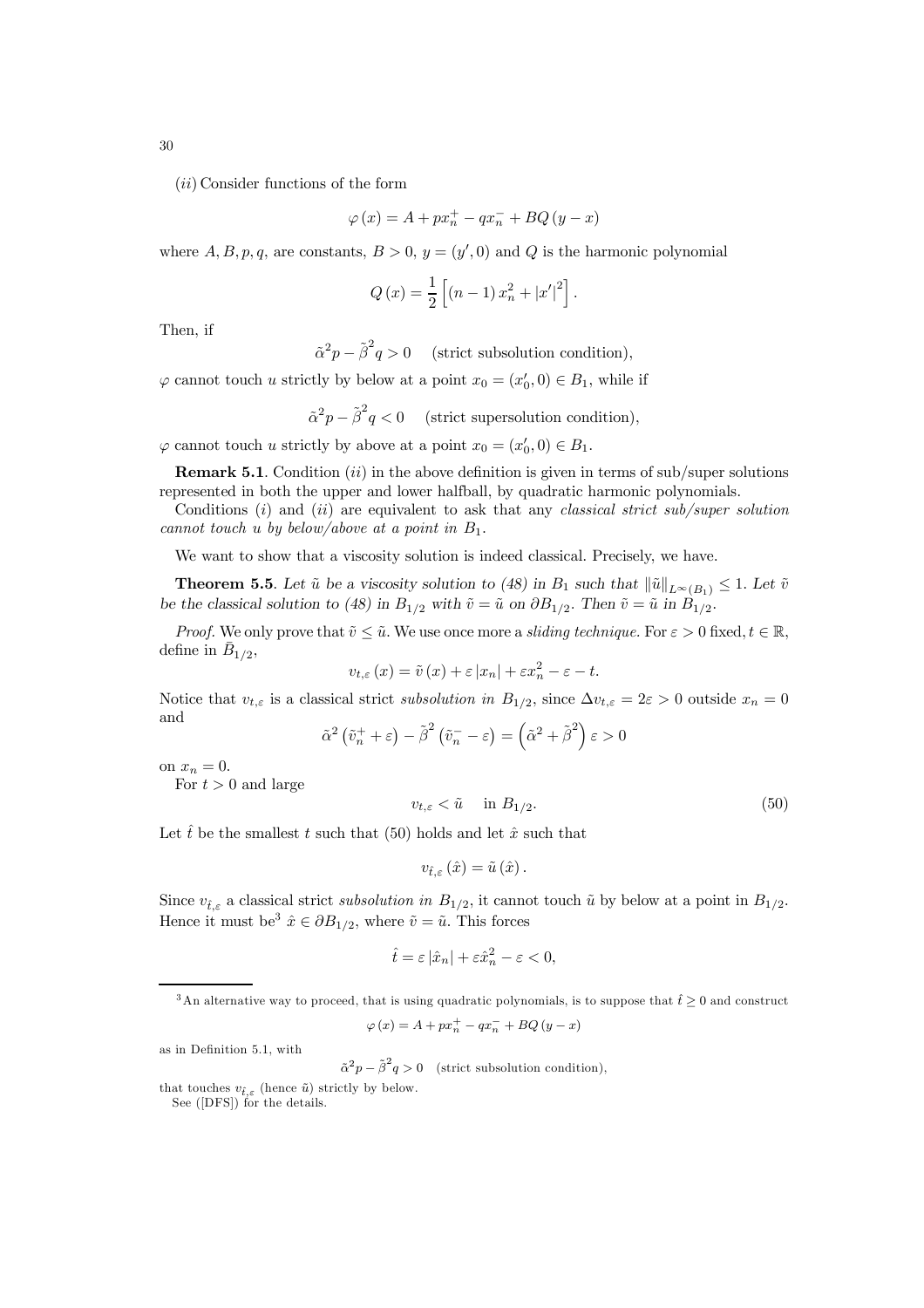$(ii)$ Consider functions of the form

$$\varphi(x) = A + px_n^+ - qx_n^- + BQ(y - x)$$

where $A, B, p, q$, are constants, $B > 0$, $y = (y', 0)$ and $Q$ is the harmonic polynomial

$$Q(x) = \frac{1}{2}\left[(n-1)x_n^2 + |x'|^2\right].$$

Then, if

$$\tilde{\alpha}^2 p - \tilde{\beta}^2 q > 0 \quad \text{(strict subsolution condition)},$$

$\varphi$ cannot touch $u$ strictly by below at a point $x_0 = (x_0', 0) \in B_1$, while if

$$\tilde{\alpha}^2 p - \tilde{\beta}^2 q < 0 \quad \text{(strict supersolution condition)},$$

$\varphi$ cannot touch $u$ strictly by above at a point $x_0 = (x_0', 0) \in B_1$.

**Remark 5.1**. Condition $(ii)$ in the above definition is given in terms of sub/super solutions represented in both the upper and lower halfball, by quadratic harmonic polynomials.

Conditions $(i)$ and $(ii)$ are equivalent to ask that any *classical strict sub/super solution cannot touch u by below/above at a point in* $B_1$.

We want to show that a viscosity solution is indeed classical. Precisely, we have.

**Theorem 5.5**. *Let $\tilde{u}$ be a viscosity solution to (48) in $B_1$ such that $\|\tilde{u}\|_{L^\infty(B_1)} \leq 1$. Let $\tilde{v}$ be the classical solution to (48) in $B_{1/2}$ with $\tilde{v} = \tilde{u}$ on $\partial B_{1/2}$. Then $\tilde{v} = \tilde{u}$ in $B_{1/2}$.*

*Proof.* We only prove that $\tilde{v} \leq \tilde{u}$. We use once more a *sliding technique.* For $\varepsilon > 0$ fixed, $t \in \mathbb{R}$, define in $\bar{B}_{1/2}$,

$$v_{t,\varepsilon}(x) = \tilde{v}(x) + \varepsilon |x_n| + \varepsilon x_n^2 - \varepsilon - t.$$

Notice that $v_{t,\varepsilon}$ is a classical strict *subsolution in* $B_{1/2}$, since $\Delta v_{t,\varepsilon} = 2\varepsilon > 0$ outside $x_n = 0$ and

$$\tilde{\alpha}^2\left(\tilde{v}_n^+ + \varepsilon\right) - \tilde{\beta}^2\left(\tilde{v}_n^- - \varepsilon\right) = \left(\tilde{\alpha}^2 + \tilde{\beta}^2\right)\varepsilon > 0$$

on $x_n = 0$.

For $t > 0$ and large

$$v_{t,\varepsilon} < \tilde{u} \quad \text{in } B_{1/2}. \tag{50}$$

Let $\hat{t}$ be the smallest $t$ such that (50) holds and let $\hat{x}$ such that

$$v_{\hat{t},\varepsilon}(\hat{x}) = \tilde{u}(\hat{x}).$$

Since $v_{\hat{t},\varepsilon}$ a classical strict *subsolution in* $B_{1/2}$, it cannot touch $\tilde{u}$ by below at a point in $B_{1/2}$. Hence it must be[3] $\hat{x} \in \partial B_{1/2}$, where $\tilde{v} = \tilde{u}$. This forces

$$\hat{t} = \varepsilon |\hat{x}_n| + \varepsilon \hat{x}_n^2 - \varepsilon < 0,$$

---

[3] An alternative way to proceed, that is using quadratic polynomials, is to suppose that $\hat{t} \geq 0$ and construct

$$\varphi(x) = A + px_n^+ - qx_n^- + BQ(y - x)$$

as in Definition 5.1, with

$$\tilde{\alpha}^2 p - \tilde{\beta}^2 q > 0 \quad \text{(strict subsolution condition)},$$

that touches $v_{\hat{t},\varepsilon}$ (hence $\tilde{u}$) strictly by below.

See ([DFS]) for the details.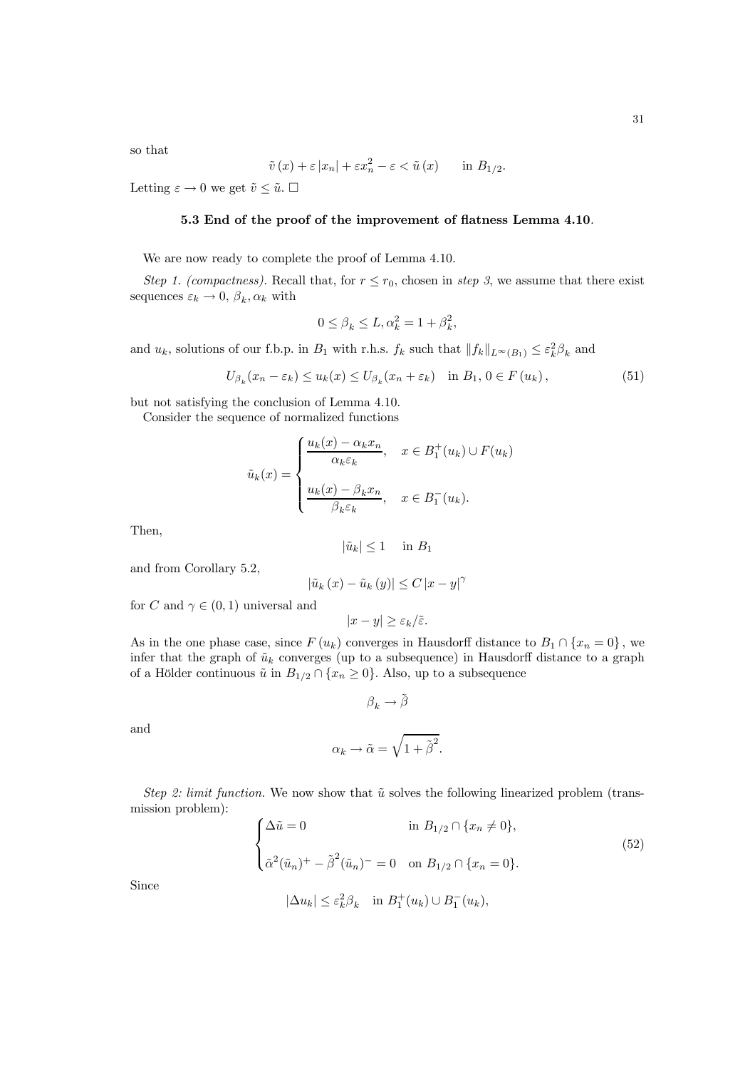so that

$$\tilde{v}(x) + \varepsilon |x_n| + \varepsilon x_n^2 - \varepsilon < \tilde{u}(x) \qquad \text{in } B_{1/2}.$$

Letting $\varepsilon \to 0$ we get $\tilde{v} \leq \tilde{u}$. $\square$

### 5.3 End of the proof of the improvement of flatness Lemma 4.10.

We are now ready to complete the proof of Lemma 4.10.

*Step 1. (compactness).* Recall that, for $r \leq r_0$, chosen in *step 3*, we assume that there exist sequences $\varepsilon_k \to 0$, $\beta_k, \alpha_k$ with

$$0 \leq \beta_k \leq L, \alpha_k^2 = 1 + \beta_k^2,$$

and $u_k$, solutions of our f.b.p. in $B_1$ with r.h.s. $f_k$ such that $\|f_k\|_{L^\infty(B_1)} \leq \varepsilon_k^2 \beta_k$ and

$$U_{\beta_k}(x_n - \varepsilon_k) \leq u_k(x) \leq U_{\beta_k}(x_n + \varepsilon_k) \quad \text{in } B_1, \, 0 \in F(u_k), \tag{51}$$

but not satisfying the conclusion of Lemma 4.10.

Consider the sequence of normalized functions

$$\tilde{u}_k(x) = \begin{cases} \dfrac{u_k(x) - \alpha_k x_n}{\alpha_k \varepsilon_k}, & x \in B_1^+(u_k) \cup F(u_k) \\ \\ \dfrac{u_k(x) - \beta_k x_n}{\beta_k \varepsilon_k}, & x \in B_1^-(u_k). \end{cases}$$

Then,

$$|\tilde{u}_k| \leq 1 \quad \text{in } B_1$$

and from Corollary 5.2,

$$|\tilde{u}_k(x) - \tilde{u}_k(y)| \leq C |x - y|^\gamma$$

for $C$ and $\gamma \in (0,1)$ universal and

$$|x - y| \geq \varepsilon_k / \tilde{\varepsilon}.$$

As in the one phase case, since $F(u_k)$ converges in Hausdorff distance to $B_1 \cap \{x_n = 0\}$, we infer that the graph of $\tilde{u}_k$ converges (up to a subsequence) in Hausdorff distance to a graph of a Hölder continuous $\tilde{u}$ in $B_{1/2} \cap \{x_n \geq 0\}$. Also, up to a subsequence

$$\beta_k \to \tilde{\beta}$$

and

$$\alpha_k \to \tilde{\alpha} = \sqrt{1 + \tilde{\beta}^2}.$$

*Step 2: limit function.* We now show that $\tilde{u}$ solves the following linearized problem (transmission problem):

$$\begin{cases} \Delta \tilde{u} = 0 & \text{in } B_{1/2} \cap \{x_n \neq 0\}, \\ \\ \tilde{\alpha}^2 (\tilde{u}_n)^+ - \tilde{\beta}^2 (\tilde{u}_n)^- = 0 & \text{on } B_{1/2} \cap \{x_n = 0\}. \end{cases} \tag{52}$$

Since

$$|\Delta u_k| \leq \varepsilon_k^2 \beta_k \quad \text{in } B_1^+(u_k) \cup B_1^-(u_k),$$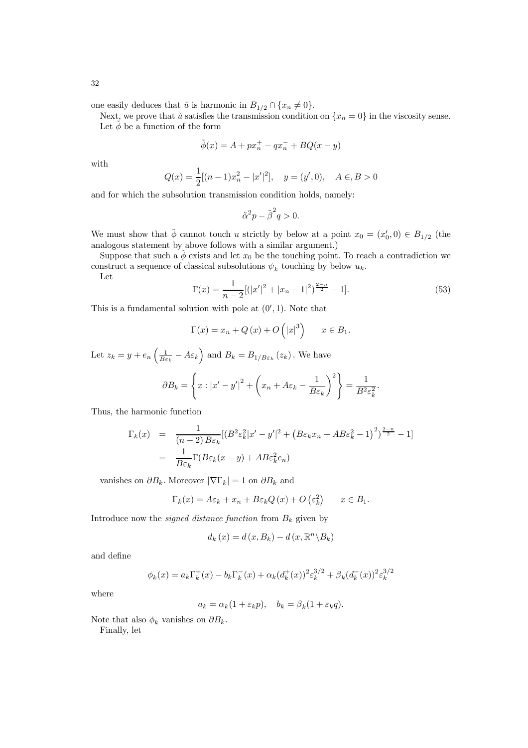one easily deduces that $\tilde{u}$ is harmonic in $B_{1/2} \cap \{x_n \neq 0\}$.

Next, we prove that $\tilde{u}$ satisfies the transmission condition on $\{x_n = 0\}$ in the viscosity sense. Let $\tilde{\phi}$ be a function of the form

$$\tilde{\phi}(x) = A + px_n^+ - qx_n^- + BQ(x - y)$$

with

$$Q(x) = \frac{1}{2}[(n-1)x_n^2 - |x'|^2], \quad y = (y', 0), \quad A \in, B > 0$$

and for which the subsolution transmission condition holds, namely:

$$\tilde{\alpha}^2 p - \tilde{\beta}^2 q > 0.$$

We must show that $\tilde{\phi}$ cannot touch $u$ strictly by below at a point $x_0 = (x_0', 0) \in B_{1/2}$ (the analogous statement by above follows with a similar argument.)

Suppose that such a $\tilde{\phi}$ exists and let $x_0$ be the touching point. To reach a contradiction we construct a sequence of classical subsolutions $\psi_k$ touching by below $u_k$.

Let

$$\Gamma(x) = \frac{1}{n-2}[(|x'|^2 + |x_n - 1|^2)^{\frac{2-n}{2}} - 1]. \tag{53}$$

This is a fundamental solution with pole at $(0', 1)$. Note that

$$\Gamma(x) = x_n + Q(x) + O\left(|x|^3\right) \qquad x \in B_1.$$

Let $z_k = y + e_n\left(\frac{1}{B\varepsilon_k} - A\varepsilon_k\right)$ and $B_k = B_{1/B\varepsilon_k}(z_k)$. We have

$$\partial B_k = \left\{x : |x' - y'|^2 + \left(x_n + A\varepsilon_k - \frac{1}{B\varepsilon_k}\right)^2\right\} = \frac{1}{B^2\varepsilon_k^2}.$$

Thus, the harmonic function

$$\begin{aligned}
\Gamma_k(x) &= \frac{1}{(n-2)B\varepsilon_k}[(B^2\varepsilon_k^2|x' - y'|^2 + \left(B\varepsilon_k x_n + AB\varepsilon_k^2 - 1\right)^2)^{\frac{2-n}{2}} - 1] \\
&= \frac{1}{B\varepsilon_k}\Gamma(B\varepsilon_k(x - y) + AB\varepsilon_k^2 e_n)
\end{aligned}$$

vanishes on $\partial B_k$. Moreover $|\nabla\Gamma_k| = 1$ on $\partial B_k$ and

$$\Gamma_k(x) = A\varepsilon_k + x_n + B\varepsilon_k Q(x) + O\left(\varepsilon_k^2\right) \qquad x \in B_1.$$

Introduce now the *signed distance function* from $B_k$ given by

$$d_k(x) = d(x, B_k) - d(x, \mathbb{R}^n \backslash B_k)$$

and define

$$\phi_k(x) = a_k\Gamma_k^+(x) - b_k\Gamma_k^-(x) + \alpha_k(d_k^+(x))^2\varepsilon_k^{3/2} + \beta_k(d_k^-(x))^2\varepsilon_k^{3/2}$$

where

$$a_k = \alpha_k(1 + \varepsilon_k p), \quad b_k = \beta_k(1 + \varepsilon_k q).$$

Note that also $\phi_k$ vanishes on $\partial B_k$.

Finally, let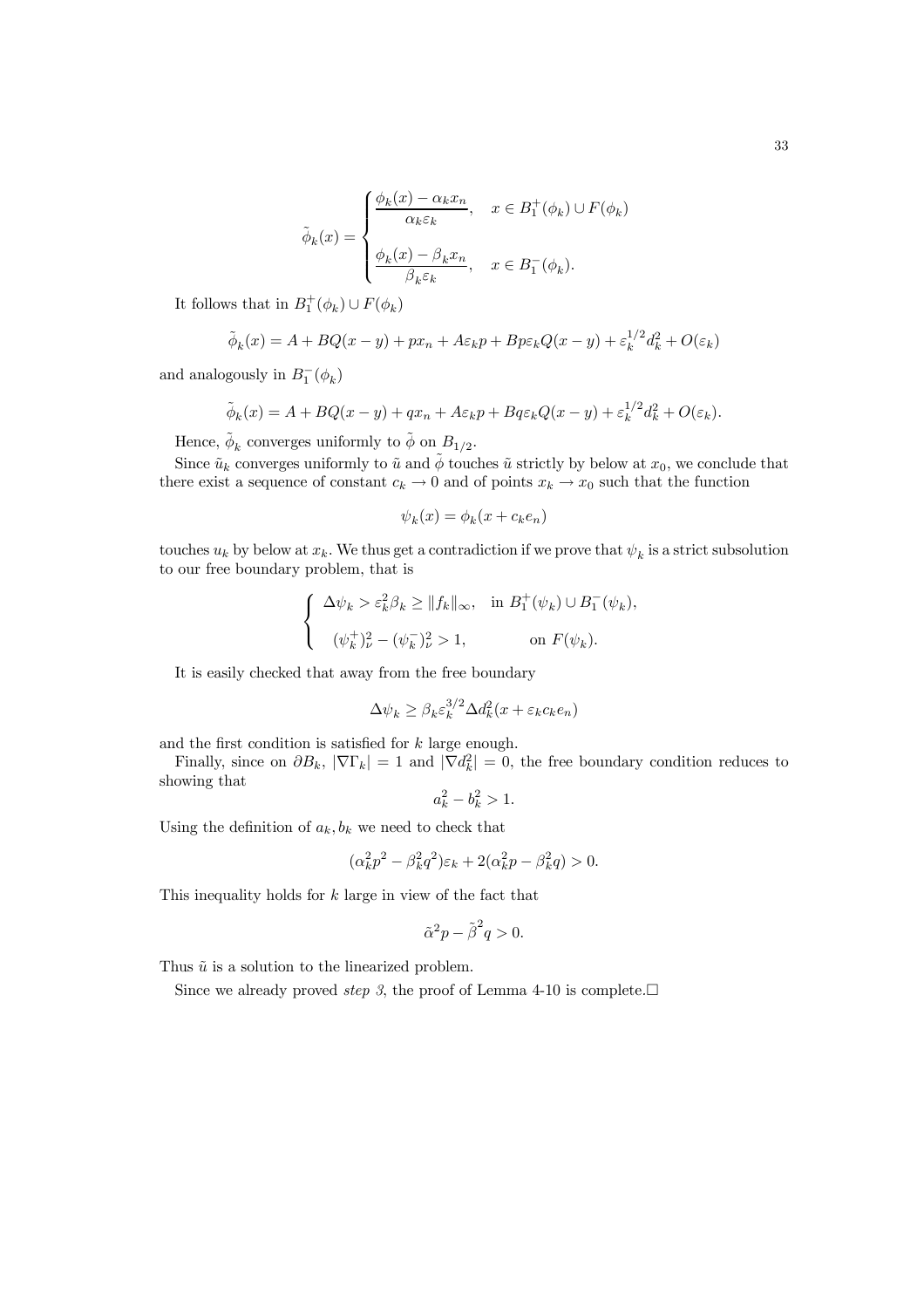$$\tilde{\phi}_k(x) = \begin{cases} \dfrac{\phi_k(x) - \alpha_k x_n}{\alpha_k \varepsilon_k}, & x \in B_1^+(\phi_k) \cup F(\phi_k) \\ \\ \dfrac{\phi_k(x) - \beta_k x_n}{\beta_k \varepsilon_k}, & x \in B_1^-(\phi_k). \end{cases}$$

It follows that in $B_1^+(\phi_k) \cup F(\phi_k)$

$$\tilde{\phi}_k(x) = A + BQ(x-y) + px_n + A\varepsilon_k p + Bp\varepsilon_k Q(x-y) + \varepsilon_k^{1/2} d_k^2 + O(\varepsilon_k)$$

and analogously in $B_1^-(\phi_k)$

$$\tilde{\phi}_k(x) = A + BQ(x-y) + qx_n + A\varepsilon_k p + Bq\varepsilon_k Q(x-y) + \varepsilon_k^{1/2} d_k^2 + O(\varepsilon_k).$$

Hence, $\tilde{\phi}_k$ converges uniformly to $\tilde{\phi}$ on $B_{1/2}$.

Since $\tilde{u}_k$ converges uniformly to $\tilde{u}$ and $\tilde{\phi}$ touches $\tilde{u}$ strictly by below at $x_0$, we conclude that there exist a sequence of constant $c_k \to 0$ and of points $x_k \to x_0$ such that the function

$$\psi_k(x) = \phi_k(x + c_k e_n)$$

touches $u_k$ by below at $x_k$. We thus get a contradiction if we prove that $\psi_k$ is a strict subsolution to our free boundary problem, that is

$$\begin{cases} \Delta \psi_k > \varepsilon_k^2 \beta_k \geq \|f_k\|_\infty, & \text{in } B_1^+(\psi_k) \cup B_1^-(\psi_k), \\ \\ (\psi_k^+)_\nu^2 - (\psi_k^-)_\nu^2 > 1, & \text{on } F(\psi_k). \end{cases}$$

It is easily checked that away from the free boundary

$$\Delta \psi_k \geq \beta_k \varepsilon_k^{3/2} \Delta d_k^2 (x + \varepsilon_k c_k e_n)$$

and the first condition is satisfied for $k$ large enough.

Finally, since on $\partial B_k$, $|\nabla \Gamma_k| = 1$ and $|\nabla d_k^2| = 0$, the free boundary condition reduces to showing that

$$a_k^2 - b_k^2 > 1.$$

Using the definition of $a_k, b_k$ we need to check that

$$(\alpha_k^2 p^2 - \beta_k^2 q^2)\varepsilon_k + 2(\alpha_k^2 p - \beta_k^2 q) > 0.$$

This inequality holds for $k$ large in view of the fact that

$$\tilde{\alpha}^2 p - \tilde{\beta}^2 q > 0.$$

Thus $\tilde{u}$ is a solution to the linearized problem.

Since we already proved *step 3*, the proof of Lemma 4-10 is complete.□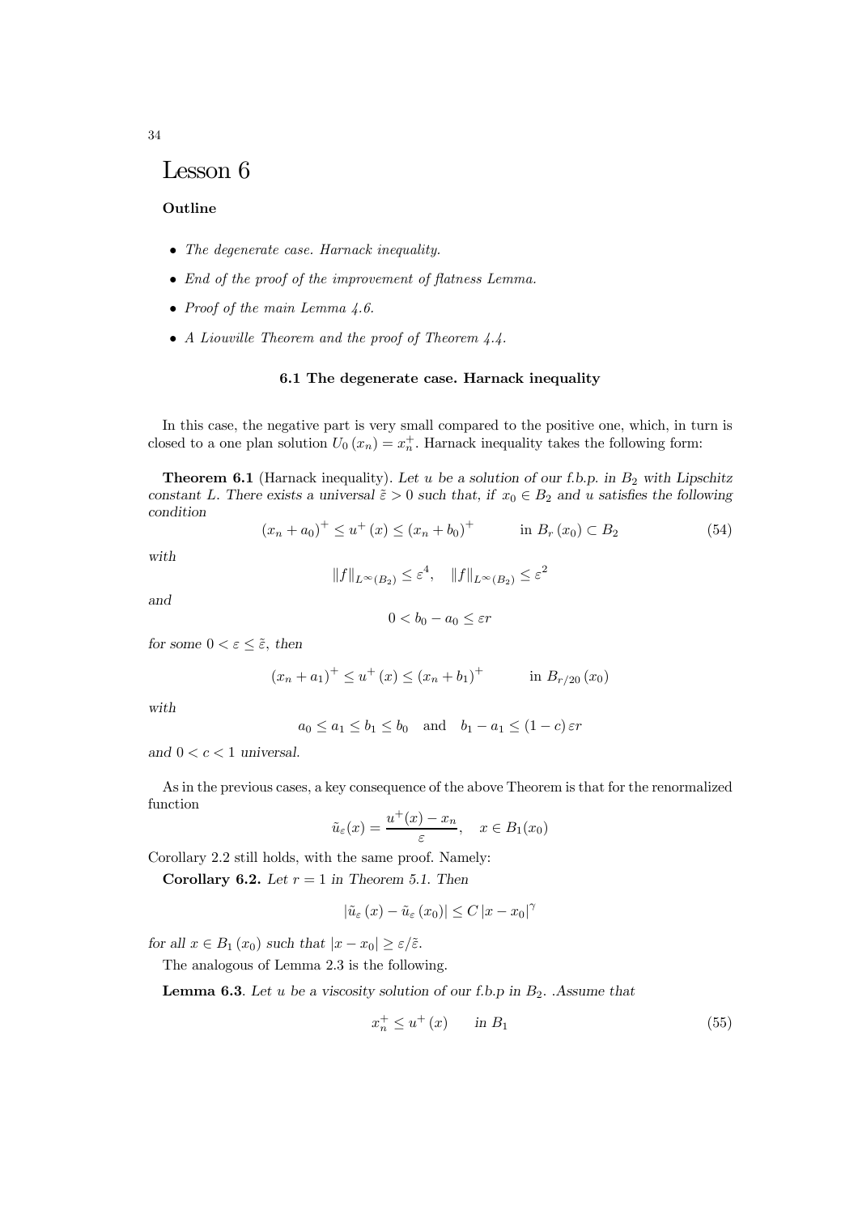# Lesson 6

**Outline**

- *The degenerate case. Harnack inequality.*
- *End of the proof of the improvement of flatness Lemma.*
- *Proof of the main Lemma 4.6.*
- *A Liouville Theorem and the proof of Theorem 4.4.*

### 6.1 The degenerate case. Harnack inequality

In this case, the negative part is very small compared to the positive one, which, in turn is closed to a one plan solution $U_0(x_n) = x_n^+$. Harnack inequality takes the following form:

**Theorem 6.1** (Harnack inequality). *Let $u$ be a solution of our f.b.p. in $B_2$ with Lipschitz constant $L$. There exists a universal $\tilde{\varepsilon} > 0$ such that, if $x_0 \in B_2$ and $u$ satisfies the following condition*

$$(x_n + a_0)^+ \leq u^+(x) \leq (x_n + b_0)^+ \qquad \text{in } B_r(x_0) \subset B_2 \tag{54}$$

*with*

$$\|f\|_{L^\infty(B_2)} \leq \varepsilon^4, \quad \|f\|_{L^\infty(B_2)} \leq \varepsilon^2$$

*and*

$$0 < b_0 - a_0 \leq \varepsilon r$$

*for some $0 < \varepsilon \leq \tilde{\varepsilon}$, then*

$$(x_n + a_1)^+ \leq u^+(x) \leq (x_n + b_1)^+ \qquad \text{in } B_{r/20}(x_0)$$

*with*

$$a_0 \leq a_1 \leq b_1 \leq b_0 \quad \text{and} \quad b_1 - a_1 \leq (1-c)\,\varepsilon r$$

*and $0 < c < 1$ universal.*

As in the previous cases, a key consequence of the above Theorem is that for the renormalized function

$$\tilde{u}_\varepsilon(x) = \frac{u^+(x) - x_n}{\varepsilon}, \quad x \in B_1(x_0)$$

Corollary 2.2 still holds, with the same proof. Namely:

**Corollary 6.2.** *Let $r = 1$ in Theorem 5.1. Then*

$$|\tilde{u}_\varepsilon(x) - \tilde{u}_\varepsilon(x_0)| \leq C\,|x - x_0|^\gamma$$

*for all $x \in B_1(x_0)$ such that $|x - x_0| \geq \varepsilon/\tilde{\varepsilon}$.*

The analogous of Lemma 2.3 is the following.

**Lemma 6.3**. *Let $u$ be a viscosity solution of our f.b.p in $B_2$. .Assume that*

$$x_n^+ \leq u^+(x) \qquad \text{in } B_1 \tag{55}$$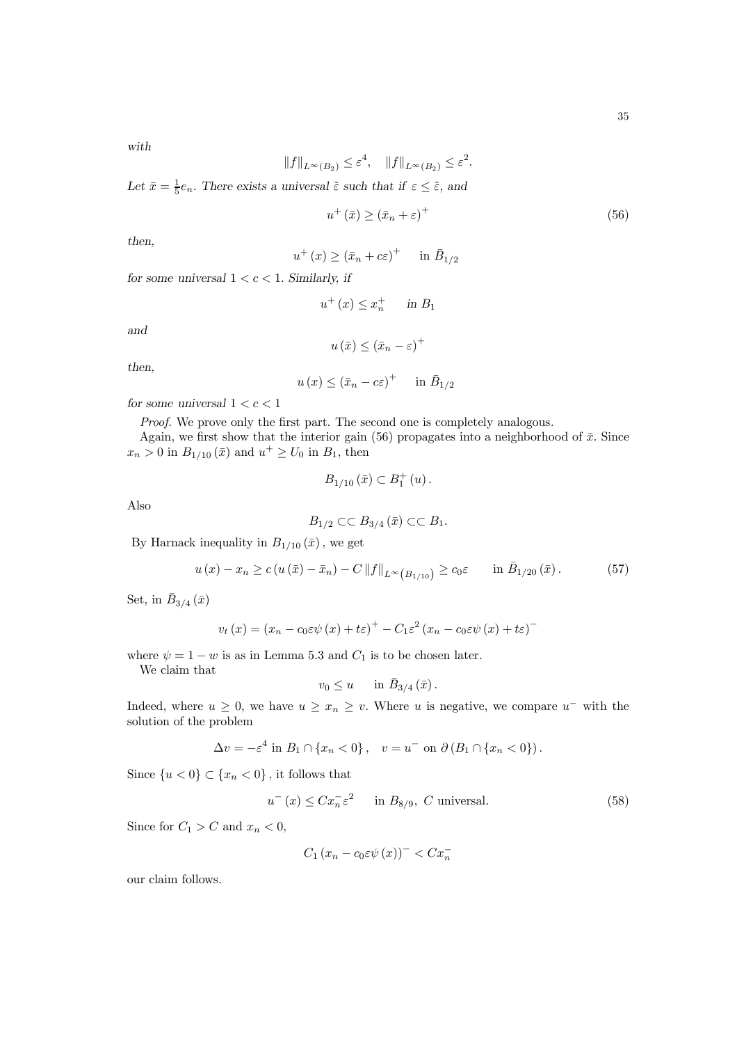*with*

$$\|f\|_{L^\infty(B_2)} \le \varepsilon^4, \quad \|f\|_{L^\infty(B_2)} \le \varepsilon^2.$$

*Let $\bar{x} = \frac{1}{5}e_n$. There exists a universal $\tilde{\varepsilon}$ such that if $\varepsilon \le \tilde{\varepsilon}$, and*

$$u^+(\bar{x}) \ge (\bar{x}_n + \varepsilon)^+ \tag{56}$$

*then,*

$$u^+(x) \ge (\bar{x}_n + c\varepsilon)^+ \qquad \text{in } \bar{B}_{1/2}$$

*for some universal $1 < c < 1$. Similarly, if*

$$u^+(x) \le x_n^+ \qquad \text{in } B_1$$

*and*

$$u(\bar{x}) \le (\bar{x}_n - \varepsilon)^+$$

*then,*

$$u(x) \le (\bar{x}_n - c\varepsilon)^+ \qquad \text{in } \bar{B}_{1/2}$$

*for some universal $1 < c < 1$*

*Proof.* We prove only the first part. The second one is completely analogous.

Again, we first show that the interior gain (56) propagates into a neighborhood of $\bar{x}$. Since $x_n > 0$ in $B_{1/10}(\bar{x})$ and $u^+ \ge U_0$ in $B_1$, then

$$B_{1/10}(\bar{x}) \subset B_1^+(u).$$

Also

$$B_{1/2} \subset\subset B_{3/4}(\bar{x}) \subset\subset B_1.$$

By Harnack inequality in $B_{1/10}(\bar{x})$, we get

$$u(x) - x_n \ge c(u(\bar{x}) - \bar{x}_n) - C\|f\|_{L^\infty(B_{1/10})} \ge c_0\varepsilon \qquad \text{in } \bar{B}_{1/20}(\bar{x}). \tag{57}$$

Set, in $\bar{B}_{3/4}(\bar{x})$

$$v_t(x) = (x_n - c_0\varepsilon\psi(x) + t\varepsilon)^+ - C_1\varepsilon^2(x_n - c_0\varepsilon\psi(x) + t\varepsilon)^-$$

where $\psi = 1 - w$ is as in Lemma 5.3 and $C_1$ is to be chosen later.

We claim that

$$v_0 \le u \qquad \text{in } \bar{B}_{3/4}(\bar{x}).$$

Indeed, where $u \ge 0$, we have $u \ge x_n \ge v$. Where $u$ is negative, we compare $u^-$ with the solution of the problem

$$\Delta v = -\varepsilon^4 \text{ in } B_1 \cap \{x_n < 0\}, \quad v = u^- \text{ on } \partial(B_1 \cap \{x_n < 0\}).$$

Since $\{u < 0\} \subset \{x_n < 0\}$, it follows that

$$u^-(x) \le Cx_n^-\varepsilon^2 \qquad \text{in } B_{8/9},\ C \text{ universal.} \tag{58}$$

Since for $C_1 > C$ and $x_n < 0$,

$$C_1(x_n - c_0\varepsilon\psi(x))^- < Cx_n^-$$

our claim follows.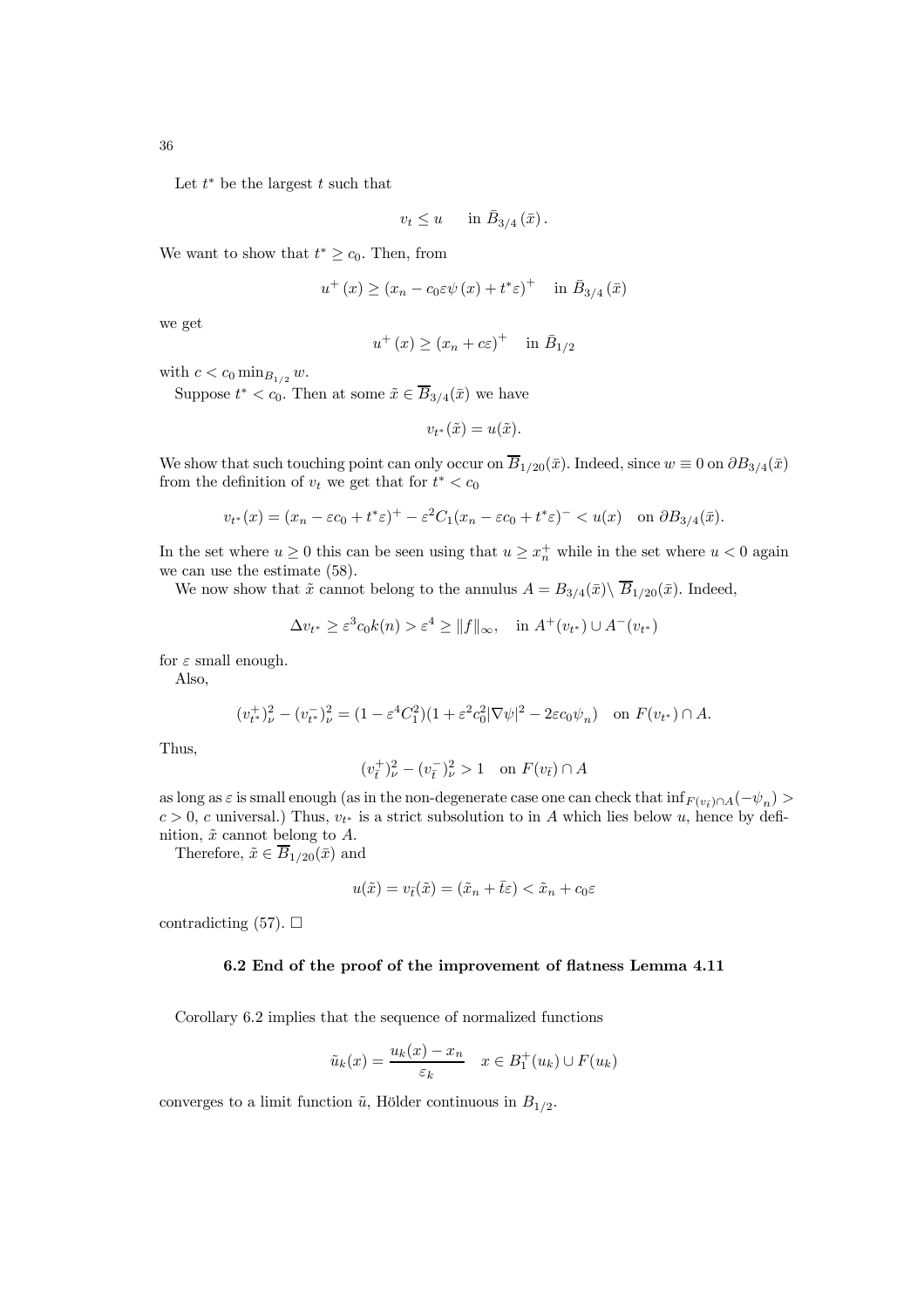Let $t^*$ be the largest $t$ such that

$$v_t \leq u \quad \text{ in } \bar{B}_{3/4}(\bar{x}).$$

We want to show that $t^* \geq c_0$. Then, from

$$u^+(x) \geq (x_n - c_0\varepsilon\psi(x) + t^*\varepsilon)^+ \quad \text{in } \bar{B}_{3/4}(\bar{x})$$

we get

$$u^+(x) \geq (x_n + c\varepsilon)^+ \quad \text{in } \bar{B}_{1/2}$$

with $c < c_0 \min_{B_{1/2}} w$.

Suppose $t^* < c_0$. Then at some $\tilde{x} \in \overline{B}_{3/4}(\bar{x})$ we have

$$v_{t^*}(\tilde{x}) = u(\tilde{x}).$$

We show that such touching point can only occur on $\overline{B}_{1/20}(\bar{x})$. Indeed, since $w \equiv 0$ on $\partial B_{3/4}(\bar{x})$ from the definition of $v_t$ we get that for $t^* < c_0$

$$v_{t^*}(x) = (x_n - \varepsilon c_0 + t^*\varepsilon)^+ - \varepsilon^2 C_1 (x_n - \varepsilon c_0 + t^*\varepsilon)^- < u(x) \quad \text{on } \partial B_{3/4}(\bar{x}).$$

In the set where $u \geq 0$ this can be seen using that $u \geq x_n^+$ while in the set where $u < 0$ again we can use the estimate (58).

We now show that $\tilde{x}$ cannot belong to the annulus $A = B_{3/4}(\bar{x}) \setminus \overline{B}_{1/20}(\bar{x})$. Indeed,

$$\Delta v_{t^*} \geq \varepsilon^3 c_0 k(n) > \varepsilon^4 \geq \|f\|_\infty, \quad \text{in } A^+(v_{t^*}) \cup A^-(v_{t^*})$$

for $\varepsilon$ small enough.

Also,

$$(v_{t^*}^+)_\nu^2 - (v_{t^*}^-)_\nu^2 = (1 - \varepsilon^4 C_1^2)(1 + \varepsilon^2 c_0^2 |\nabla\psi|^2 - 2\varepsilon c_0 \psi_n) \quad \text{on } F(v_{t^*}) \cap A.$$

Thus,

$$(v_{\bar{t}}^+)_\nu^2 - (v_{\bar{t}}^-)_\nu^2 > 1 \quad \text{on } F(v_{\bar{t}}) \cap A$$

as long as $\varepsilon$ is small enough (as in the non-degenerate case one can check that $\inf_{F(v_{\bar{t}}) \cap A}(-\psi_n) > c > 0$, $c$ universal.) Thus, $v_{t^*}$ is a strict subsolution to in $A$ which lies below $u$, hence by definition, $\tilde{x}$ cannot belong to $A$.

Therefore, $\tilde{x} \in \overline{B}_{1/20}(\bar{x})$ and

$$u(\tilde{x}) = v_{\bar{t}}(\tilde{x}) = (\tilde{x}_n + \bar{t}\varepsilon) < \tilde{x}_n + c_0\varepsilon$$

contradicting (57). $\square$

### 6.2 End of the proof of the improvement of flatness Lemma 4.11

Corollary 6.2 implies that the sequence of normalized functions

$$\tilde{u}_k(x) = \frac{u_k(x) - x_n}{\varepsilon_k} \quad x \in B_1^+(u_k) \cup F(u_k)$$

converges to a limit function $\tilde{u}$, Hölder continuous in $B_{1/2}$.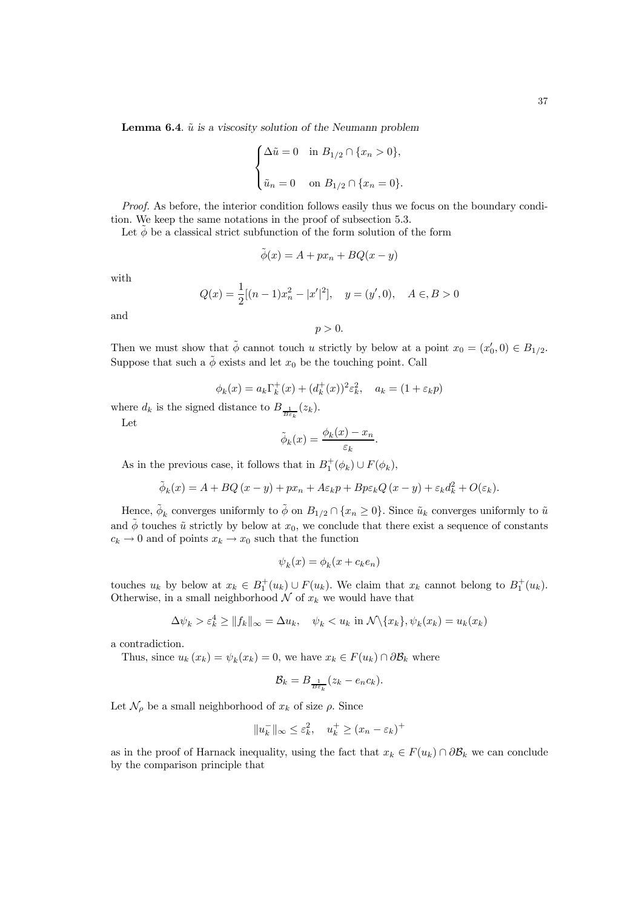**Lemma 6.4.** *$\tilde{u}$ is a viscosity solution of the Neumann problem*

$$\begin{cases} \Delta \tilde{u} = 0 & \text{in } B_{1/2} \cap \{x_n > 0\}, \\ \\ \tilde{u}_n = 0 & \text{on } B_{1/2} \cap \{x_n = 0\}. \end{cases}$$

*Proof.* As before, the interior condition follows easily thus we focus on the boundary condition. We keep the same notations in the proof of subsection 5.3.

Let $\tilde{\phi}$ be a classical strict subfunction of the form solution of the form

$$\tilde{\phi}(x) = A + px_n + BQ(x - y)$$

with

$$Q(x) = \frac{1}{2}[(n-1)x_n^2 - |x'|^2], \quad y = (y', 0), \quad A \in, B > 0$$

and

$$p > 0.$$

Then we must show that $\tilde{\phi}$ cannot touch $u$ strictly by below at a point $x_0 = (x_0', 0) \in B_{1/2}$. Suppose that such a $\tilde{\phi}$ exists and let $x_0$ be the touching point. Call

$$\phi_k(x) = a_k \Gamma_k^+(x) + (d_k^+(x))^2 \varepsilon_k^2, \quad a_k = (1 + \varepsilon_k p)$$

where $d_k$ is the signed distance to $B_{\frac{1}{B\varepsilon_k}}(z_k)$.

Let

$$\tilde{\phi}_k(x) = \frac{\phi_k(x) - x_n}{\varepsilon_k}.$$

As in the previous case, it follows that in $B_1^+(\phi_k) \cup F(\phi_k)$,

$$\tilde{\phi}_k(x) = A + BQ\,(x - y) + px_n + A\varepsilon_k p + Bp\varepsilon_k Q\,(x - y) + \varepsilon_k d_k^2 + O(\varepsilon_k).$$

Hence, $\tilde{\phi}_k$ converges uniformly to $\tilde{\phi}$ on $B_{1/2} \cap \{x_n \geq 0\}$. Since $\tilde{u}_k$ converges uniformly to $\tilde{u}$ and $\tilde{\phi}$ touches $\tilde{u}$ strictly by below at $x_0$, we conclude that there exist a sequence of constants $c_k \to 0$ and of points $x_k \to x_0$ such that the function

$$\psi_k(x) = \phi_k(x + c_k e_n)$$

touches $u_k$ by below at $x_k \in B_1^+(u_k) \cup F(u_k)$. We claim that $x_k$ cannot belong to $B_1^+(u_k)$. Otherwise, in a small neighborhood $\mathcal{N}$ of $x_k$ we would have that

$$\Delta \psi_k > \varepsilon_k^4 \geq \|f_k\|_\infty = \Delta u_k, \quad \psi_k < u_k \text{ in } \mathcal{N}\backslash\{x_k\}, \psi_k(x_k) = u_k(x_k)$$

a contradiction.

Thus, since $u_k\,(x_k) = \psi_k(x_k) = 0$, we have $x_k \in F(u_k) \cap \partial\mathcal{B}_k$ where

$$\mathcal{B}_k = B_{\frac{1}{B\varepsilon_k}}(z_k - e_n c_k).$$

Let $\mathcal{N}_\rho$ be a small neighborhood of $x_k$ of size $\rho$. Since

$$\|u_k^-\|_\infty \leq \varepsilon_k^2, \quad u_k^+ \geq (x_n - \varepsilon_k)^+$$

as in the proof of Harnack inequality, using the fact that $x_k \in F(u_k) \cap \partial\mathcal{B}_k$ we can conclude by the comparison principle that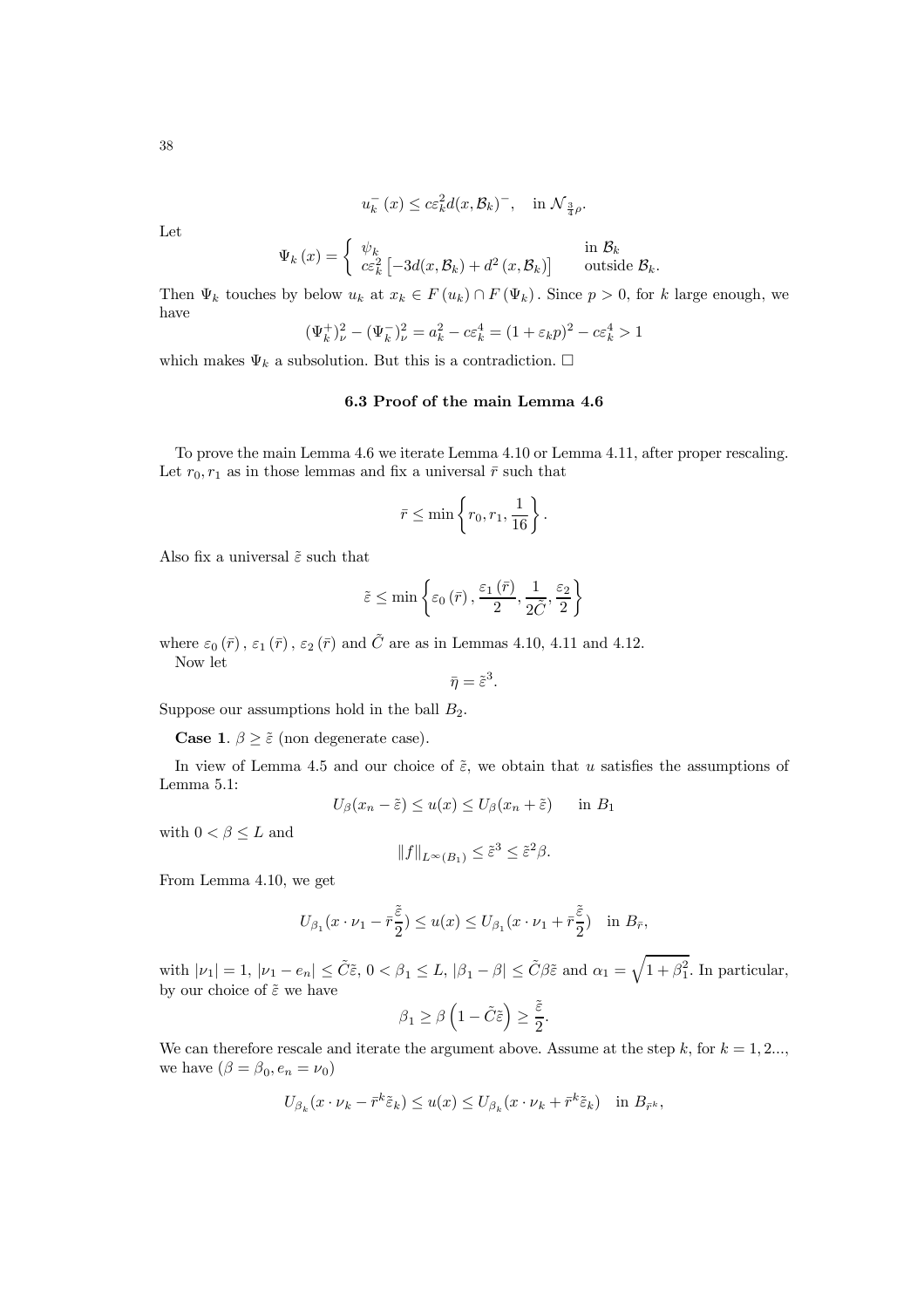$$u_k^-(x) \leq c\varepsilon_k^2 d(x, \mathcal{B}_k)^-, \quad \text{in } \mathcal{N}_{\frac{3}{4}\rho}.$$

Let

$$\Psi_k(x) = \begin{cases} \psi_k & \text{in } \mathcal{B}_k \\ c\varepsilon_k^2 \left[-3d(x, \mathcal{B}_k) + d^2(x, \mathcal{B}_k)\right] & \text{outside } \mathcal{B}_k. \end{cases}$$

Then $\Psi_k$ touches by below $u_k$ at $x_k \in F(u_k) \cap F(\Psi_k)$. Since $p > 0$, for $k$ large enough, we have

$$(\Psi_k^+)_\nu^2 - (\Psi_k^-)_\nu^2 = a_k^2 - c\varepsilon_k^4 = (1 + \varepsilon_k p)^2 - c\varepsilon_k^4 > 1$$

which makes $\Psi_k$ a subsolution. But this is a contradiction. $\square$

### 6.3 Proof of the main Lemma 4.6

To prove the main Lemma 4.6 we iterate Lemma 4.10 or Lemma 4.11, after proper rescaling. Let $r_0, r_1$ as in those lemmas and fix a universal $\bar{r}$ such that

$$\bar{r} \leq \min\left\{r_0, r_1, \frac{1}{16}\right\}.$$

Also fix a universal $\tilde{\varepsilon}$ such that

$$\tilde{\varepsilon} \leq \min\left\{\varepsilon_0(\bar{r}), \frac{\varepsilon_1(\bar{r})}{2}, \frac{1}{2\tilde{C}}, \frac{\varepsilon_2}{2}\right\}$$

where $\varepsilon_0(\bar{r})$, $\varepsilon_1(\bar{r})$, $\varepsilon_2(\bar{r})$ and $\tilde{C}$ are as in Lemmas 4.10, 4.11 and 4.12.

Now let

$$\bar{\eta} = \tilde{\varepsilon}^3.$$

Suppose our assumptions hold in the ball $B_2$.

**Case 1**. $\beta \geq \tilde{\varepsilon}$ (non degenerate case).

In view of Lemma 4.5 and our choice of $\tilde{\varepsilon}$, we obtain that $u$ satisfies the assumptions of Lemma 5.1:

$$U_\beta(x_n - \tilde{\varepsilon}) \leq u(x) \leq U_\beta(x_n + \tilde{\varepsilon}) \qquad \text{in } B_1$$

with $0 < \beta \leq L$ and

$$\|f\|_{L^\infty(B_1)} \leq \tilde{\varepsilon}^3 \leq \tilde{\varepsilon}^2\beta.$$

From Lemma 4.10, we get

$$U_{\beta_1}(x \cdot \nu_1 - \bar{r}\frac{\tilde{\varepsilon}}{2}) \leq u(x) \leq U_{\beta_1}(x \cdot \nu_1 + \bar{r}\frac{\tilde{\varepsilon}}{2}) \quad \text{in } B_{\bar{r}},$$

with $|\nu_1| = 1$, $|\nu_1 - e_n| \leq \tilde{C}\tilde{\varepsilon}$, $0 < \beta_1 \leq L$, $|\beta_1 - \beta| \leq \tilde{C}\beta\tilde{\varepsilon}$ and $\alpha_1 = \sqrt{1 + \beta_1^2}$. In particular, by our choice of $\tilde{\varepsilon}$ we have

$$\beta_1 \geq \beta\left(1 - \tilde{C}\tilde{\varepsilon}\right) \geq \frac{\tilde{\varepsilon}}{2}.$$

We can therefore rescale and iterate the argument above. Assume at the step $k$, for $k = 1, 2...$, we have $(\beta = \beta_0, e_n = \nu_0)$

$$U_{\beta_k}(x \cdot \nu_k - \bar{r}^k\tilde{\varepsilon}_k) \leq u(x) \leq U_{\beta_k}(x \cdot \nu_k + \bar{r}^k\tilde{\varepsilon}_k) \quad \text{in } B_{\bar{r}^k},$$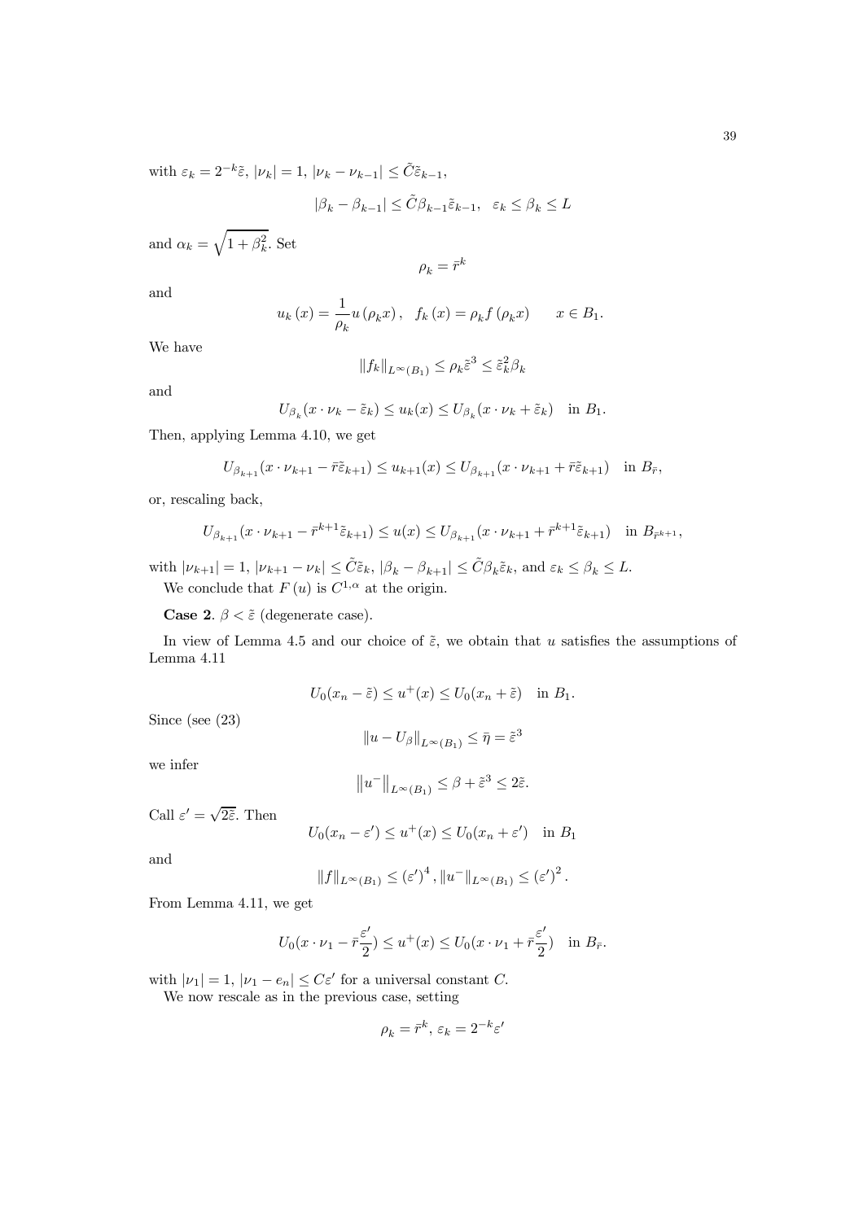with $\varepsilon_k = 2^{-k}\tilde{\varepsilon}$, $|\nu_k| = 1$, $|\nu_k - \nu_{k-1}| \leq \tilde{C}\tilde{\varepsilon}_{k-1}$,

$$|\beta_k - \beta_{k-1}| \leq \tilde{C}\beta_{k-1}\tilde{\varepsilon}_{k-1}, \quad \varepsilon_k \leq \beta_k \leq L$$

and $\alpha_k = \sqrt{1+\beta_k^2}$. Set

$$\rho_k = \bar{r}^k$$

and

$$u_k(x) = \frac{1}{\rho_k} u(\rho_k x), \quad f_k(x) = \rho_k f(\rho_k x) \qquad x \in B_1.$$

We have

$$\|f_k\|_{L^\infty(B_1)} \leq \rho_k \tilde{\varepsilon}^3 \leq \tilde{\varepsilon}_k^2 \beta_k$$

and

$$U_{\beta_k}(x\cdot\nu_k - \tilde{\varepsilon}_k) \leq u_k(x) \leq U_{\beta_k}(x\cdot\nu_k + \tilde{\varepsilon}_k) \quad \text{in } B_1.$$

Then, applying Lemma 4.10, we get

$$U_{\beta_{k+1}}(x\cdot\nu_{k+1} - \bar{r}\tilde{\varepsilon}_{k+1}) \leq u_{k+1}(x) \leq U_{\beta_{k+1}}(x\cdot\nu_{k+1} + \bar{r}\tilde{\varepsilon}_{k+1}) \quad \text{in } B_{\bar{r}},$$

or, rescaling back,

$$U_{\beta_{k+1}}(x\cdot\nu_{k+1} - \bar{r}^{k+1}\tilde{\varepsilon}_{k+1}) \leq u(x) \leq U_{\beta_{k+1}}(x\cdot\nu_{k+1} + \bar{r}^{k+1}\tilde{\varepsilon}_{k+1}) \quad \text{in } B_{\bar{r}^{k+1}},$$

with $|\nu_{k+1}| = 1$, $|\nu_{k+1} - \nu_k| \leq \tilde{C}\tilde{\varepsilon}_k$, $|\beta_k - \beta_{k+1}| \leq \tilde{C}\beta_k\tilde{\varepsilon}_k$, and $\varepsilon_k \leq \beta_k \leq L$.

We conclude that $F(u)$ is $C^{1,\alpha}$ at the origin.

**Case 2**. $\beta < \tilde{\varepsilon}$ (degenerate case).

In view of Lemma 4.5 and our choice of $\tilde{\varepsilon}$, we obtain that $u$ satisfies the assumptions of Lemma 4.11

$$U_0(x_n - \tilde{\varepsilon}) \leq u^+(x) \leq U_0(x_n + \tilde{\varepsilon}) \quad \text{in } B_1.$$

Since (see (23)

$$\|u - U_\beta\|_{L^\infty(B_1)} \leq \bar{\eta} = \tilde{\varepsilon}^3$$

we infer

$$\left\|u^-\right\|_{L^\infty(B_1)} \leq \beta + \tilde{\varepsilon}^3 \leq 2\tilde{\varepsilon}.$$

Call $\varepsilon' = \sqrt{2\tilde{\varepsilon}}$. Then

$$U_0(x_n - \varepsilon') \leq u^+(x) \leq U_0(x_n + \varepsilon') \quad \text{in } B_1$$

and

$$\|f\|_{L^\infty(B_1)} \leq (\varepsilon')^4, \|u^-\|_{L^\infty(B_1)} \leq (\varepsilon')^2.$$

From Lemma 4.11, we get

$$U_0(x\cdot\nu_1 - \bar{r}\frac{\varepsilon'}{2}) \leq u^+(x) \leq U_0(x\cdot\nu_1 + \bar{r}\frac{\varepsilon'}{2}) \quad \text{in } B_{\bar{r}}.$$

with $|\nu_1| = 1$, $|\nu_1 - e_n| \leq C\varepsilon'$ for a universal constant $C$.

We now rescale as in the previous case, setting

$$\rho_k = \bar{r}^k, \, \varepsilon_k = 2^{-k}\varepsilon'$$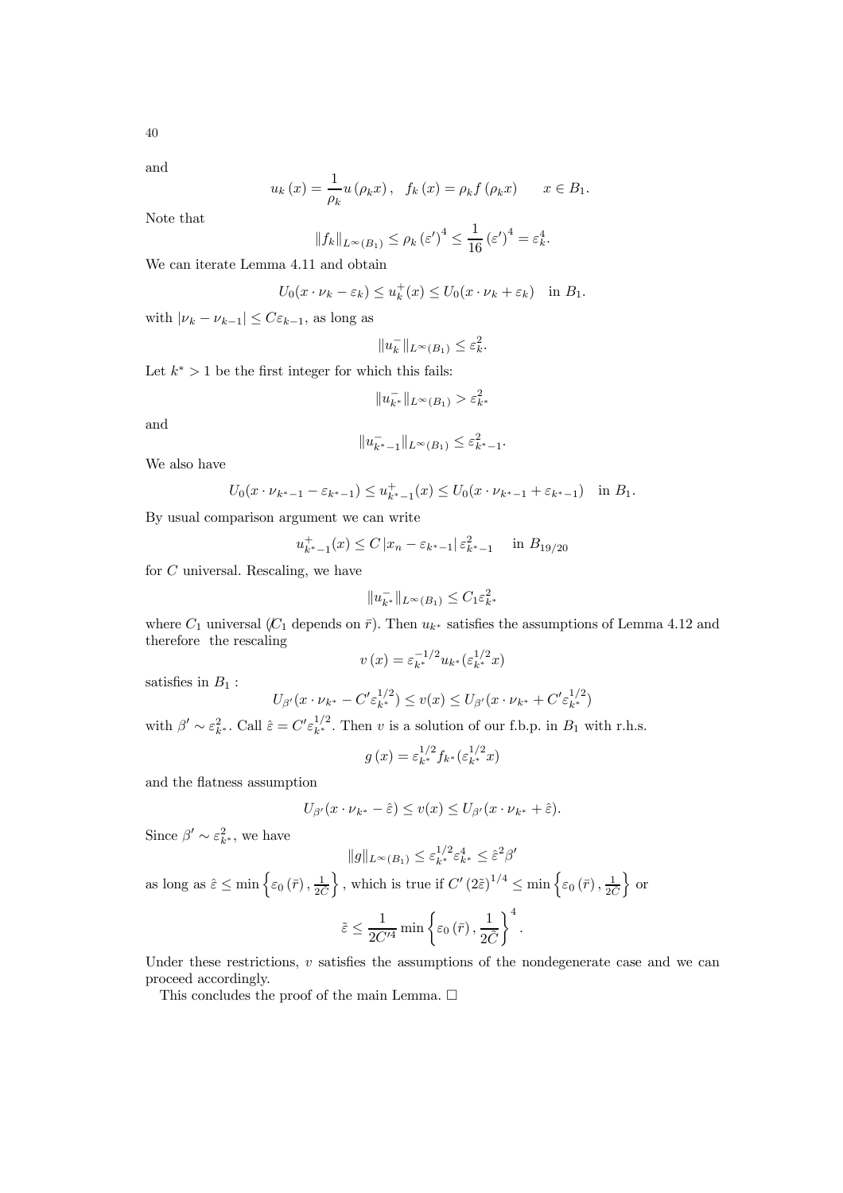and

$$u_k(x) = \frac{1}{\rho_k} u(\rho_k x), \quad f_k(x) = \rho_k f(\rho_k x) \qquad x \in B_1.$$

Note that

$$\|f_k\|_{L^\infty(B_1)} \leq \rho_k (\varepsilon')^4 \leq \frac{1}{16} (\varepsilon')^4 = \varepsilon_k^4.$$

We can iterate Lemma 4.11 and obtain

$$U_0(x \cdot \nu_k - \varepsilon_k) \leq u_k^+(x) \leq U_0(x \cdot \nu_k + \varepsilon_k) \quad \text{in } B_1.$$

with $|\nu_k - \nu_{k-1}| \leq C\varepsilon_{k-1}$, as long as

$$\|u_k^-\|_{L^\infty(B_1)} \leq \varepsilon_k^2.$$

Let $k^* > 1$ be the first integer for which this fails:

$$\|u_{k^*}^-\|_{L^\infty(B_1)} > \varepsilon_{k^*}^2$$

and

$$\|u_{k^*-1}^-\|_{L^\infty(B_1)} \leq \varepsilon_{k^*-1}^2.$$

We also have

$$U_0(x \cdot \nu_{k^*-1} - \varepsilon_{k^*-1}) \leq u_{k^*-1}^+(x) \leq U_0(x \cdot \nu_{k^*-1} + \varepsilon_{k^*-1}) \quad \text{in } B_1.$$

By usual comparison argument we can write

$$u_{k^*-1}^+(x) \leq C\,|x_n - \varepsilon_{k^*-1}|\,\varepsilon_{k^*-1}^2 \quad \text{in } B_{19/20}$$

for $C$ universal. Rescaling, we have

$$\|u_{k^*}^-\|_{L^\infty(B_1)} \leq C_1 \varepsilon_{k^*}^2$$

where $C_1$ universal ($C_1$ depends on $\bar{r}$). Then $u_{k^*}$ satisfies the assumptions of Lemma 4.12 and therefore the rescaling

$$v(x) = \varepsilon_{k^*}^{-1/2} u_{k^*}(\varepsilon_{k^*}^{1/2} x)$$

satisfies in $B_1$ :

$$U_{\beta'}(x \cdot \nu_{k^*} - C'\varepsilon_{k^*}^{1/2}) \leq v(x) \leq U_{\beta'}(x \cdot \nu_{k^*} + C'\varepsilon_{k^*}^{1/2})$$

with $\beta' \sim \varepsilon_{k^*}^2$. Call $\hat{\varepsilon} = C'\varepsilon_{k^*}^{1/2}$. Then $v$ is a solution of our f.b.p. in $B_1$ with r.h.s.

$$g(x) = \varepsilon_{k^*}^{1/2} f_{k^*}(\varepsilon_{k^*}^{1/2} x)$$

and the flatness assumption

$$U_{\beta'}(x \cdot \nu_{k^*} - \hat{\varepsilon}) \leq v(x) \leq U_{\beta'}(x \cdot \nu_{k^*} + \hat{\varepsilon}).$$

Since $\beta' \sim \varepsilon_{k^*}^2$, we have

$$\|g\|_{L^\infty(B_1)} \leq \varepsilon_{k^*}^{1/2} \varepsilon_{k^*}^4 \leq \hat{\varepsilon}^2 \beta'$$

as long as $\hat{\varepsilon} \leq \min\left\{\varepsilon_0(\bar{r}), \frac{1}{2\bar{C}}\right\}$, which is true if $C'(2\tilde{\varepsilon})^{1/4} \leq \min\left\{\varepsilon_0(\bar{r}), \frac{1}{2\bar{C}}\right\}$ or

$$\tilde{\varepsilon} \leq \frac{1}{2C'^4} \min\left\{\varepsilon_0(\bar{r}), \frac{1}{2\bar{C}}\right\}^4.$$

Under these restrictions, $v$ satisfies the assumptions of the nondegenerate case and we can proceed accordingly.

This concludes the proof of the main Lemma. $\square$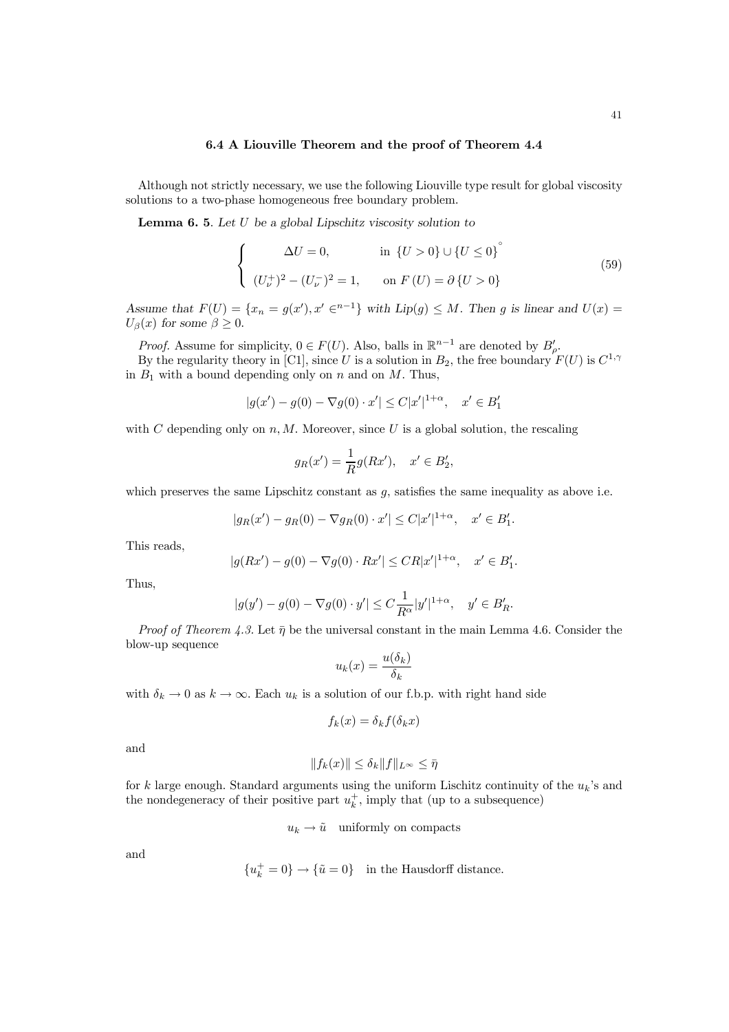### 6.4 A Liouville Theorem and the proof of Theorem 4.4

Although not strictly necessary, we use the following Liouville type result for global viscosity solutions to a two-phase homogeneous free boundary problem.

**Lemma 6. 5**. *Let $U$ be a global Lipschitz viscosity solution to*

$$\left\{ \begin{array}{ll} \Delta U = 0, & \text{in } \{U > 0\} \cup \{U \le 0\}^{\circ} \\ \\ (U_\nu^+)^2 - (U_\nu^-)^2 = 1, & \text{on } F(U) = \partial \{U > 0\} \end{array} \right. \tag{59}$$

*Assume that $F(U) = \{x_n = g(x'), x' \in^{n-1}\}$ with $Lip(g) \le M$. Then $g$ is linear and $U(x) = U_\beta(x)$ for some $\beta \ge 0$.*

*Proof.* Assume for simplicity, $0 \in F(U)$. Also, balls in $\mathbb{R}^{n-1}$ are denoted by $B'_\rho$.

By the regularity theory in [C1], since $U$ is a solution in $B_2$, the free boundary $F(U)$ is $C^{1,\gamma}$ in $B_1$ with a bound depending only on $n$ and on $M$. Thus,

$$|g(x') - g(0) - \nabla g(0) \cdot x'| \le C|x'|^{1+\alpha}, \quad x' \in B'_1$$

with $C$ depending only on $n, M$. Moreover, since $U$ is a global solution, the rescaling

$$g_R(x') = \frac{1}{R} g(Rx'), \quad x' \in B'_2,$$

which preserves the same Lipschitz constant as $g$, satisfies the same inequality as above i.e.

$$|g_R(x') - g_R(0) - \nabla g_R(0) \cdot x'| \le C|x'|^{1+\alpha}, \quad x' \in B'_1.$$

This reads,

$$|g(Rx') - g(0) - \nabla g(0) \cdot Rx'| \le CR|x'|^{1+\alpha}, \quad x' \in B'_1.$$

Thus,

$$|g(y') - g(0) - \nabla g(0) \cdot y'| \le C\frac{1}{R^\alpha}|y'|^{1+\alpha}, \quad y' \in B'_R.$$

*Proof of Theorem 4.3.* Let $\bar{\eta}$ be the universal constant in the main Lemma 4.6. Consider the blow-up sequence

$$u_k(x) = \frac{u(\delta_k)}{\delta_k}$$

with $\delta_k \to 0$ as $k \to \infty$. Each $u_k$ is a solution of our f.b.p. with right hand side

$$f_k(x) = \delta_k f(\delta_k x)$$

and

$$\|f_k(x)\| \le \delta_k \|f\|_{L^\infty} \le \bar{\eta}$$

for $k$ large enough. Standard arguments using the uniform Lischitz continuity of the $u_k$'s and the nondegeneracy of their positive part $u_k^+$, imply that (up to a subsequence)

$$u_k \to \tilde{u} \quad \text{uniformly on compacts}$$

and

$$\{u_k^+ = 0\} \to \{\tilde{u} = 0\} \quad \text{in the Hausdorff distance.}$$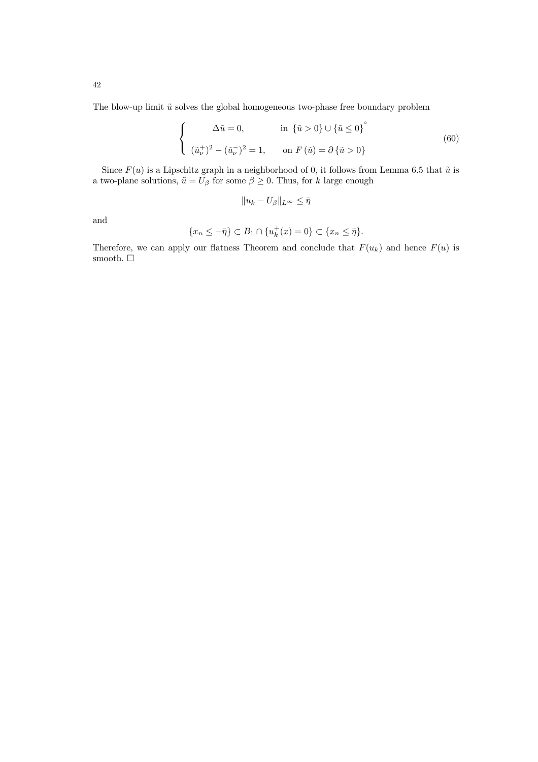The blow-up limit $\tilde{u}$ solves the global homogeneous two-phase free boundary problem

$$
\begin{cases}
\Delta \tilde{u} = 0, & \text{in } \{\tilde{u} > 0\} \cup \{\tilde{u} \leq 0\}^{\circ} \\
(\tilde{u}_\nu^+)^2 - (\tilde{u}_\nu^-)^2 = 1, & \text{on } F(\tilde{u}) = \partial \{\tilde{u} > 0\}
\end{cases}
\tag{60}
$$

Since $F(u)$ is a Lipschitz graph in a neighborhood of 0, it follows from Lemma 6.5 that $\tilde{u}$ is a two-plane solutions, $\tilde{u} = U_\beta$ for some $\beta \geq 0$. Thus, for $k$ large enough

$$
\|u_k - U_\beta\|_{L^\infty} \leq \bar{\eta}
$$

and

$$
\{x_n \leq -\bar{\eta}\} \subset B_1 \cap \{u_k^+(x) = 0\} \subset \{x_n \leq \bar{\eta}\}.
$$

Therefore, we can apply our flatness Theorem and conclude that $F(u_k)$ and hence $F(u)$ is smooth. $\square$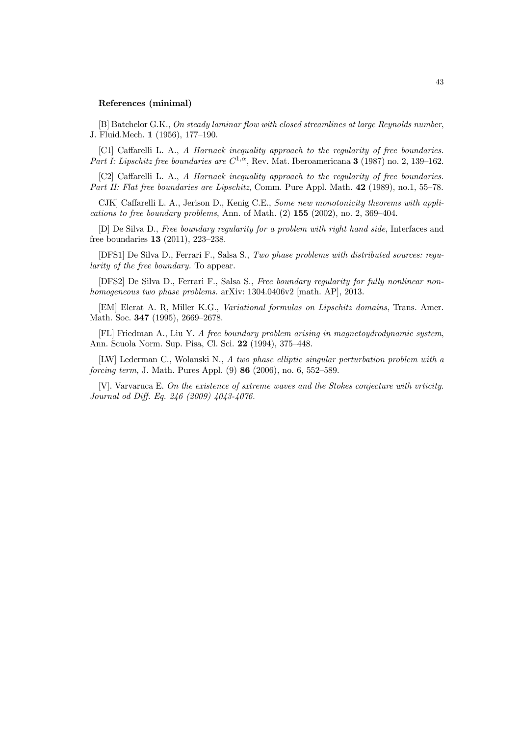**References (minimal)**

[B] Batchelor G.K., *On steady laminar flow with closed streamlines at large Reynolds number*, J. Fluid.Mech. **1** (1956), 177–190.

[C1] Caffarelli L. A., *A Harnack inequality approach to the regularity of free boundaries. Part I: Lipschitz free boundaries are $C^{1,\alpha}$*, Rev. Mat. Iberoamericana **3** (1987) no. 2, 139–162.

[C2] Caffarelli L. A., *A Harnack inequality approach to the regularity of free boundaries. Part II: Flat free boundaries are Lipschitz*, Comm. Pure Appl. Math. **42** (1989), no.1, 55–78.

CJK] Caffarelli L. A., Jerison D., Kenig C.E., *Some new monotonicity theorems with applications to free boundary problems*, Ann. of Math. (2) **155** (2002), no. 2, 369–404.

[D] De Silva D., *Free boundary regularity for a problem with right hand side*, Interfaces and free boundaries **13** (2011), 223–238.

[DFS1] De Silva D., Ferrari F., Salsa S., *Two phase problems with distributed sources: regularity of the free boundary.* To appear.

[DFS2] De Silva D., Ferrari F., Salsa S., *Free boundary regularity for fully nonlinear nonhomogeneous two phase problems.* arXiv: 1304.0406v2 [math. AP], 2013.

[EM] Elcrat A. R, Miller K.G., *Variational formulas on Lipschitz domains*, Trans. Amer. Math. Soc. **347** (1995), 2669–2678.

[FL] Friedman A., Liu Y. *A free boundary problem arising in magnetoydrodynamic system*, Ann. Scuola Norm. Sup. Pisa, Cl. Sci. **22** (1994), 375–448.

[LW] Lederman C., Wolanski N., *A two phase elliptic singular perturbation problem with a forcing term,* J. Math. Pures Appl. (9) **86** (2006), no. 6, 552–589.

[V]. Varvaruca E. *On the existence of sxtreme waves and the Stokes conjecture with vrticity. Journal od Diff. Eq. 246 (2009) 4043-4076.*